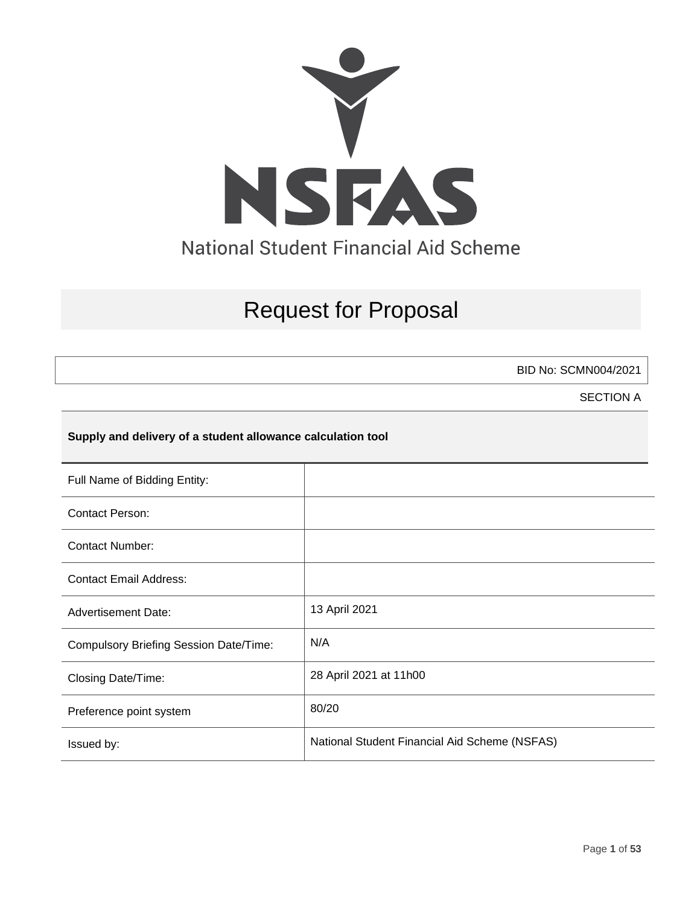NSFAS

National Student Financial Aid Scheme

# Request for Proposal

BID No: SCMN004/2021

SECTION A

**Supply and delivery of a student allowance calculation tool**

| | |
|---|---|
| Full Name of Bidding Entity: | |
| Contact Person: | |
| Contact Number: | |
| Contact Email Address: | |
| Advertisement Date: | 13 April 2021 |
| Compulsory Briefing Session Date/Time: | N/A |
| Closing Date/Time: | 28 April 2021 at 11h00 |
| Preference point system | 80/20 |
| Issued by: | National Student Financial Aid Scheme (NSFAS) |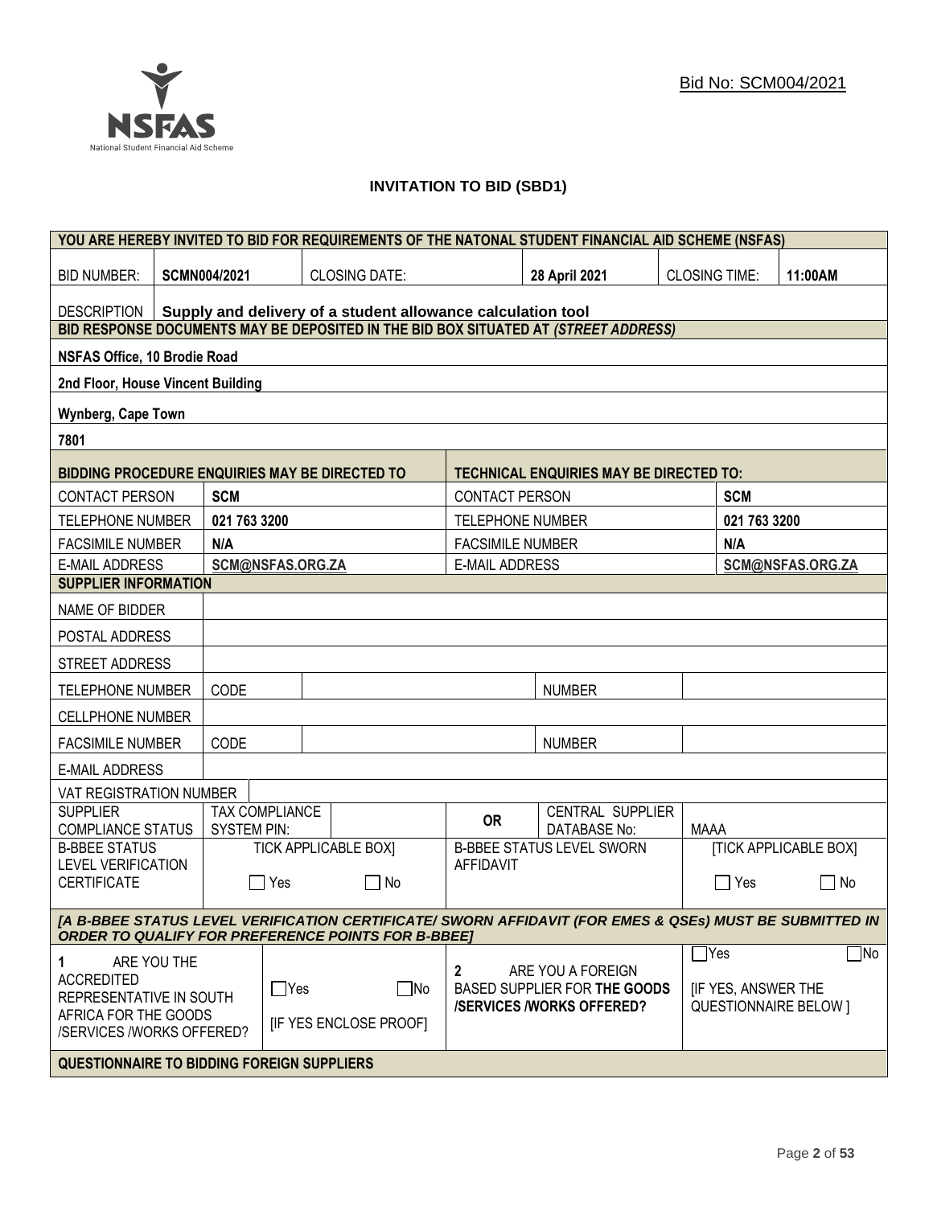Bid No: SCM004/2021

# INVITATION TO BID (SBD1)

| YOU ARE HEREBY INVITED TO BID FOR REQUIREMENTS OF THE NATONAL STUDENT FINANCIAL AID SCHEME (NSFAS) | | | | | |
|---|---|---|---|---|---|
| BID NUMBER: | **SCMN004/2021** | CLOSING DATE: | **28 April 2021** | CLOSING TIME: | **11:00AM** |
| DESCRIPTION | **Supply and delivery of a student allowance calculation tool** | | | | |

| BID RESPONSE DOCUMENTS MAY BE DEPOSITED IN THE BID BOX SITUATED AT *(STREET ADDRESS)* |
|---|
| **NSFAS Office, 10 Brodie Road** |
| **2nd Floor, House Vincent Building** |
| **Wynberg, Cape Town** |
| **7801** |

| BIDDING PROCEDURE ENQUIRIES MAY BE DIRECTED TO | | TECHNICAL ENQUIRIES MAY BE DIRECTED TO: | |
|---|---|---|---|
| CONTACT PERSON | **SCM** | CONTACT PERSON | **SCM** |
| TELEPHONE NUMBER | **021 763 3200** | TELEPHONE NUMBER | **021 763 3200** |
| FACSIMILE NUMBER | **N/A** | FACSIMILE NUMBER | **N/A** |
| E-MAIL ADDRESS | **SCM@NSFAS.ORG.ZA** | E-MAIL ADDRESS | **SCM@NSFAS.ORG.ZA** |

| SUPPLIER INFORMATION | | | | |
|---|---|---|---|---|
| NAME OF BIDDER | | | | |
| POSTAL ADDRESS | | | | |
| STREET ADDRESS | | | | |
| TELEPHONE NUMBER | CODE | | NUMBER | |
| CELLPHONE NUMBER | | | | |
| FACSIMILE NUMBER | CODE | | NUMBER | |
| E-MAIL ADDRESS | | | | |
| VAT REGISTRATION NUMBER | | | | |
| SUPPLIER COMPLIANCE STATUS | TAX COMPLIANCE SYSTEM PIN: | **OR** | CENTRAL SUPPLIER DATABASE No: | MAAA |
| B-BBEE STATUS LEVEL VERIFICATION CERTIFICATE | TICK APPLICABLE BOX] ☐ Yes ☐ No | B-BBEE STATUS LEVEL SWORN AFFIDAVIT | | [TICK APPLICABLE BOX] ☐ Yes ☐ No |

***[A B-BBEE STATUS LEVEL VERIFICATION CERTIFICATE/ SWORN AFFIDAVIT (FOR EMES & QSEs) MUST BE SUBMITTED IN ORDER TO QUALIFY FOR PREFERENCE POINTS FOR B-BBEE]***

| | | | |
|---|---|---|---|
| **1** ARE YOU THE ACCREDITED REPRESENTATIVE IN SOUTH AFRICA FOR THE GOODS /SERVICES /WORKS OFFERED? | ☐Yes ☐No [IF YES ENCLOSE PROOF] | **2** ARE YOU A FOREIGN BASED SUPPLIER FOR **THE GOODS /SERVICES /WORKS OFFERED?** | ☐Yes ☐No [IF YES, ANSWER THE QUESTIONNAIRE BELOW ] |

**QUESTIONNAIRE TO BIDDING FOREIGN SUPPLIERS**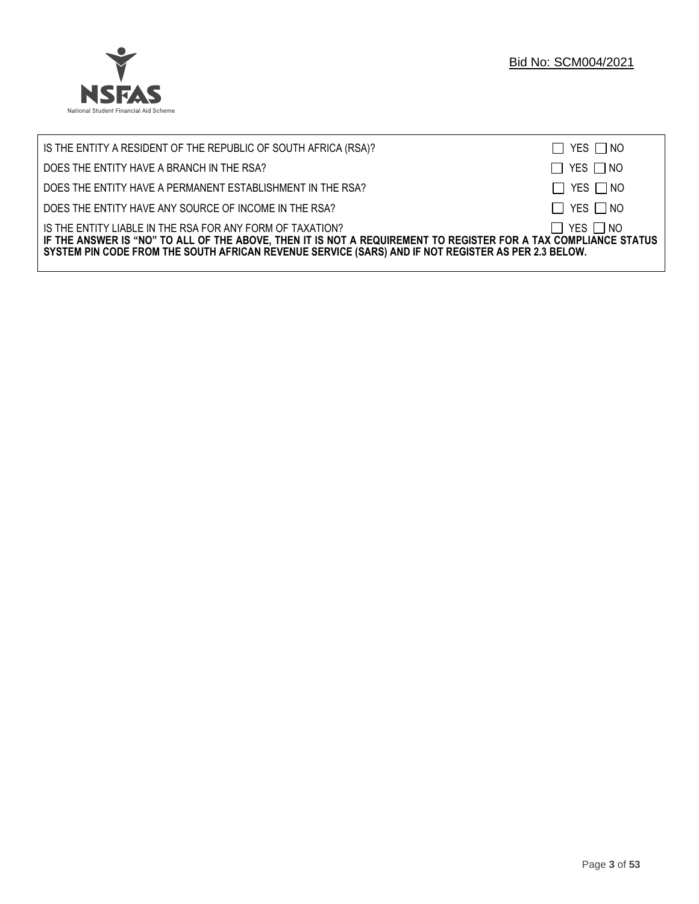| | |
|---|---|
| IS THE ENTITY A RESIDENT OF THE REPUBLIC OF SOUTH AFRICA (RSA)? | ☐ YES ☐ NO |
| DOES THE ENTITY HAVE A BRANCH IN THE RSA? | ☐ YES ☐ NO |
| DOES THE ENTITY HAVE A PERMANENT ESTABLISHMENT IN THE RSA? | ☐ YES ☐ NO |
| DOES THE ENTITY HAVE ANY SOURCE OF INCOME IN THE RSA? | ☐ YES ☐ NO |
| IS THE ENTITY LIABLE IN THE RSA FOR ANY FORM OF TAXATION? | ☐ YES ☐ NO |

**IF THE ANSWER IS "NO" TO ALL OF THE ABOVE, THEN IT IS NOT A REQUIREMENT TO REGISTER FOR A TAX COMPLIANCE STATUS SYSTEM PIN CODE FROM THE SOUTH AFRICAN REVENUE SERVICE (SARS) AND IF NOT REGISTER AS PER 2.3 BELOW.**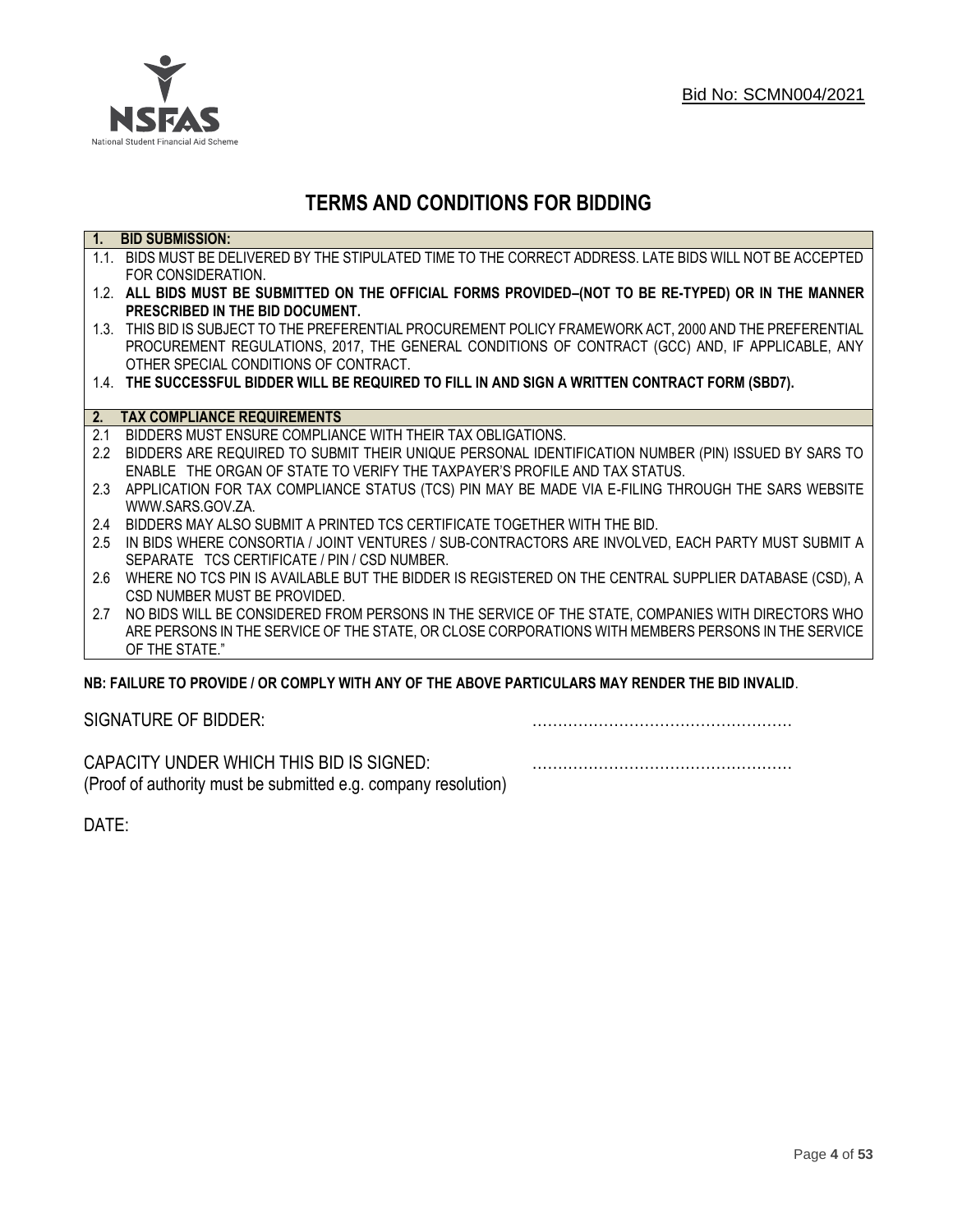Bid No: SCMN004/2021

# TERMS AND CONDITIONS FOR BIDDING

**1. BID SUBMISSION:**

1.1. BIDS MUST BE DELIVERED BY THE STIPULATED TIME TO THE CORRECT ADDRESS. LATE BIDS WILL NOT BE ACCEPTED FOR CONSIDERATION.

1.2. **ALL BIDS MUST BE SUBMITTED ON THE OFFICIAL FORMS PROVIDED–(NOT TO BE RE-TYPED) OR IN THE MANNER PRESCRIBED IN THE BID DOCUMENT.**

1.3. THIS BID IS SUBJECT TO THE PREFERENTIAL PROCUREMENT POLICY FRAMEWORK ACT, 2000 AND THE PREFERENTIAL PROCUREMENT REGULATIONS, 2017, THE GENERAL CONDITIONS OF CONTRACT (GCC) AND, IF APPLICABLE, ANY OTHER SPECIAL CONDITIONS OF CONTRACT.

1.4. **THE SUCCESSFUL BIDDER WILL BE REQUIRED TO FILL IN AND SIGN A WRITTEN CONTRACT FORM (SBD7).**

**2. TAX COMPLIANCE REQUIREMENTS**

2.1 BIDDERS MUST ENSURE COMPLIANCE WITH THEIR TAX OBLIGATIONS.

2.2 BIDDERS ARE REQUIRED TO SUBMIT THEIR UNIQUE PERSONAL IDENTIFICATION NUMBER (PIN) ISSUED BY SARS TO ENABLE THE ORGAN OF STATE TO VERIFY THE TAXPAYER'S PROFILE AND TAX STATUS.

2.3 APPLICATION FOR TAX COMPLIANCE STATUS (TCS) PIN MAY BE MADE VIA E-FILING THROUGH THE SARS WEBSITE WWW.SARS.GOV.ZA.

2.4 BIDDERS MAY ALSO SUBMIT A PRINTED TCS CERTIFICATE TOGETHER WITH THE BID.

2.5 IN BIDS WHERE CONSORTIA / JOINT VENTURES / SUB-CONTRACTORS ARE INVOLVED, EACH PARTY MUST SUBMIT A SEPARATE TCS CERTIFICATE / PIN / CSD NUMBER.

2.6 WHERE NO TCS PIN IS AVAILABLE BUT THE BIDDER IS REGISTERED ON THE CENTRAL SUPPLIER DATABASE (CSD), A CSD NUMBER MUST BE PROVIDED.

2.7 NO BIDS WILL BE CONSIDERED FROM PERSONS IN THE SERVICE OF THE STATE, COMPANIES WITH DIRECTORS WHO ARE PERSONS IN THE SERVICE OF THE STATE, OR CLOSE CORPORATIONS WITH MEMBERS PERSONS IN THE SERVICE OF THE STATE."

**NB: FAILURE TO PROVIDE / OR COMPLY WITH ANY OF THE ABOVE PARTICULARS MAY RENDER THE BID INVALID**.

SIGNATURE OF BIDDER: ……………………………………………

CAPACITY UNDER WHICH THIS BID IS SIGNED: ……………………………………………
(Proof of authority must be submitted e.g. company resolution)

DATE: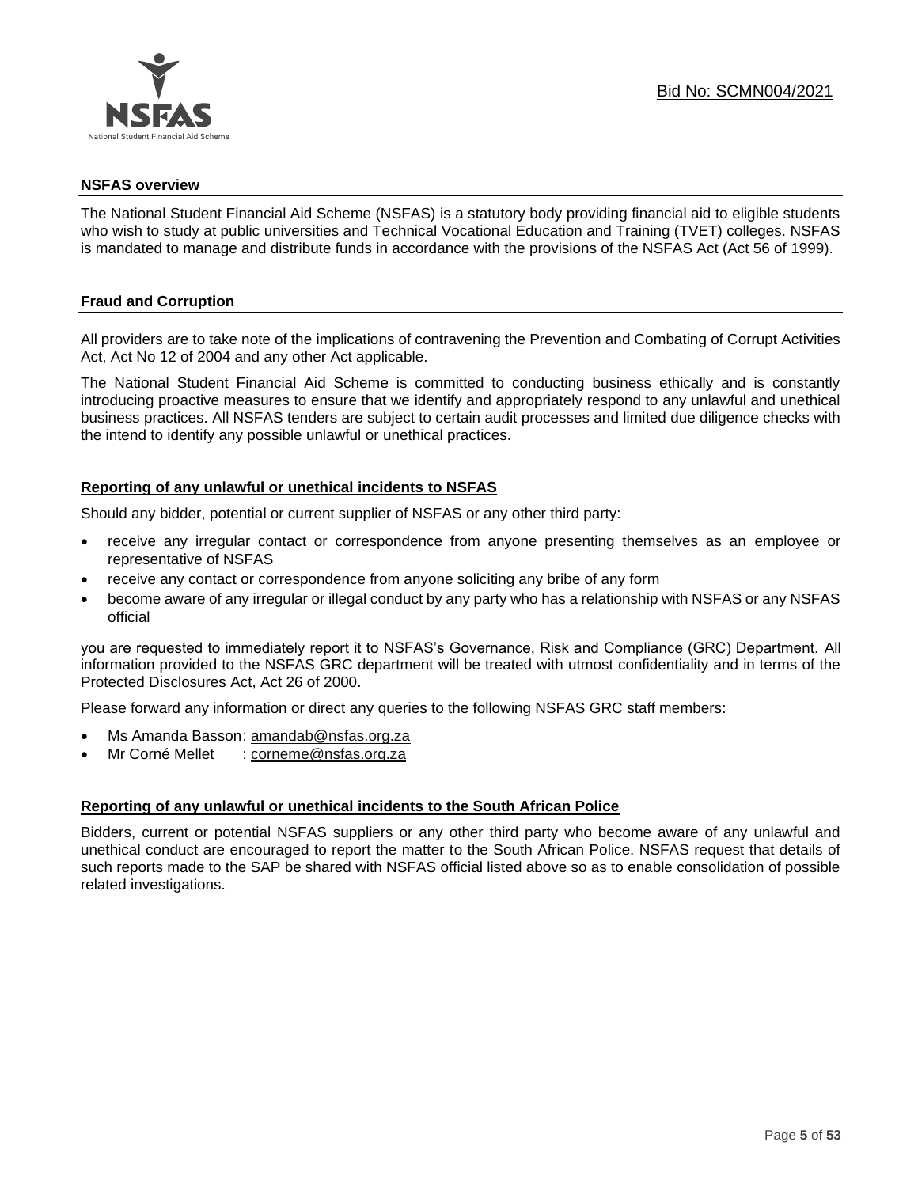## NSFAS overview

The National Student Financial Aid Scheme (NSFAS) is a statutory body providing financial aid to eligible students who wish to study at public universities and Technical Vocational Education and Training (TVET) colleges. NSFAS is mandated to manage and distribute funds in accordance with the provisions of the NSFAS Act (Act 56 of 1999).

## Fraud and Corruption

All providers are to take note of the implications of contravening the Prevention and Combating of Corrupt Activities Act, Act No 12 of 2004 and any other Act applicable.

The National Student Financial Aid Scheme is committed to conducting business ethically and is constantly introducing proactive measures to ensure that we identify and appropriately respond to any unlawful and unethical business practices. All NSFAS tenders are subject to certain audit processes and limited due diligence checks with the intend to identify any possible unlawful or unethical practices.

### Reporting of any unlawful or unethical incidents to NSFAS

Should any bidder, potential or current supplier of NSFAS or any other third party:

- receive any irregular contact or correspondence from anyone presenting themselves as an employee or representative of NSFAS
- receive any contact or correspondence from anyone soliciting any bribe of any form
- become aware of any irregular or illegal conduct by any party who has a relationship with NSFAS or any NSFAS official

you are requested to immediately report it to NSFAS's Governance, Risk and Compliance (GRC) Department. All information provided to the NSFAS GRC department will be treated with utmost confidentiality and in terms of the Protected Disclosures Act, Act 26 of 2000.

Please forward any information or direct any queries to the following NSFAS GRC staff members:

- Ms Amanda Basson: amandab@nsfas.org.za
- Mr Corné Mellet : corneme@nsfas.org.za

### Reporting of any unlawful or unethical incidents to the South African Police

Bidders, current or potential NSFAS suppliers or any other third party who become aware of any unlawful and unethical conduct are encouraged to report the matter to the South African Police. NSFAS request that details of such reports made to the SAP be shared with NSFAS official listed above so as to enable consolidation of possible related investigations.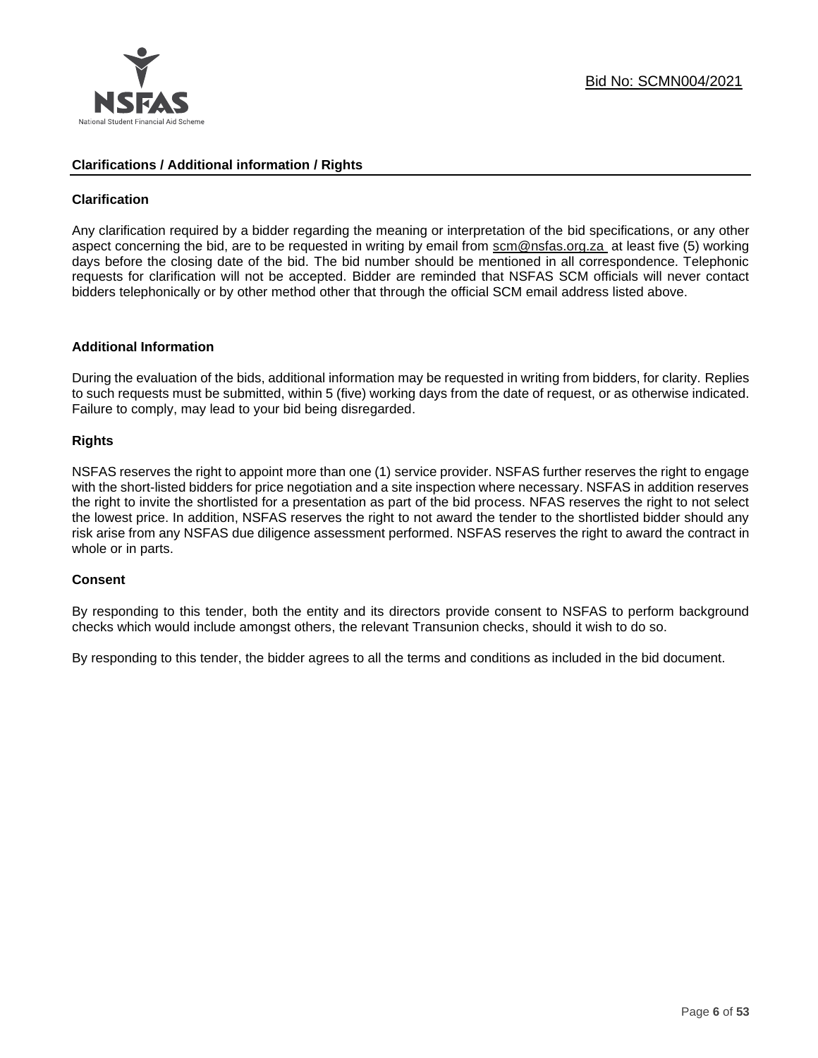## Clarifications / Additional information / Rights

### Clarification

Any clarification required by a bidder regarding the meaning or interpretation of the bid specifications, or any other aspect concerning the bid, are to be requested in writing by email from scm@nsfas.org.za at least five (5) working days before the closing date of the bid. The bid number should be mentioned in all correspondence. Telephonic requests for clarification will not be accepted. Bidder are reminded that NSFAS SCM officials will never contact bidders telephonically or by other method other that through the official SCM email address listed above.

### Additional Information

During the evaluation of the bids, additional information may be requested in writing from bidders, for clarity. Replies to such requests must be submitted, within 5 (five) working days from the date of request, or as otherwise indicated. Failure to comply, may lead to your bid being disregarded.

### Rights

NSFAS reserves the right to appoint more than one (1) service provider. NSFAS further reserves the right to engage with the short-listed bidders for price negotiation and a site inspection where necessary. NSFAS in addition reserves the right to invite the shortlisted for a presentation as part of the bid process. NFAS reserves the right to not select the lowest price. In addition, NSFAS reserves the right to not award the tender to the shortlisted bidder should any risk arise from any NSFAS due diligence assessment performed. NSFAS reserves the right to award the contract in whole or in parts.

### Consent

By responding to this tender, both the entity and its directors provide consent to NSFAS to perform background checks which would include amongst others, the relevant Transunion checks, should it wish to do so.

By responding to this tender, the bidder agrees to all the terms and conditions as included in the bid document.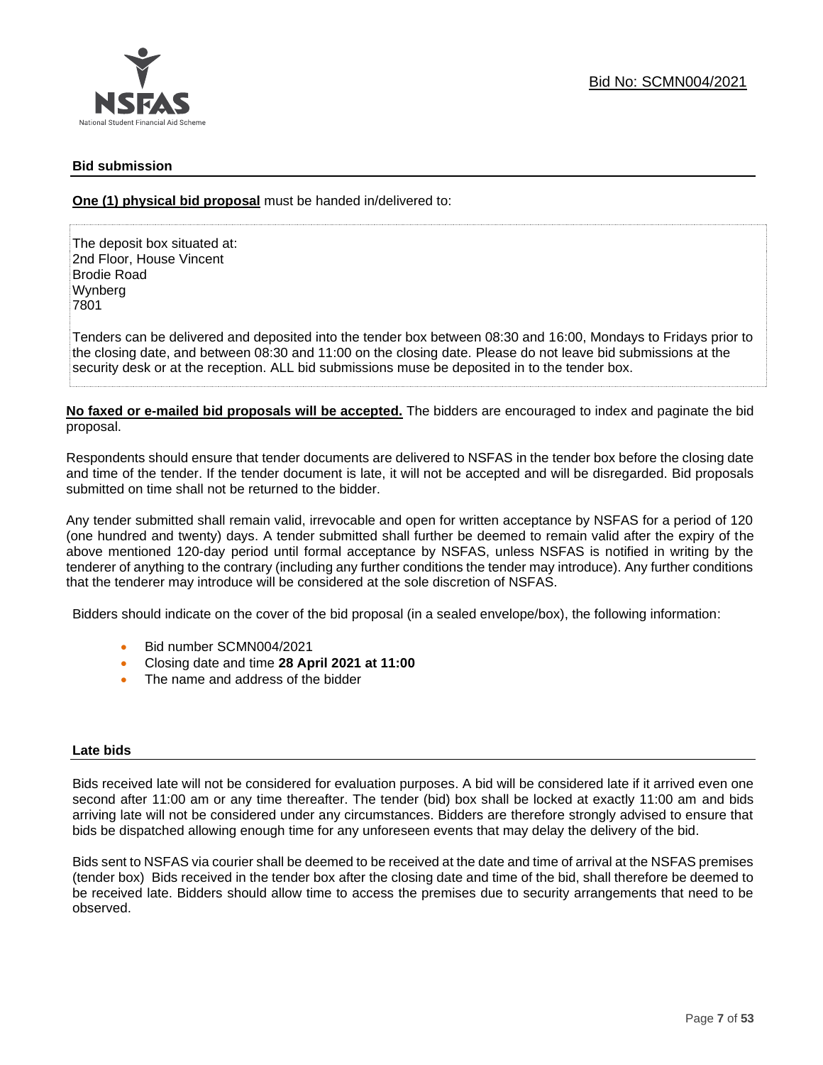## Bid submission

**One (1) physical bid proposal** must be handed in/delivered to:

The deposit box situated at:
2nd Floor, House Vincent
Brodie Road
Wynberg
7801

Tenders can be delivered and deposited into the tender box between 08:30 and 16:00, Mondays to Fridays prior to the closing date, and between 08:30 and 11:00 on the closing date. Please do not leave bid submissions at the security desk or at the reception. ALL bid submissions muse be deposited in to the tender box.

**No faxed or e-mailed bid proposals will be accepted.** The bidders are encouraged to index and paginate the bid proposal.

Respondents should ensure that tender documents are delivered to NSFAS in the tender box before the closing date and time of the tender. If the tender document is late, it will not be accepted and will be disregarded. Bid proposals submitted on time shall not be returned to the bidder.

Any tender submitted shall remain valid, irrevocable and open for written acceptance by NSFAS for a period of 120 (one hundred and twenty) days. A tender submitted shall further be deemed to remain valid after the expiry of the above mentioned 120-day period until formal acceptance by NSFAS, unless NSFAS is notified in writing by the tenderer of anything to the contrary (including any further conditions the tender may introduce). Any further conditions that the tenderer may introduce will be considered at the sole discretion of NSFAS.

Bidders should indicate on the cover of the bid proposal (in a sealed envelope/box), the following information:

- Bid number SCMN004/2021
- Closing date and time **28 April 2021 at 11:00**
- The name and address of the bidder

## Late bids

Bids received late will not be considered for evaluation purposes. A bid will be considered late if it arrived even one second after 11:00 am or any time thereafter. The tender (bid) box shall be locked at exactly 11:00 am and bids arriving late will not be considered under any circumstances. Bidders are therefore strongly advised to ensure that bids be dispatched allowing enough time for any unforeseen events that may delay the delivery of the bid.

Bids sent to NSFAS via courier shall be deemed to be received at the date and time of arrival at the NSFAS premises (tender box) Bids received in the tender box after the closing date and time of the bid, shall therefore be deemed to be received late. Bidders should allow time to access the premises due to security arrangements that need to be observed.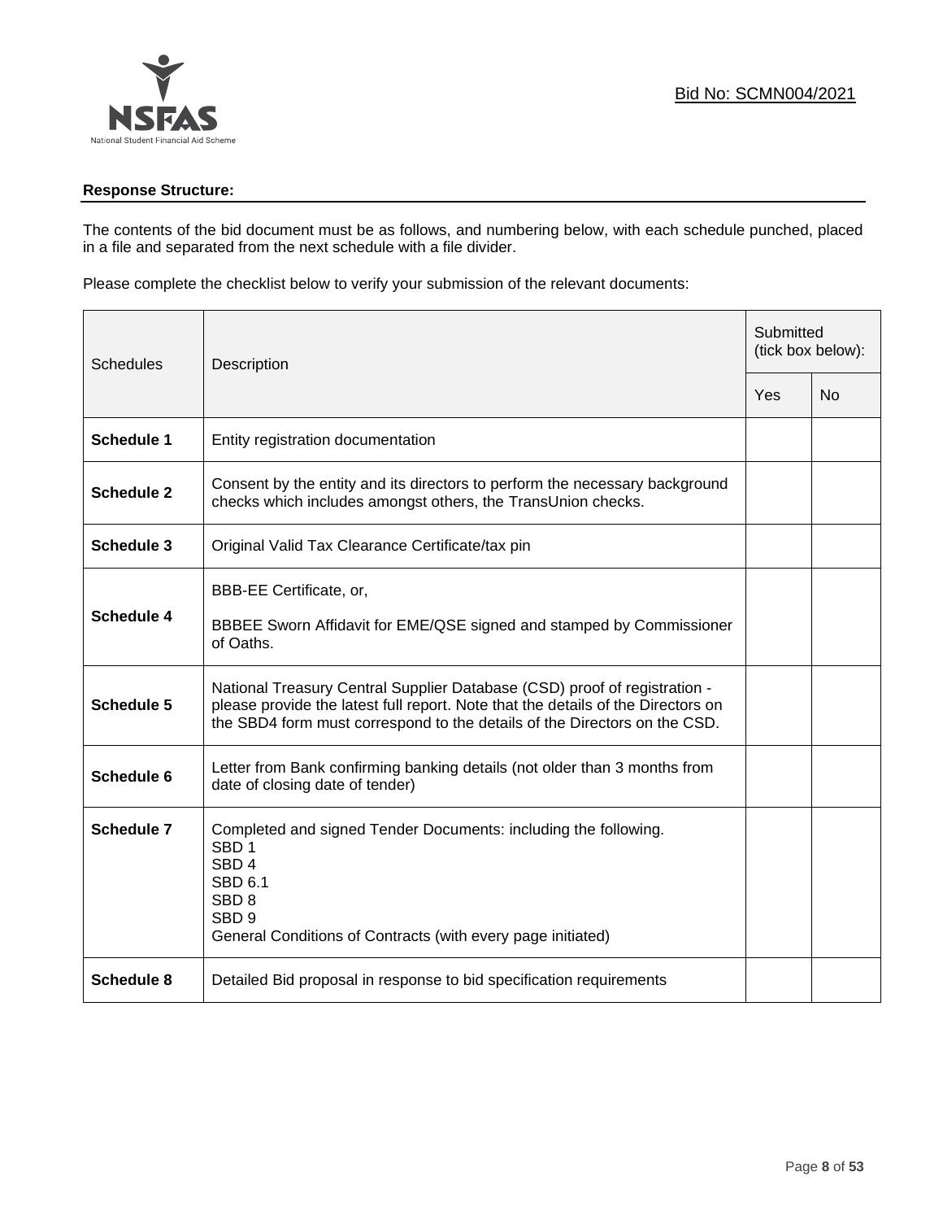Bid No: SCMN004/2021

**Response Structure:**

The contents of the bid document must be as follows, and numbering below, with each schedule punched, placed in a file and separated from the next schedule with a file divider.

Please complete the checklist below to verify your submission of the relevant documents:

| Schedules | Description | Submitted (tick box below): | |
|---|---|---|---|
| | | Yes | No |
| **Schedule 1** | Entity registration documentation | | |
| **Schedule 2** | Consent by the entity and its directors to perform the necessary background checks which includes amongst others, the TransUnion checks. | | |
| **Schedule 3** | Original Valid Tax Clearance Certificate/tax pin | | |
| **Schedule 4** | BBB-EE Certificate, or,<br><br>BBBEE Sworn Affidavit for EME/QSE signed and stamped by Commissioner of Oaths. | | |
| **Schedule 5** | National Treasury Central Supplier Database (CSD) proof of registration - please provide the latest full report. Note that the details of the Directors on the SBD4 form must correspond to the details of the Directors on the CSD. | | |
| **Schedule 6** | Letter from Bank confirming banking details (not older than 3 months from date of closing date of tender) | | |
| **Schedule 7** | Completed and signed Tender Documents: including the following.<br>SBD 1<br>SBD 4<br>SBD 6.1<br>SBD 8<br>SBD 9<br>General Conditions of Contracts (with every page initiated) | | |
| **Schedule 8** | Detailed Bid proposal in response to bid specification requirements | | |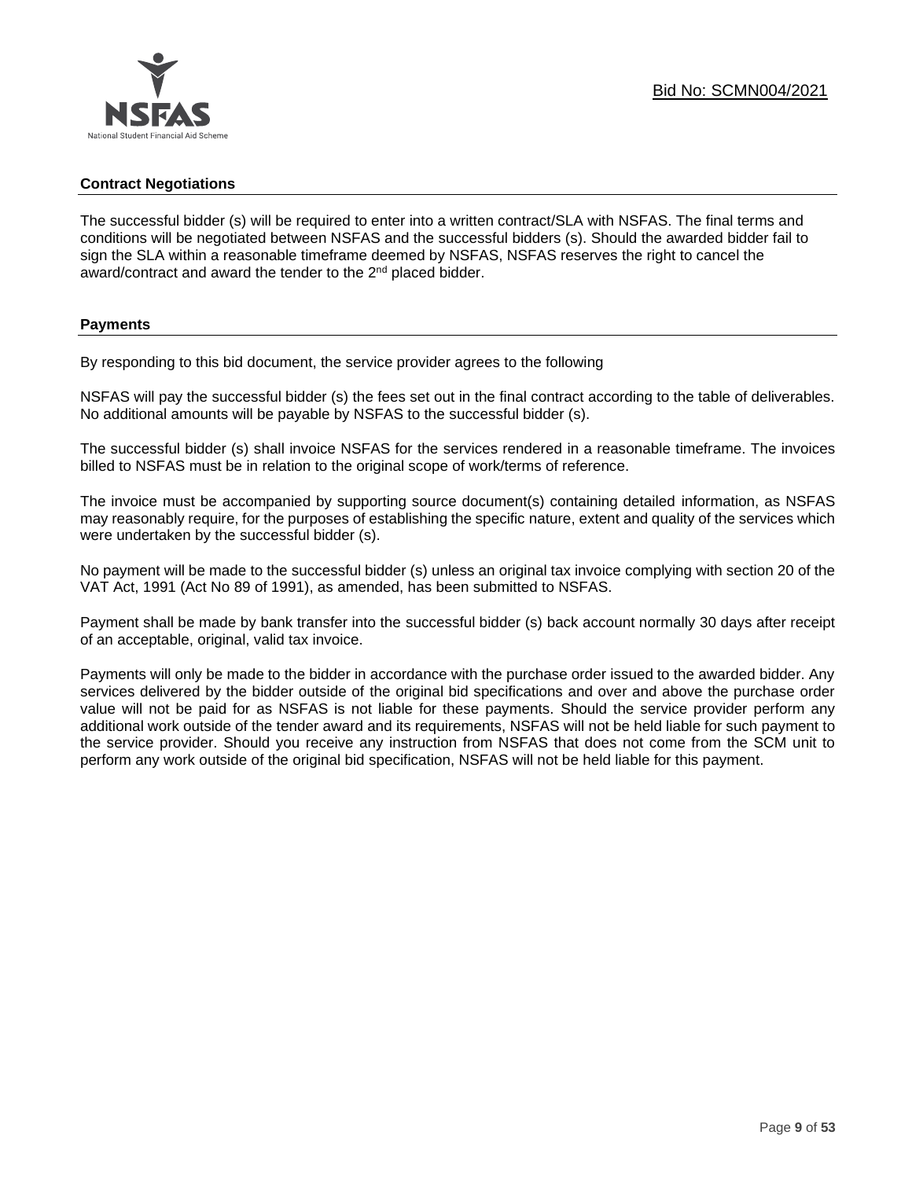## Contract Negotiations

The successful bidder (s) will be required to enter into a written contract/SLA with NSFAS. The final terms and conditions will be negotiated between NSFAS and the successful bidders (s). Should the awarded bidder fail to sign the SLA within a reasonable timeframe deemed by NSFAS, NSFAS reserves the right to cancel the award/contract and award the tender to the 2nd placed bidder.

## Payments

By responding to this bid document, the service provider agrees to the following

NSFAS will pay the successful bidder (s) the fees set out in the final contract according to the table of deliverables. No additional amounts will be payable by NSFAS to the successful bidder (s).

The successful bidder (s) shall invoice NSFAS for the services rendered in a reasonable timeframe. The invoices billed to NSFAS must be in relation to the original scope of work/terms of reference.

The invoice must be accompanied by supporting source document(s) containing detailed information, as NSFAS may reasonably require, for the purposes of establishing the specific nature, extent and quality of the services which were undertaken by the successful bidder (s).

No payment will be made to the successful bidder (s) unless an original tax invoice complying with section 20 of the VAT Act, 1991 (Act No 89 of 1991), as amended, has been submitted to NSFAS.

Payment shall be made by bank transfer into the successful bidder (s) back account normally 30 days after receipt of an acceptable, original, valid tax invoice.

Payments will only be made to the bidder in accordance with the purchase order issued to the awarded bidder. Any services delivered by the bidder outside of the original bid specifications and over and above the purchase order value will not be paid for as NSFAS is not liable for these payments. Should the service provider perform any additional work outside of the tender award and its requirements, NSFAS will not be held liable for such payment to the service provider. Should you receive any instruction from NSFAS that does not come from the SCM unit to perform any work outside of the original bid specification, NSFAS will not be held liable for this payment.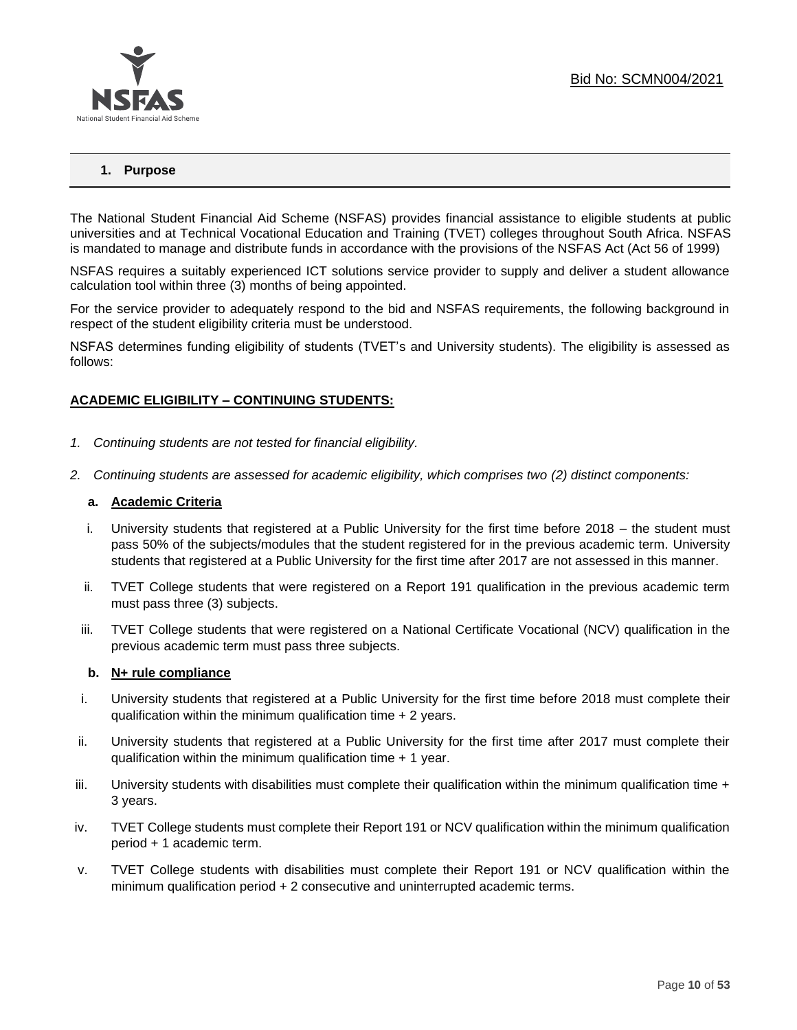## 1. Purpose

The National Student Financial Aid Scheme (NSFAS) provides financial assistance to eligible students at public universities and at Technical Vocational Education and Training (TVET) colleges throughout South Africa. NSFAS is mandated to manage and distribute funds in accordance with the provisions of the NSFAS Act (Act 56 of 1999)

NSFAS requires a suitably experienced ICT solutions service provider to supply and deliver a student allowance calculation tool within three (3) months of being appointed.

For the service provider to adequately respond to the bid and NSFAS requirements, the following background in respect of the student eligibility criteria must be understood.

NSFAS determines funding eligibility of students (TVET's and University students). The eligibility is assessed as follows:

**ACADEMIC ELIGIBILITY – CONTINUING STUDENTS:**

1. *Continuing students are not tested for financial eligibility.*
2. *Continuing students are assessed for academic eligibility, which comprises two (2) distinct components:*

**a. Academic Criteria**

i. University students that registered at a Public University for the first time before 2018 – the student must pass 50% of the subjects/modules that the student registered for in the previous academic term. University students that registered at a Public University for the first time after 2017 are not assessed in this manner.

ii. TVET College students that were registered on a Report 191 qualification in the previous academic term must pass three (3) subjects.

iii. TVET College students that were registered on a National Certificate Vocational (NCV) qualification in the previous academic term must pass three subjects.

**b. N+ rule compliance**

i. University students that registered at a Public University for the first time before 2018 must complete their qualification within the minimum qualification time + 2 years.

ii. University students that registered at a Public University for the first time after 2017 must complete their qualification within the minimum qualification time + 1 year.

iii. University students with disabilities must complete their qualification within the minimum qualification time + 3 years.

iv. TVET College students must complete their Report 191 or NCV qualification within the minimum qualification period + 1 academic term.

v. TVET College students with disabilities must complete their Report 191 or NCV qualification within the minimum qualification period + 2 consecutive and uninterrupted academic terms.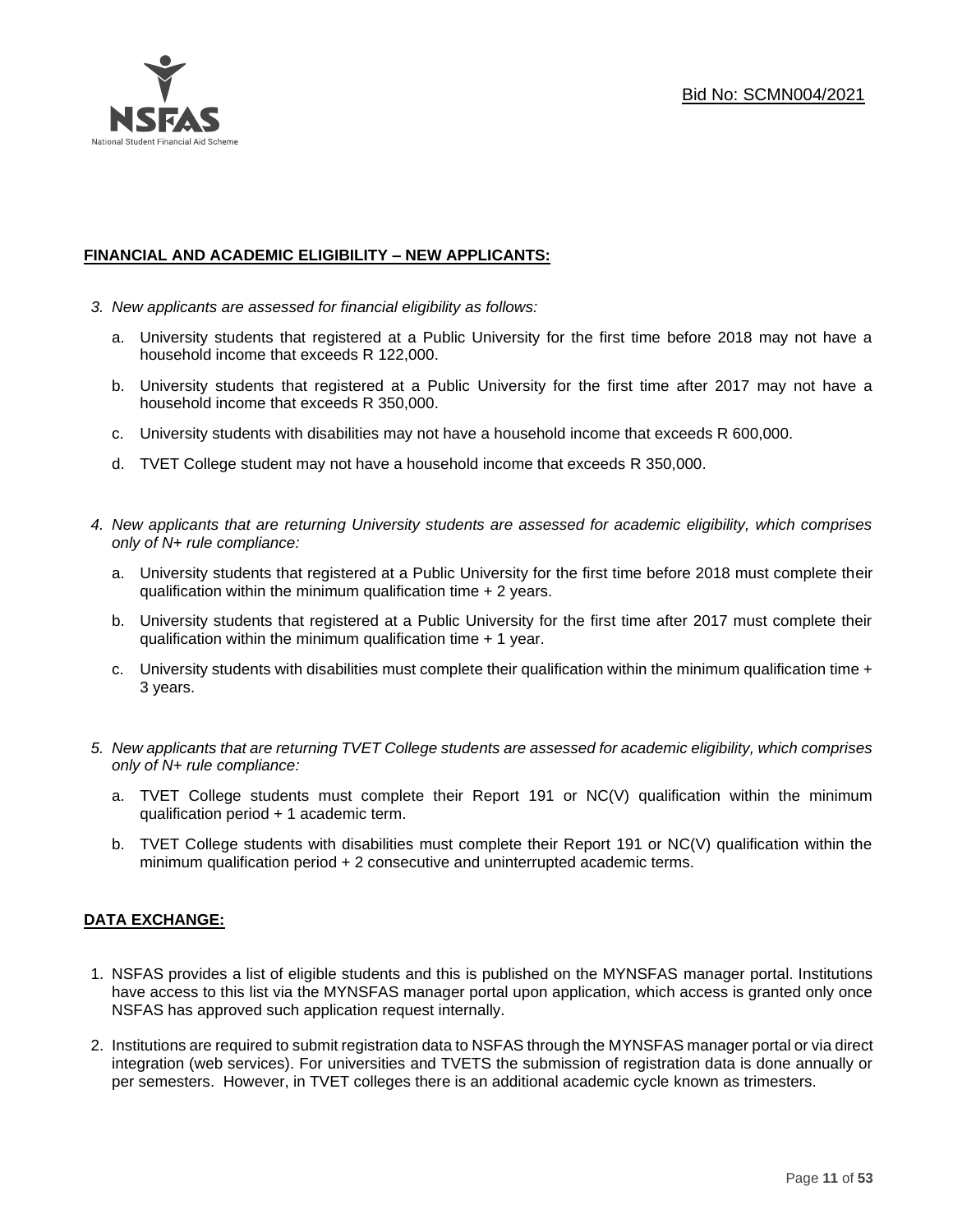**FINANCIAL AND ACADEMIC ELIGIBILITY – NEW APPLICANTS:**

3. *New applicants are assessed for financial eligibility as follows:*

   a. University students that registered at a Public University for the first time before 2018 may not have a household income that exceeds R 122,000.

   b. University students that registered at a Public University for the first time after 2017 may not have a household income that exceeds R 350,000.

   c. University students with disabilities may not have a household income that exceeds R 600,000.

   d. TVET College student may not have a household income that exceeds R 350,000.

4. *New applicants that are returning University students are assessed for academic eligibility, which comprises only of N+ rule compliance:*

   a. University students that registered at a Public University for the first time before 2018 must complete their qualification within the minimum qualification time + 2 years.

   b. University students that registered at a Public University for the first time after 2017 must complete their qualification within the minimum qualification time + 1 year.

   c. University students with disabilities must complete their qualification within the minimum qualification time + 3 years.

5. *New applicants that are returning TVET College students are assessed for academic eligibility, which comprises only of N+ rule compliance:*

   a. TVET College students must complete their Report 191 or NC(V) qualification within the minimum qualification period + 1 academic term.

   b. TVET College students with disabilities must complete their Report 191 or NC(V) qualification within the minimum qualification period + 2 consecutive and uninterrupted academic terms.

**DATA EXCHANGE:**

1. NSFAS provides a list of eligible students and this is published on the MYNSFAS manager portal. Institutions have access to this list via the MYNSFAS manager portal upon application, which access is granted only once NSFAS has approved such application request internally.

2. Institutions are required to submit registration data to NSFAS through the MYNSFAS manager portal or via direct integration (web services). For universities and TVETS the submission of registration data is done annually or per semesters. However, in TVET colleges there is an additional academic cycle known as trimesters.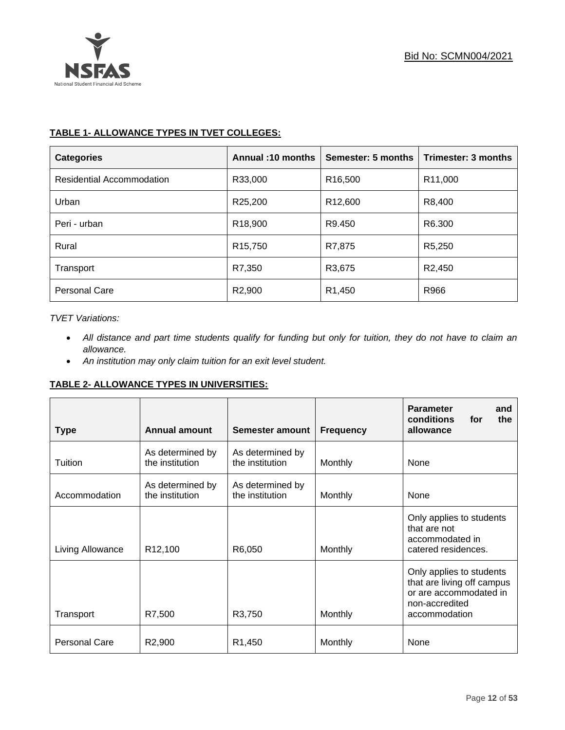**TABLE 1- ALLOWANCE TYPES IN TVET COLLEGES:**

| Categories | Annual :10 months | Semester: 5 months | Trimester: 3 months |
|---|---|---|---|
| Residential Accommodation | R33,000 | R16,500 | R11,000 |
| Urban | R25,200 | R12,600 | R8,400 |
| Peri - urban | R18,900 | R9.450 | R6.300 |
| Rural | R15,750 | R7,875 | R5,250 |
| Transport | R7,350 | R3,675 | R2,450 |
| Personal Care | R2,900 | R1,450 | R966 |

*TVET Variations:*

- *All distance and part time students qualify for funding but only for tuition, they do not have to claim an allowance.*
- *An institution may only claim tuition for an exit level student.*

**TABLE 2- ALLOWANCE TYPES IN UNIVERSITIES:**

| Type | Annual amount | Semester amount | Frequency | Parameter and conditions for the allowance |
|---|---|---|---|---|
| Tuition | As determined by the institution | As determined by the institution | Monthly | None |
| Accommodation | As determined by the institution | As determined by the institution | Monthly | None |
| Living Allowance | R12,100 | R6,050 | Monthly | Only applies to students that are not accommodated in catered residences. |
| Transport | R7,500 | R3,750 | Monthly | Only applies to students that are living off campus or are accommodated in non-accredited accommodation |
| Personal Care | R2,900 | R1,450 | Monthly | None |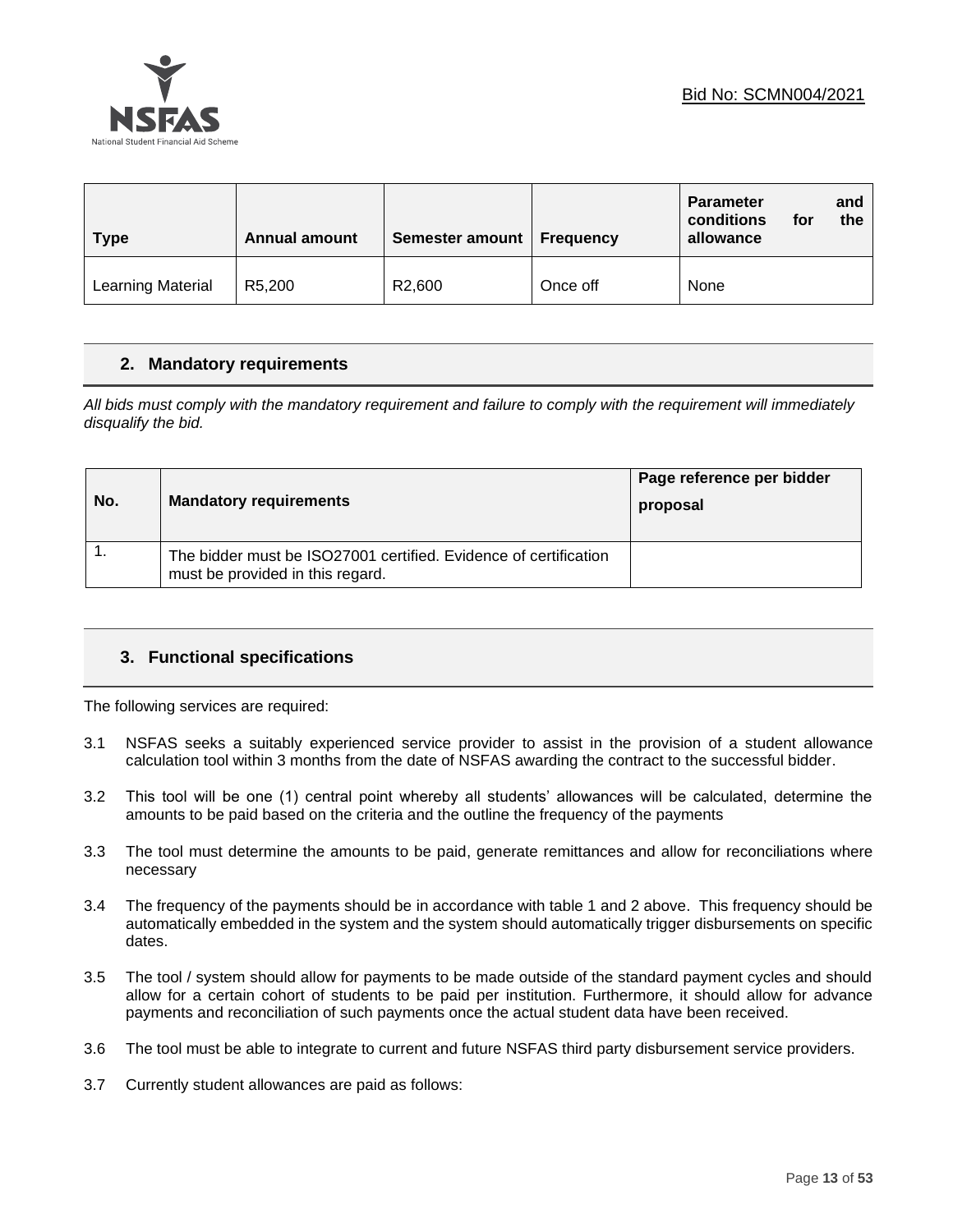| Type | Annual amount | Semester amount | Frequency | Parameter and conditions for the allowance |
|---|---|---|---|---|
| Learning Material | R5,200 | R2,600 | Once off | None |

## 2. Mandatory requirements

*All bids must comply with the mandatory requirement and failure to comply with the requirement will immediately disqualify the bid.*

| No. | Mandatory requirements | Page reference per bidder proposal |
|---|---|---|
| 1. | The bidder must be ISO27001 certified. Evidence of certification must be provided in this regard. | |

## 3. Functional specifications

The following services are required:

3.1 NSFAS seeks a suitably experienced service provider to assist in the provision of a student allowance calculation tool within 3 months from the date of NSFAS awarding the contract to the successful bidder.

3.2 This tool will be one (1) central point whereby all students' allowances will be calculated, determine the amounts to be paid based on the criteria and the outline the frequency of the payments

3.3 The tool must determine the amounts to be paid, generate remittances and allow for reconciliations where necessary

3.4 The frequency of the payments should be in accordance with table 1 and 2 above. This frequency should be automatically embedded in the system and the system should automatically trigger disbursements on specific dates.

3.5 The tool / system should allow for payments to be made outside of the standard payment cycles and should allow for a certain cohort of students to be paid per institution. Furthermore, it should allow for advance payments and reconciliation of such payments once the actual student data have been received.

3.6 The tool must be able to integrate to current and future NSFAS third party disbursement service providers.

3.7 Currently student allowances are paid as follows: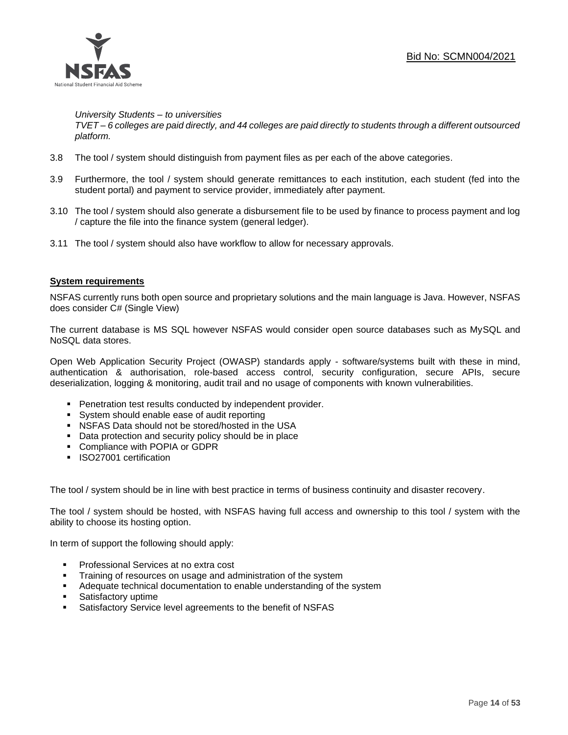*University Students – to universities*
*TVET – 6 colleges are paid directly, and 44 colleges are paid directly to students through a different outsourced platform.*

3.8 The tool / system should distinguish from payment files as per each of the above categories.

3.9 Furthermore, the tool / system should generate remittances to each institution, each student (fed into the student portal) and payment to service provider, immediately after payment.

3.10 The tool / system should also generate a disbursement file to be used by finance to process payment and log / capture the file into the finance system (general ledger).

3.11 The tool / system should also have workflow to allow for necessary approvals.

**System requirements**

NSFAS currently runs both open source and proprietary solutions and the main language is Java. However, NSFAS does consider C# (Single View)

The current database is MS SQL however NSFAS would consider open source databases such as MySQL and NoSQL data stores.

Open Web Application Security Project (OWASP) standards apply - software/systems built with these in mind, authentication & authorisation, role-based access control, security configuration, secure APIs, secure deserialization, logging & monitoring, audit trail and no usage of components with known vulnerabilities.

- Penetration test results conducted by independent provider.
- System should enable ease of audit reporting
- NSFAS Data should not be stored/hosted in the USA
- Data protection and security policy should be in place
- Compliance with POPIA or GDPR
- ISO27001 certification

The tool / system should be in line with best practice in terms of business continuity and disaster recovery.

The tool / system should be hosted, with NSFAS having full access and ownership to this tool / system with the ability to choose its hosting option.

In term of support the following should apply:

- Professional Services at no extra cost
- Training of resources on usage and administration of the system
- Adequate technical documentation to enable understanding of the system
- Satisfactory uptime
- Satisfactory Service level agreements to the benefit of NSFAS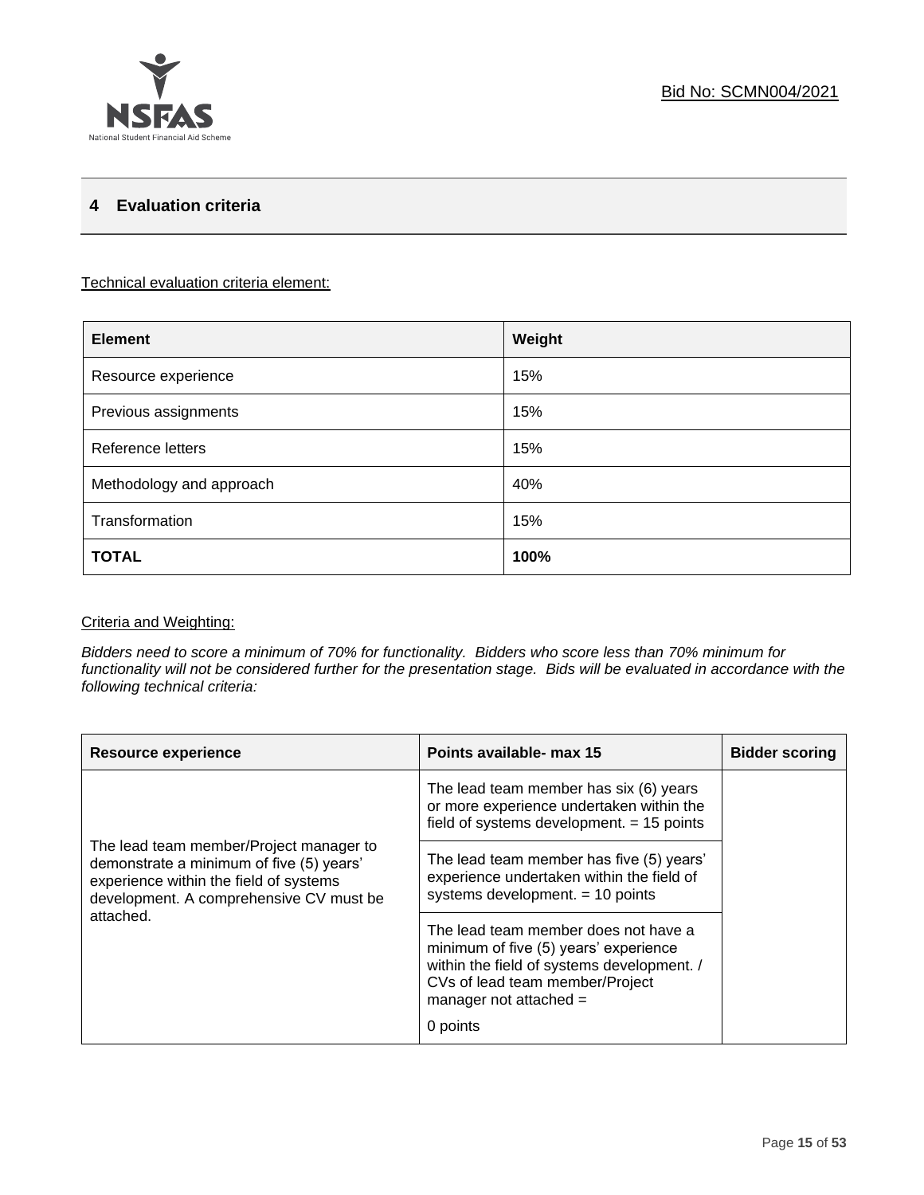Bid No: SCMN004/2021

## 4 Evaluation criteria

Technical evaluation criteria element:

| Element | Weight |
|---|---|
| Resource experience | 15% |
| Previous assignments | 15% |
| Reference letters | 15% |
| Methodology and approach | 40% |
| Transformation | 15% |
| **TOTAL** | **100%** |

Criteria and Weighting:

*Bidders need to score a minimum of 70% for functionality. Bidders who score less than 70% minimum for functionality will not be considered further for the presentation stage. Bids will be evaluated in accordance with the following technical criteria:*

| Resource experience | Points available- max 15 | Bidder scoring |
|---|---|---|
| The lead team member/Project manager to demonstrate a minimum of five (5) years' experience within the field of systems development. A comprehensive CV must be attached. | The lead team member has six (6) years or more experience undertaken within the field of systems development. = 15 points | |
| | The lead team member has five (5) years' experience undertaken within the field of systems development. = 10 points | |
| | The lead team member does not have a minimum of five (5) years' experience within the field of systems development. / CVs of lead team member/Project manager not attached = 0 points | |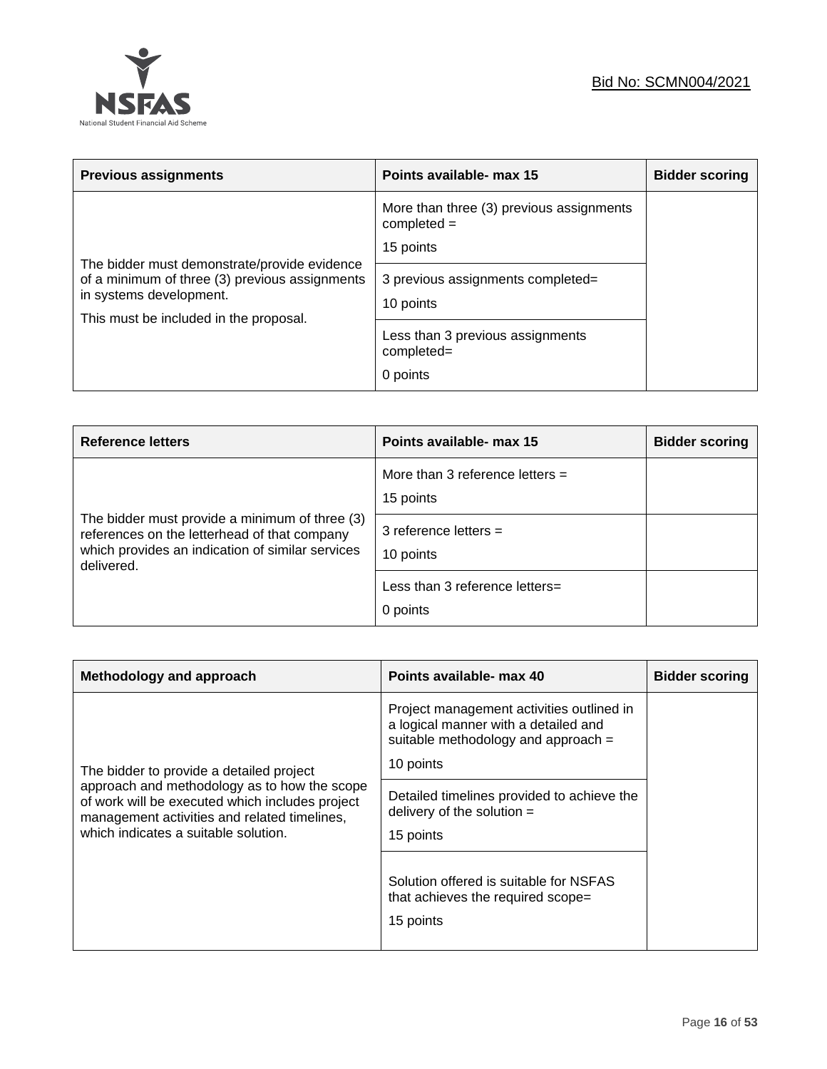| Previous assignments | Points available- max 15 | Bidder scoring |
|---|---|---|
| The bidder must demonstrate/provide evidence of a minimum of three (3) previous assignments in systems development.<br>This must be included in the proposal. | More than three (3) previous assignments completed =<br>15 points | |
| | 3 previous assignments completed=<br>10 points | |
| | Less than 3 previous assignments completed=<br>0 points | |

| Reference letters | Points available- max 15 | Bidder scoring |
|---|---|---|
| The bidder must provide a minimum of three (3) references on the letterhead of that company which provides an indication of similar services delivered. | More than 3 reference letters =<br>15 points | |
| | 3 reference letters =<br>10 points | |
| | Less than 3 reference letters=<br>0 points | |

| Methodology and approach | Points available- max 40 | Bidder scoring |
|---|---|---|
| The bidder to provide a detailed project approach and methodology as to how the scope of work will be executed which includes project management activities and related timelines, which indicates a suitable solution. | Project management activities outlined in a logical manner with a detailed and suitable methodology and approach =<br>10 points | |
| | Detailed timelines provided to achieve the delivery of the solution =<br>15 points | |
| | Solution offered is suitable for NSFAS that achieves the required scope=<br>15 points | |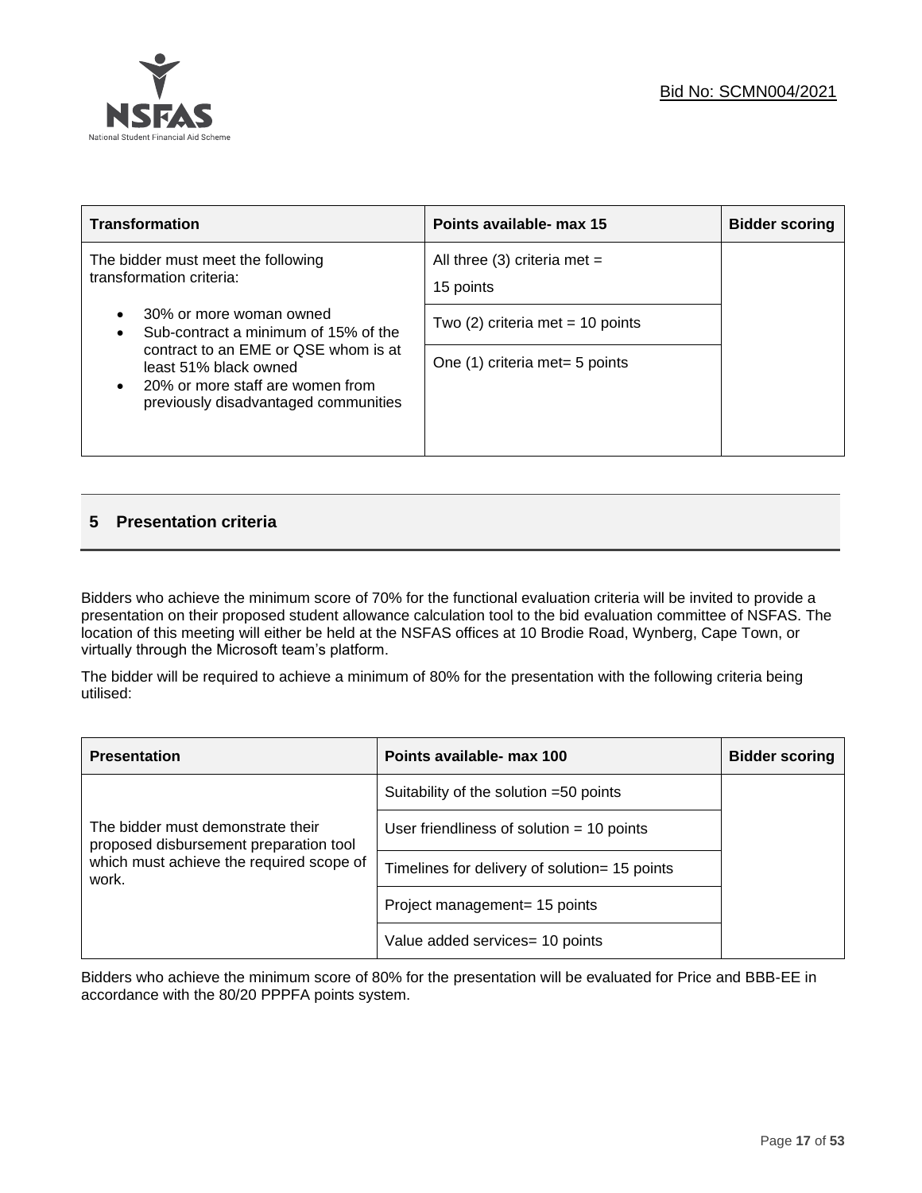| Transformation | Points available- max 15 | Bidder scoring |
|---|---|---|
| The bidder must meet the following transformation criteria:<br>• 30% or more woman owned<br>• Sub-contract a minimum of 15% of the contract to an EME or QSE whom is at least 51% black owned<br>• 20% or more staff are women from previously disadvantaged communities | All three (3) criteria met = 15 points | |
| | Two (2) criteria met = 10 points | |
| | One (1) criteria met= 5 points | |

## 5 Presentation criteria

Bidders who achieve the minimum score of 70% for the functional evaluation criteria will be invited to provide a presentation on their proposed student allowance calculation tool to the bid evaluation committee of NSFAS. The location of this meeting will either be held at the NSFAS offices at 10 Brodie Road, Wynberg, Cape Town, or virtually through the Microsoft team's platform.

The bidder will be required to achieve a minimum of 80% for the presentation with the following criteria being utilised:

| Presentation | Points available- max 100 | Bidder scoring |
|---|---|---|
| The bidder must demonstrate their proposed disbursement preparation tool which must achieve the required scope of work. | Suitability of the solution =50 points | |
| | User friendliness of solution = 10 points | |
| | Timelines for delivery of solution= 15 points | |
| | Project management= 15 points | |
| | Value added services= 10 points | |

Bidders who achieve the minimum score of 80% for the presentation will be evaluated for Price and BBB-EE in accordance with the 80/20 PPPFA points system.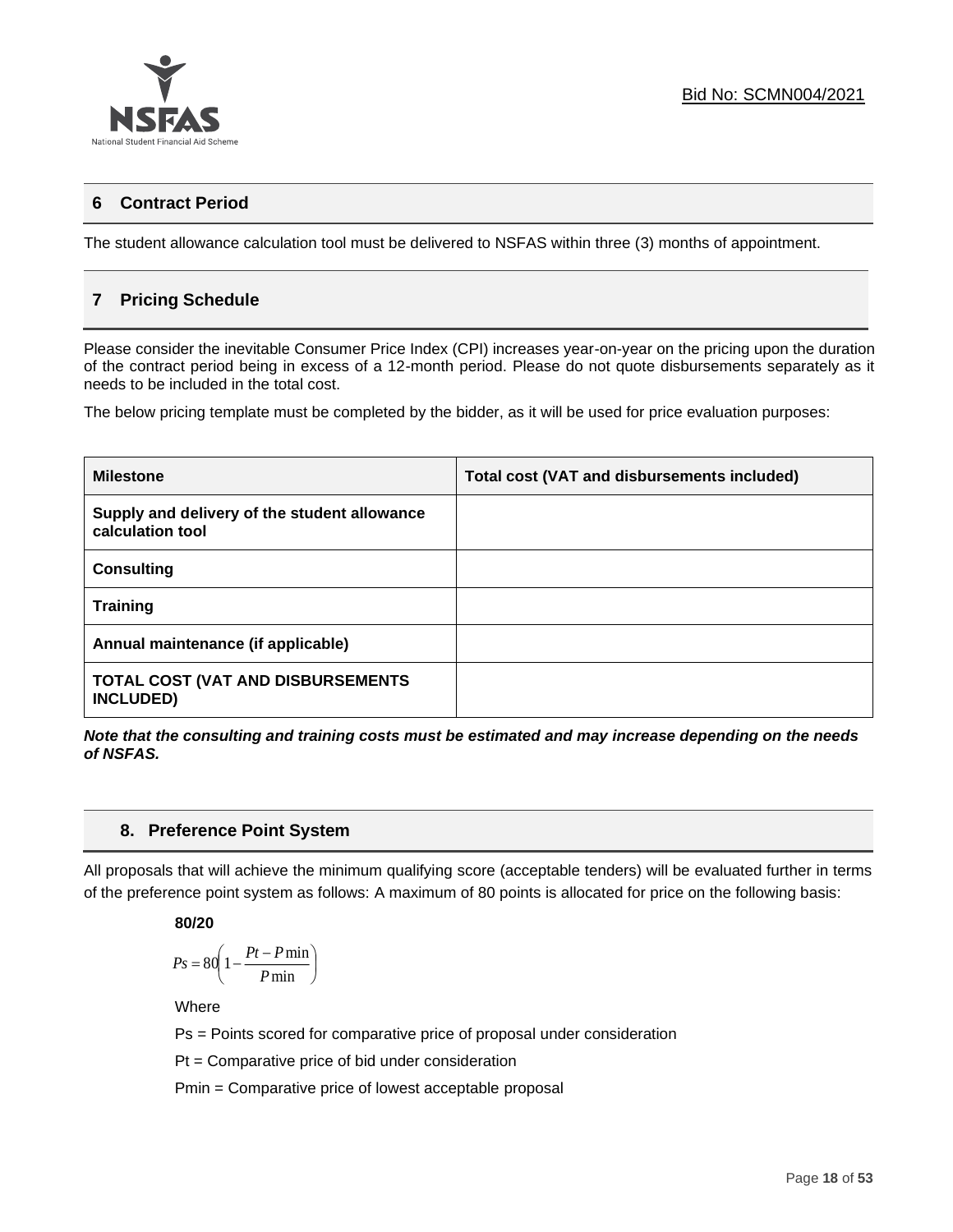## 6 Contract Period

The student allowance calculation tool must be delivered to NSFAS within three (3) months of appointment.

## 7 Pricing Schedule

Please consider the inevitable Consumer Price Index (CPI) increases year-on-year on the pricing upon the duration of the contract period being in excess of a 12-month period. Please do not quote disbursements separately as it needs to be included in the total cost.

The below pricing template must be completed by the bidder, as it will be used for price evaluation purposes:

| Milestone | Total cost (VAT and disbursements included) |
| --- | --- |
| **Supply and delivery of the student allowance calculation tool** | |
| **Consulting** | |
| **Training** | |
| **Annual maintenance (if applicable)** | |
| **TOTAL COST (VAT AND DISBURSEMENTS INCLUDED)** | |

***Note that the consulting and training costs must be estimated and may increase depending on the needs of NSFAS.***

## 8. Preference Point System

All proposals that will achieve the minimum qualifying score (acceptable tenders) will be evaluated further in terms of the preference point system as follows: A maximum of 80 points is allocated for price on the following basis:

**80/20**

$$Ps = 80\left(1 - \frac{Pt - P\min}{P\min}\right)$$

Where

Ps = Points scored for comparative price of proposal under consideration

Pt = Comparative price of bid under consideration

Pmin = Comparative price of lowest acceptable proposal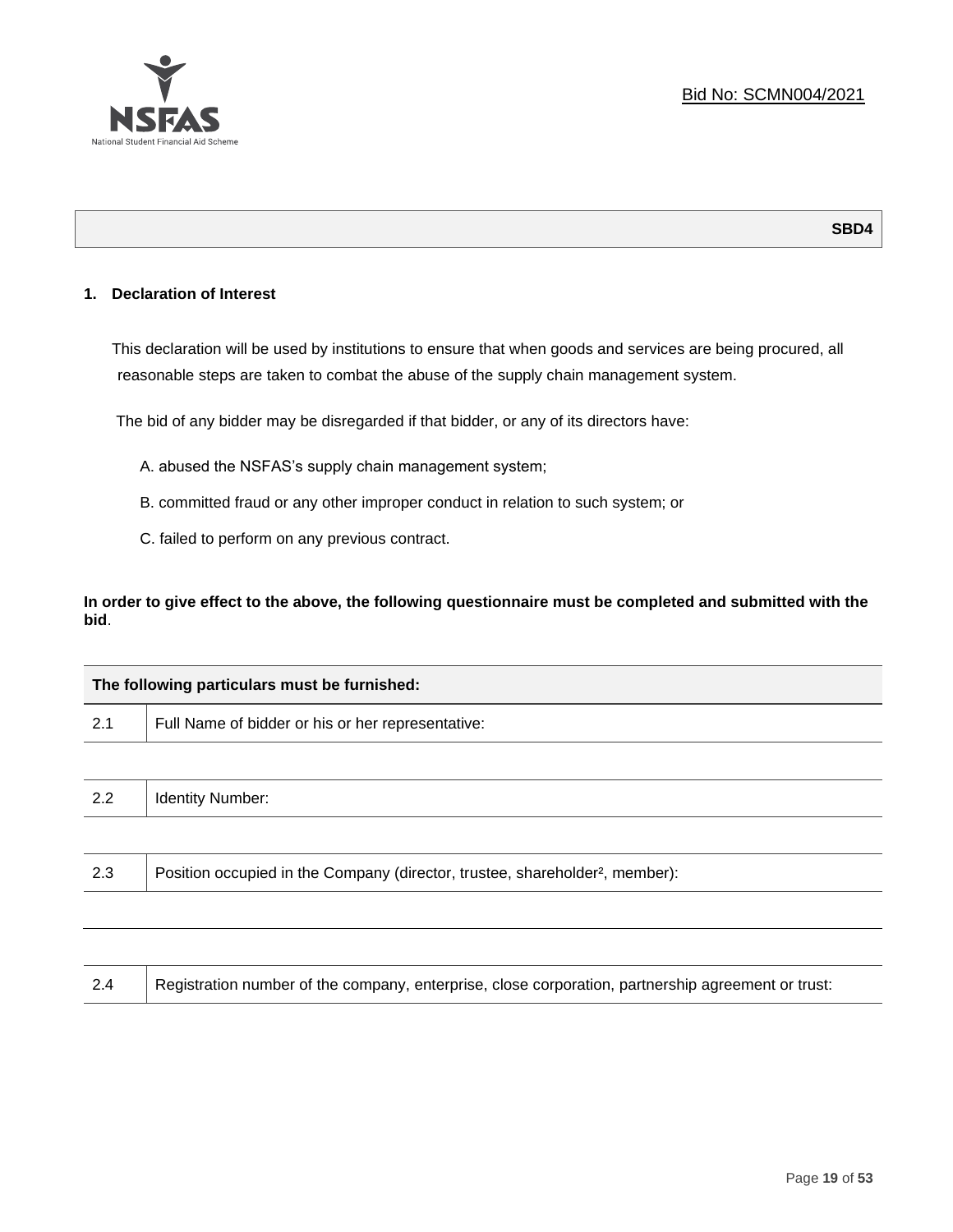Bid No: SCMN004/2021

**SBD4**

## 1. Declaration of Interest

This declaration will be used by institutions to ensure that when goods and services are being procured, all reasonable steps are taken to combat the abuse of the supply chain management system.

The bid of any bidder may be disregarded if that bidder, or any of its directors have:

A. abused the NSFAS's supply chain management system;

B. committed fraud or any other improper conduct in relation to such system; or

C. failed to perform on any previous contract.

**In order to give effect to the above, the following questionnaire must be completed and submitted with the bid**.

| The following particulars must be furnished: | |
|---|---|
| 2.1 | Full Name of bidder or his or her representative: |
| | |
| 2.2 | Identity Number: |
| | |
| 2.3 | Position occupied in the Company (director, trustee, shareholder[2], member): |
| | |
| | |
| 2.4 | Registration number of the company, enterprise, close corporation, partnership agreement or trust: |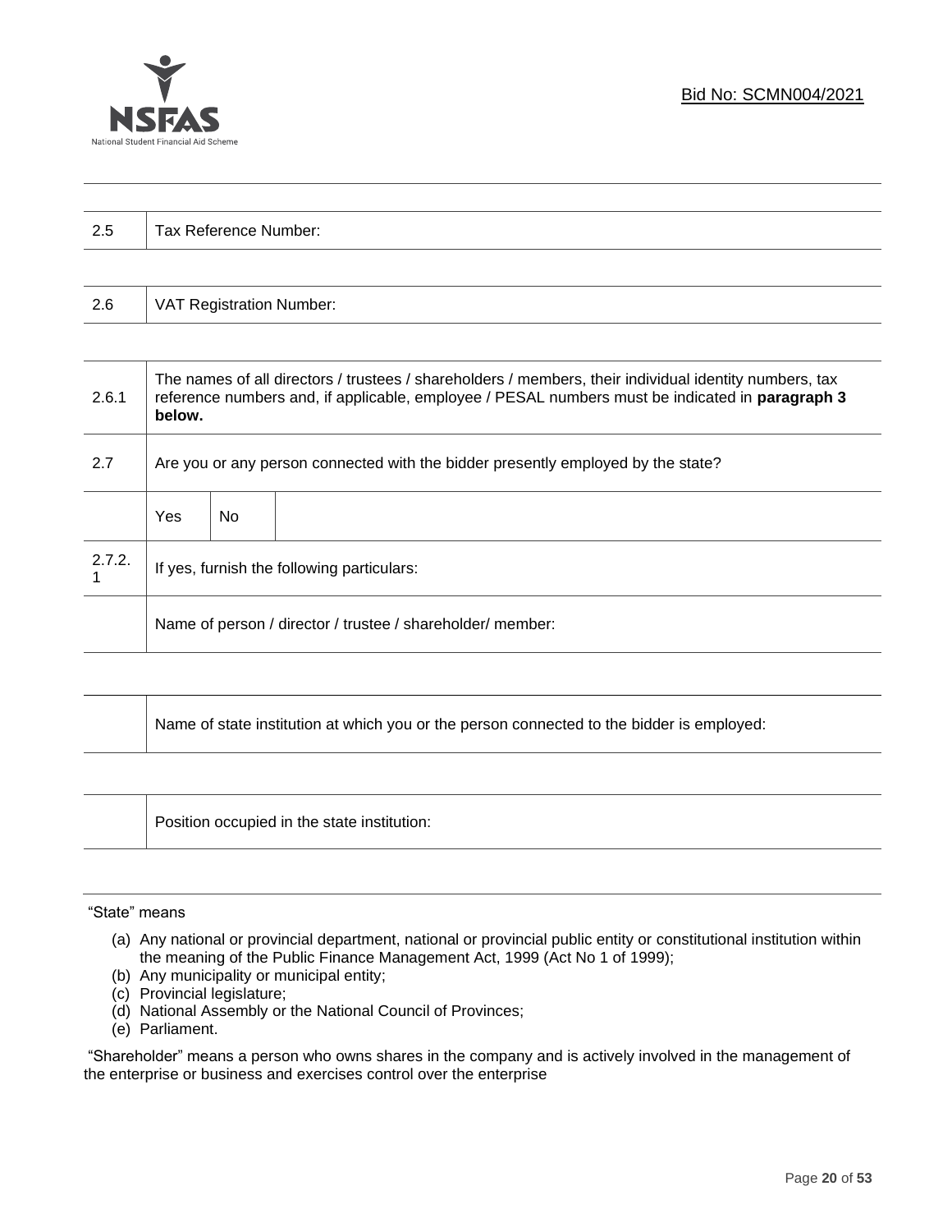| 2.5 | Tax Reference Number: |
|---|---|

| 2.6 | VAT Registration Number: |
|---|---|

| | | | |
|---|---|---|---|
| 2.6.1 | The names of all directors / trustees / shareholders / members, their individual identity numbers, tax reference numbers and, if applicable, employee / PESAL numbers must be indicated in **paragraph 3 below.** | | |
| 2.7 | Are you or any person connected with the bidder presently employed by the state? | | |
| | Yes | No | |
| 2.7.2.1 | If yes, furnish the following particulars: | | |
| | Name of person / director / trustee / shareholder/ member: | | |

| | |
|---|---|
| | Name of state institution at which you or the person connected to the bidder is employed: |

| | |
|---|---|
| | Position occupied in the state institution: |

"State" means

(a) Any national or provincial department, national or provincial public entity or constitutional institution within the meaning of the Public Finance Management Act, 1999 (Act No 1 of 1999);
(b) Any municipality or municipal entity;
(c) Provincial legislature;
(d) National Assembly or the National Council of Provinces;
(e) Parliament.

"Shareholder" means a person who owns shares in the company and is actively involved in the management of the enterprise or business and exercises control over the enterprise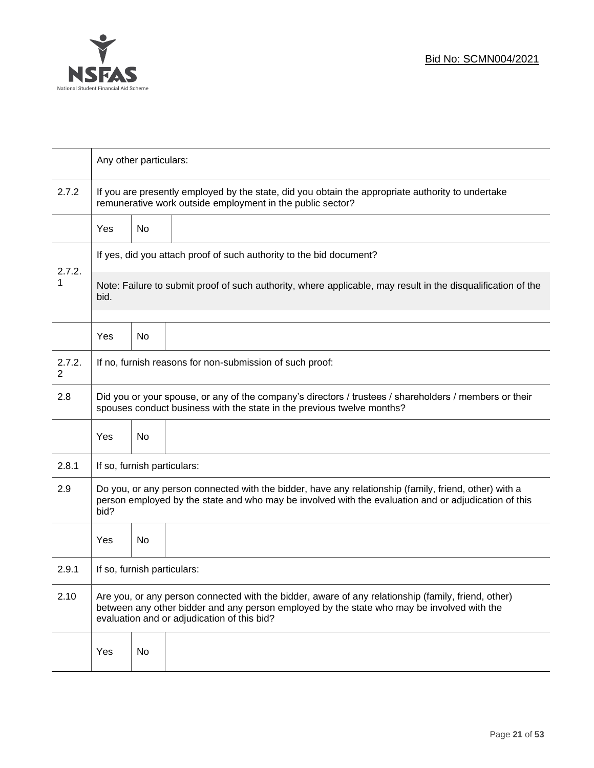| | |
|---|---|
| | Any other particulars: |
| 2.7.2 | If you are presently employed by the state, did you obtain the appropriate authority to undertake remunerative work outside employment in the public sector? |
| | Yes &#124; No |
| 2.7.2.1 | If yes, did you attach proof of such authority to the bid document?<br><br>Note: Failure to submit proof of such authority, where applicable, may result in the disqualification of the bid. |
| | Yes &#124; No |
| 2.7.2.2 | If no, furnish reasons for non-submission of such proof: |
| 2.8 | Did you or your spouse, or any of the company's directors / trustees / shareholders / members or their spouses conduct business with the state in the previous twelve months? |
| | Yes &#124; No |
| 2.8.1 | If so, furnish particulars: |
| 2.9 | Do you, or any person connected with the bidder, have any relationship (family, friend, other) with a person employed by the state and who may be involved with the evaluation and or adjudication of this bid? |
| | Yes &#124; No |
| 2.9.1 | If so, furnish particulars: |
| 2.10 | Are you, or any person connected with the bidder, aware of any relationship (family, friend, other) between any other bidder and any person employed by the state who may be involved with the evaluation and or adjudication of this bid? |
| | Yes &#124; No |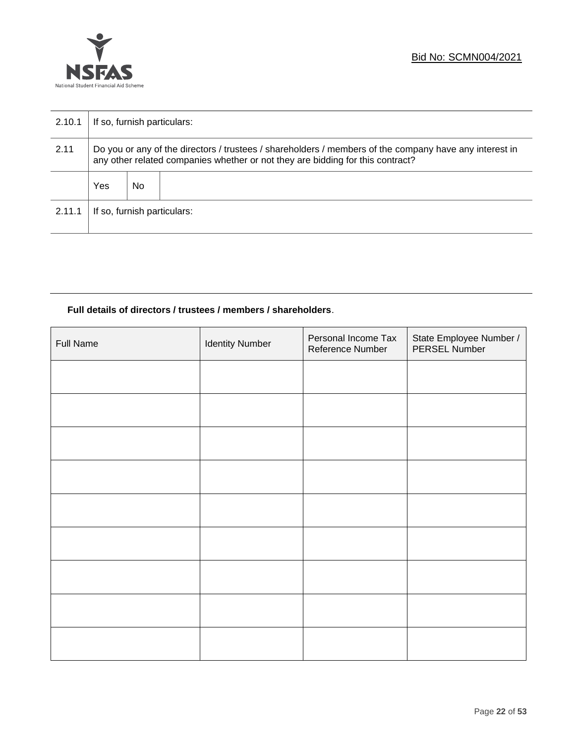| | | | |
|---|---|---|---|
| 2.10.1 | If so, furnish particulars: | | |
| 2.11 | Do you or any of the directors / trustees / shareholders / members of the company have any interest in any other related companies whether or not they are bidding for this contract? | | |
| | Yes | No | |
| 2.11.1 | If so, furnish particulars: | | |

**Full details of directors / trustees / members / shareholders**.

| Full Name | Identity Number | Personal Income Tax Reference Number | State Employee Number / PERSEL Number |
|---|---|---|---|
| | | | |
| | | | |
| | | | |
| | | | |
| | | | |
| | | | |
| | | | |
| | | | |
| | | | |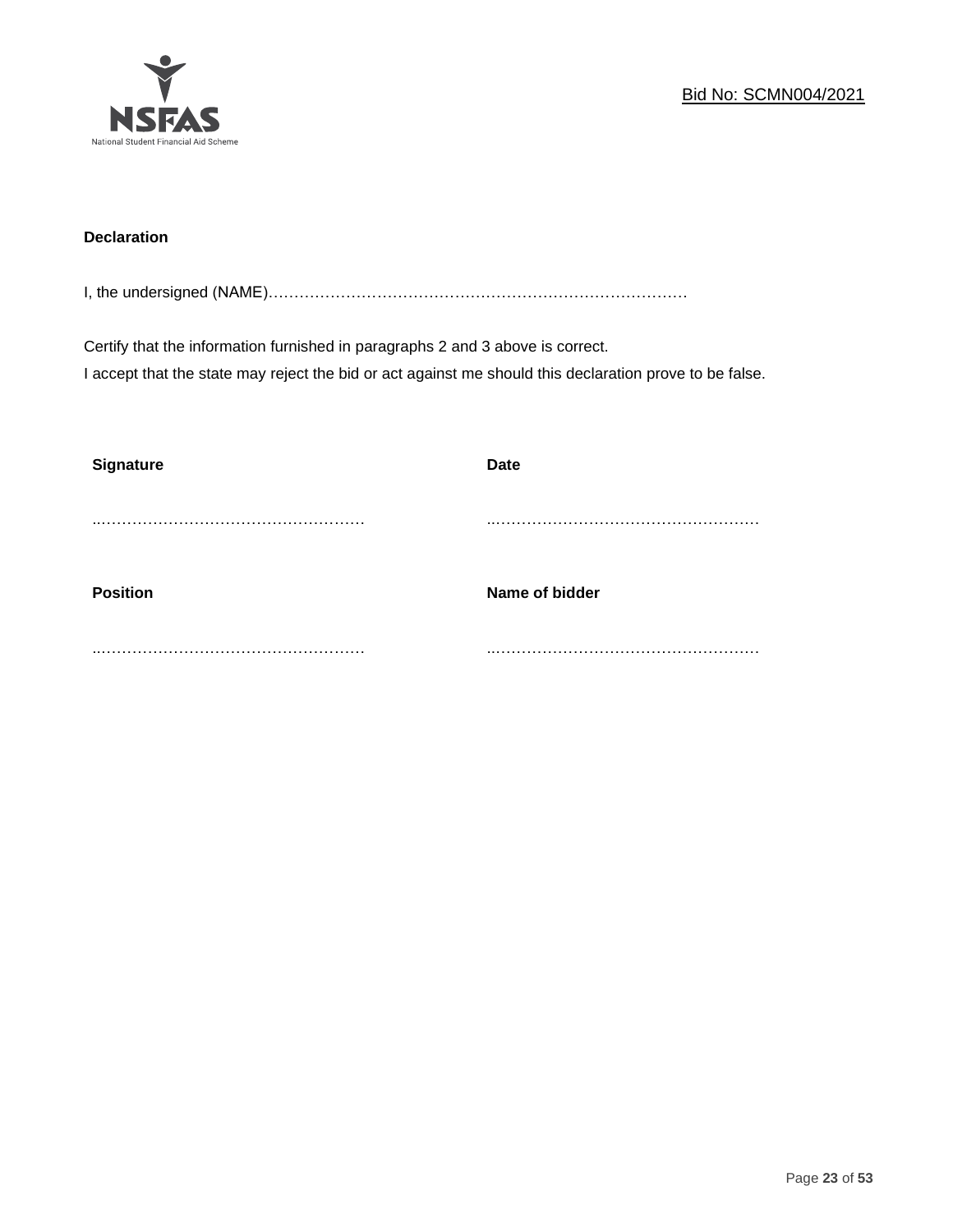**Declaration**

I, the undersigned (NAME)…………………………………………………………………………

Certify that the information furnished in paragraphs 2 and 3 above is correct.
I accept that the state may reject the bid or act against me should this declaration prove to be false.

| **Signature** | **Date** |
|---|---|
| ..…………………………………………… | ..…………………………………………… |
| **Position** | **Name of bidder** |
| ..…………………………………………… | ..…………………………………………… |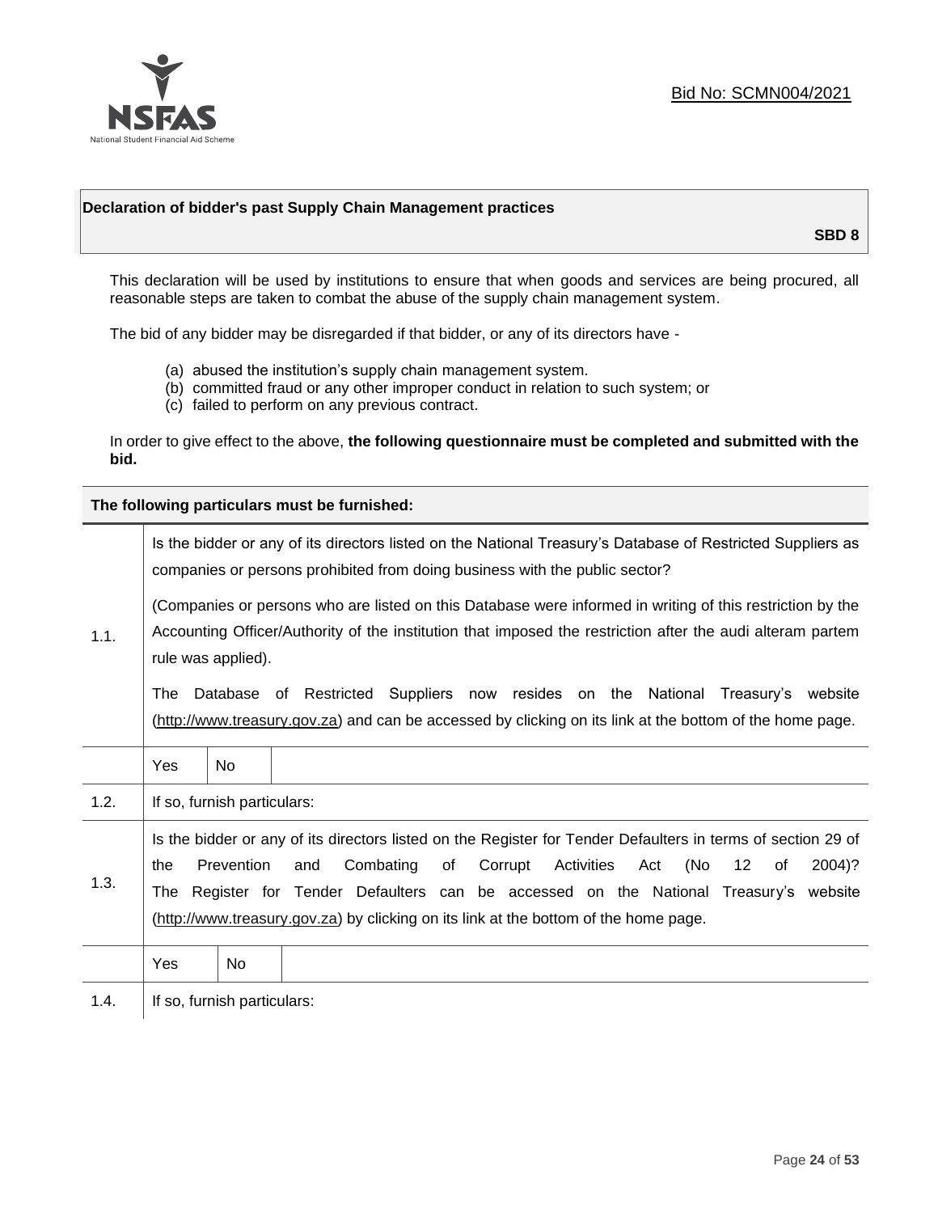Bid No: SCMN004/2021

## Declaration of bidder's past Supply Chain Management practices

**SBD 8**

This declaration will be used by institutions to ensure that when goods and services are being procured, all reasonable steps are taken to combat the abuse of the supply chain management system.

The bid of any bidder may be disregarded if that bidder, or any of its directors have -

(a) abused the institution's supply chain management system.
(b) committed fraud or any other improper conduct in relation to such system; or
(c) failed to perform on any previous contract.

In order to give effect to the above, **the following questionnaire must be completed and submitted with the bid.**

**The following particulars must be furnished:**

| | | | |
|---|---|---|---|
| 1.1. | Is the bidder or any of its directors listed on the National Treasury's Database of Restricted Suppliers as companies or persons prohibited from doing business with the public sector?<br><br>(Companies or persons who are listed on this Database were informed in writing of this restriction by the Accounting Officer/Authority of the institution that imposed the restriction after the audi alteram partem rule was applied).<br><br>The Database of Restricted Suppliers now resides on the National Treasury's website (http://www.treasury.gov.za) and can be accessed by clicking on its link at the bottom of the home page. | | |
| | Yes | No | |
| 1.2. | If so, furnish particulars: | | |
| 1.3. | Is the bidder or any of its directors listed on the Register for Tender Defaulters in terms of section 29 of the Prevention and Combating of Corrupt Activities Act (No 12 of 2004)? The Register for Tender Defaulters can be accessed on the National Treasury's website (http://www.treasury.gov.za) by clicking on its link at the bottom of the home page. | | |
| | Yes | No | |
| 1.4. | If so, furnish particulars: | | |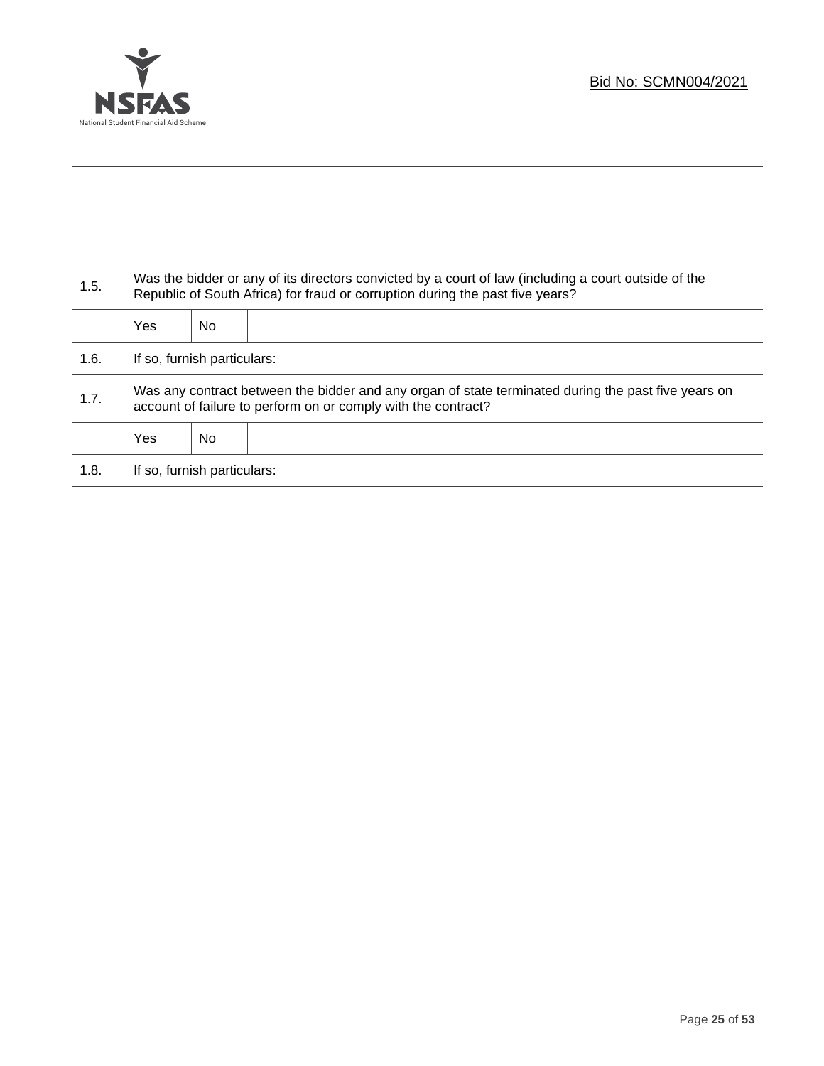| | | | |
|---|---|---|---|
| 1.5. | Was the bidder or any of its directors convicted by a court of law (including a court outside of the Republic of South Africa) for fraud or corruption during the past five years? | | |
| | Yes | No | |
| 1.6. | If so, furnish particulars: | | |
| 1.7. | Was any contract between the bidder and any organ of state terminated during the past five years on account of failure to perform on or comply with the contract? | | |
| | Yes | No | |
| 1.8. | If so, furnish particulars: | | |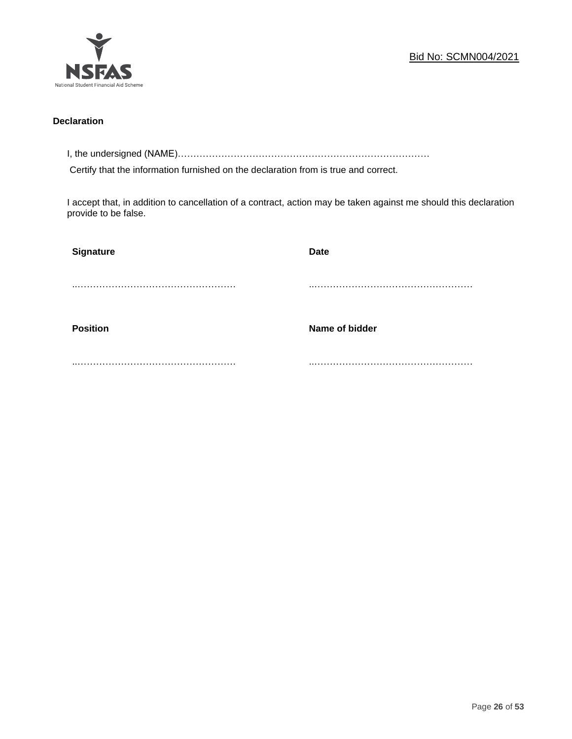Bid No: SCMN004/2021

**Declaration**

I, the undersigned (NAME)……………………………………………………………………

Certify that the information furnished on the declaration from is true and correct.

I accept that, in addition to cancellation of a contract, action may be taken against me should this declaration provide to be false.

| **Signature** | **Date** |
| --- | --- |
| ……………………………………………… | ……………………………………………… |
| **Position** | **Name of bidder** |
| ……………………………………………… | ……………………………………………… |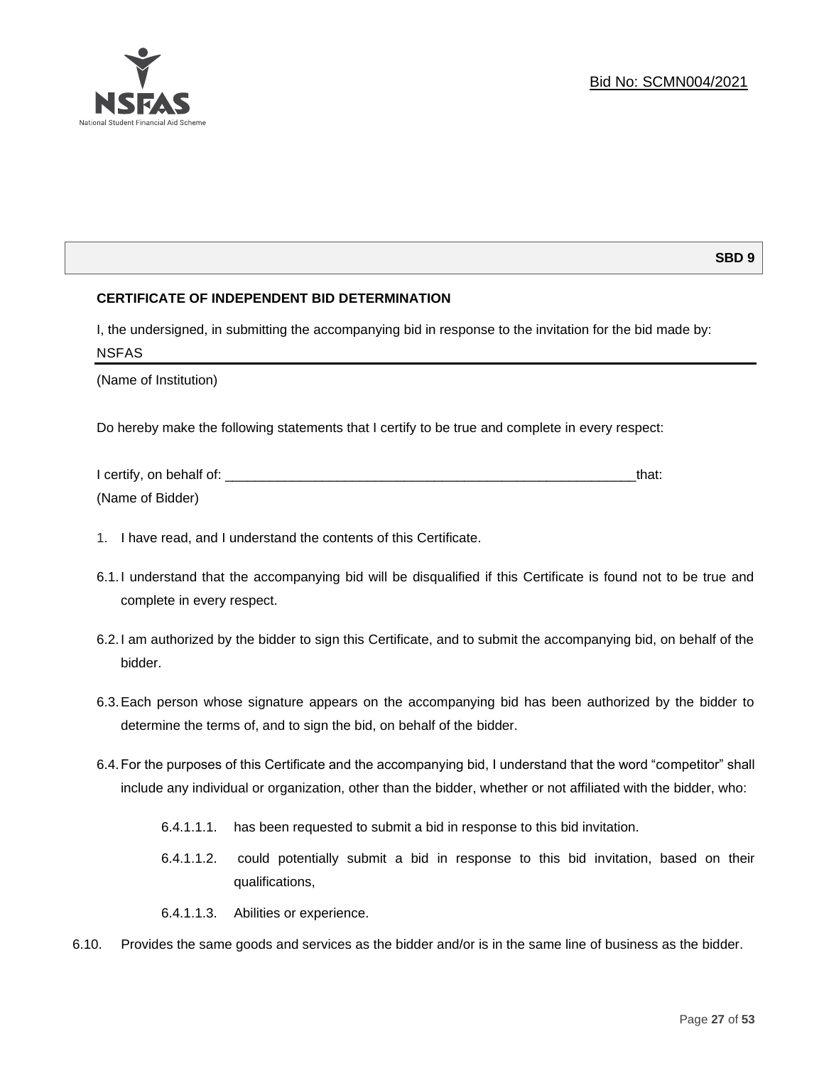**SBD 9**

**CERTIFICATE OF INDEPENDENT BID DETERMINATION**

I, the undersigned, in submitting the accompanying bid in response to the invitation for the bid made by:

NSFAS

(Name of Institution)

Do hereby make the following statements that I certify to be true and complete in every respect:

I certify, on behalf of: ___________________________________________________________that:

(Name of Bidder)

1. I have read, and I understand the contents of this Certificate.

6.1. I understand that the accompanying bid will be disqualified if this Certificate is found not to be true and complete in every respect.

6.2. I am authorized by the bidder to sign this Certificate, and to submit the accompanying bid, on behalf of the bidder.

6.3. Each person whose signature appears on the accompanying bid has been authorized by the bidder to determine the terms of, and to sign the bid, on behalf of the bidder.

6.4. For the purposes of this Certificate and the accompanying bid, I understand that the word "competitor" shall include any individual or organization, other than the bidder, whether or not affiliated with the bidder, who:

6.4.1.1.1. has been requested to submit a bid in response to this bid invitation.

6.4.1.1.2. could potentially submit a bid in response to this bid invitation, based on their qualifications,

6.4.1.1.3. Abilities or experience.

6.10. Provides the same goods and services as the bidder and/or is in the same line of business as the bidder.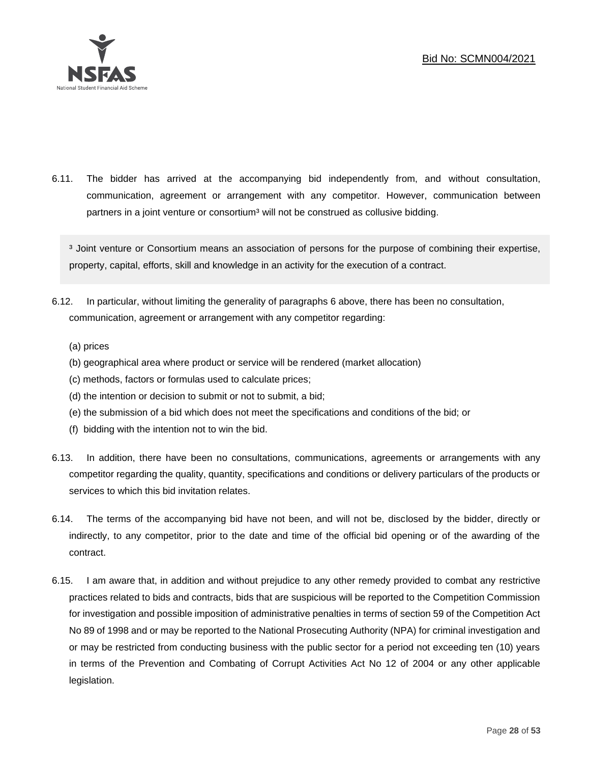6.11. The bidder has arrived at the accompanying bid independently from, and without consultation, communication, agreement or arrangement with any competitor. However, communication between partners in a joint venture or consortium[3] will not be construed as collusive bidding.

[3] Joint venture or Consortium means an association of persons for the purpose of combining their expertise, property, capital, efforts, skill and knowledge in an activity for the execution of a contract.

6.12. In particular, without limiting the generality of paragraphs 6 above, there has been no consultation, communication, agreement or arrangement with any competitor regarding:

(a) prices

(b) geographical area where product or service will be rendered (market allocation)

(c) methods, factors or formulas used to calculate prices;

(d) the intention or decision to submit or not to submit, a bid;

(e) the submission of a bid which does not meet the specifications and conditions of the bid; or

(f) bidding with the intention not to win the bid.

6.13. In addition, there have been no consultations, communications, agreements or arrangements with any competitor regarding the quality, quantity, specifications and conditions or delivery particulars of the products or services to which this bid invitation relates.

6.14. The terms of the accompanying bid have not been, and will not be, disclosed by the bidder, directly or indirectly, to any competitor, prior to the date and time of the official bid opening or of the awarding of the contract.

6.15. I am aware that, in addition and without prejudice to any other remedy provided to combat any restrictive practices related to bids and contracts, bids that are suspicious will be reported to the Competition Commission for investigation and possible imposition of administrative penalties in terms of section 59 of the Competition Act No 89 of 1998 and or may be reported to the National Prosecuting Authority (NPA) for criminal investigation and or may be restricted from conducting business with the public sector for a period not exceeding ten (10) years in terms of the Prevention and Combating of Corrupt Activities Act No 12 of 2004 or any other applicable legislation.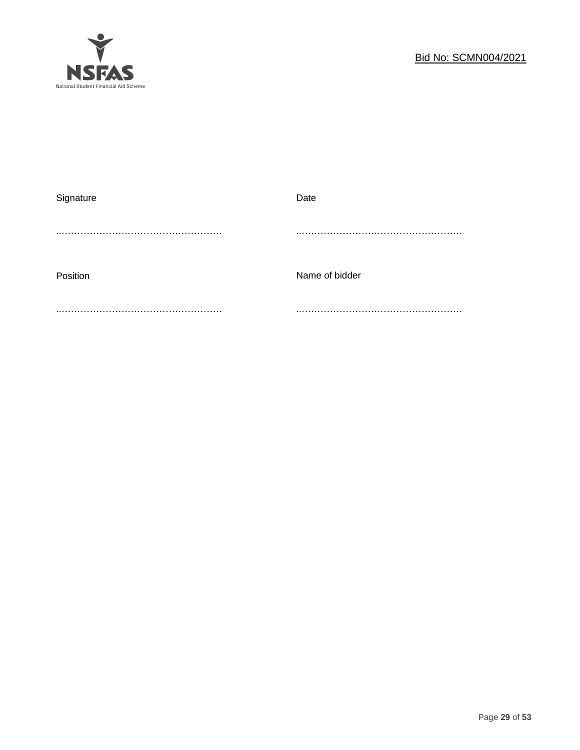| Signature | Date |
| --- | --- |
| ……………………………………………… | ……………………………………………… |
| Position | Name of bidder |
| ……………………………………………… | ……………………………………………… |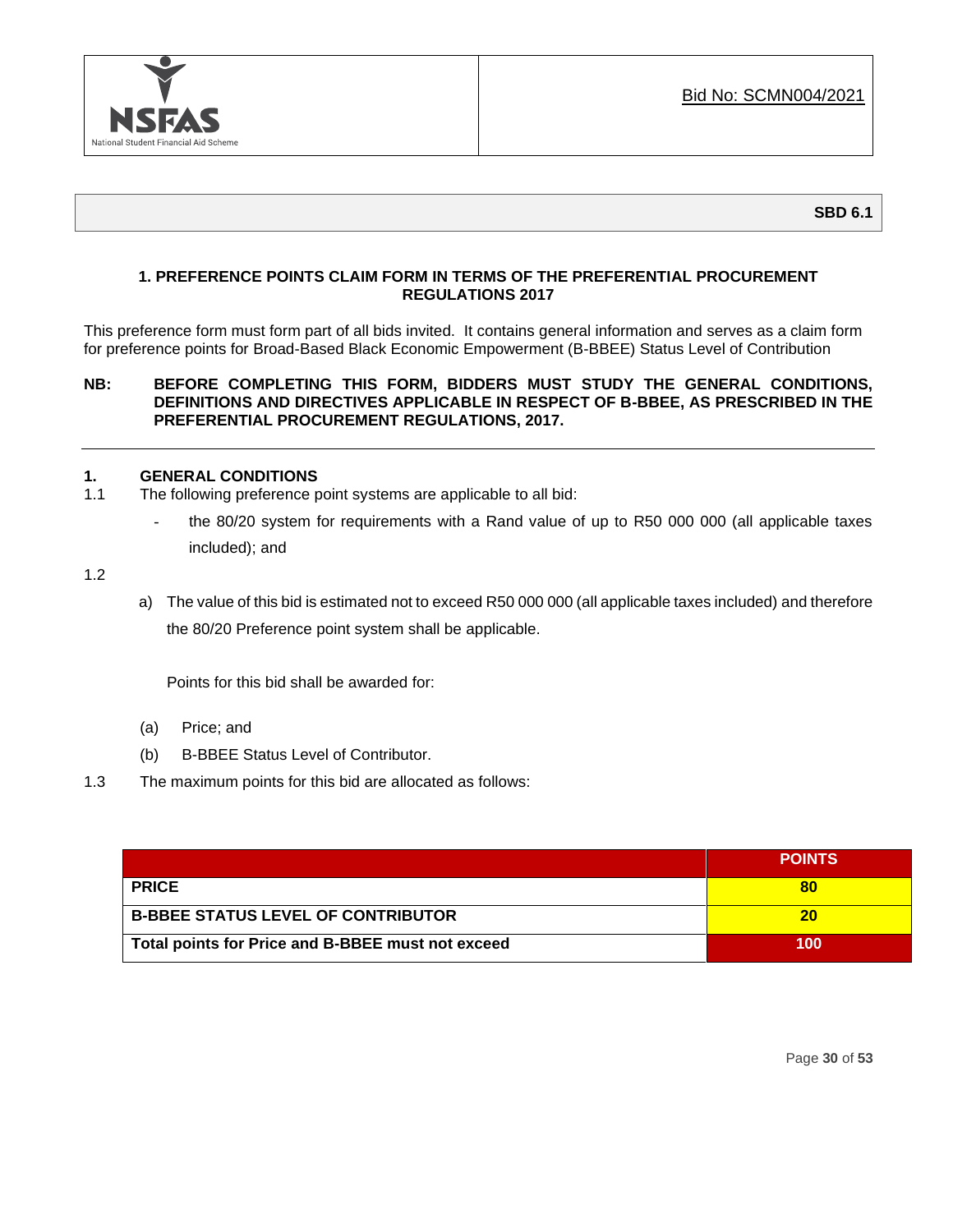NSFAS
National Student Financial Aid Scheme

Bid No: SCMN004/2021

**SBD 6.1**

**1. PREFERENCE POINTS CLAIM FORM IN TERMS OF THE PREFERENTIAL PROCUREMENT REGULATIONS 2017**

This preference form must form part of all bids invited. It contains general information and serves as a claim form for preference points for Broad-Based Black Economic Empowerment (B-BBEE) Status Level of Contribution

**NB: BEFORE COMPLETING THIS FORM, BIDDERS MUST STUDY THE GENERAL CONDITIONS, DEFINITIONS AND DIRECTIVES APPLICABLE IN RESPECT OF B-BBEE, AS PRESCRIBED IN THE PREFERENTIAL PROCUREMENT REGULATIONS, 2017.**

---

**1. GENERAL CONDITIONS**

1.1 The following preference point systems are applicable to all bid:

- the 80/20 system for requirements with a Rand value of up to R50 000 000 (all applicable taxes included); and

1.2

a) The value of this bid is estimated not to exceed R50 000 000 (all applicable taxes included) and therefore the 80/20 Preference point system shall be applicable.

Points for this bid shall be awarded for:

(a) Price; and

(b) B-BBEE Status Level of Contributor.

1.3 The maximum points for this bid are allocated as follows:

| | POINTS |
|---|---|
| **PRICE** | **80** |
| **B-BBEE STATUS LEVEL OF CONTRIBUTOR** | **20** |
| **Total points for Price and B-BBEE must not exceed** | **100** |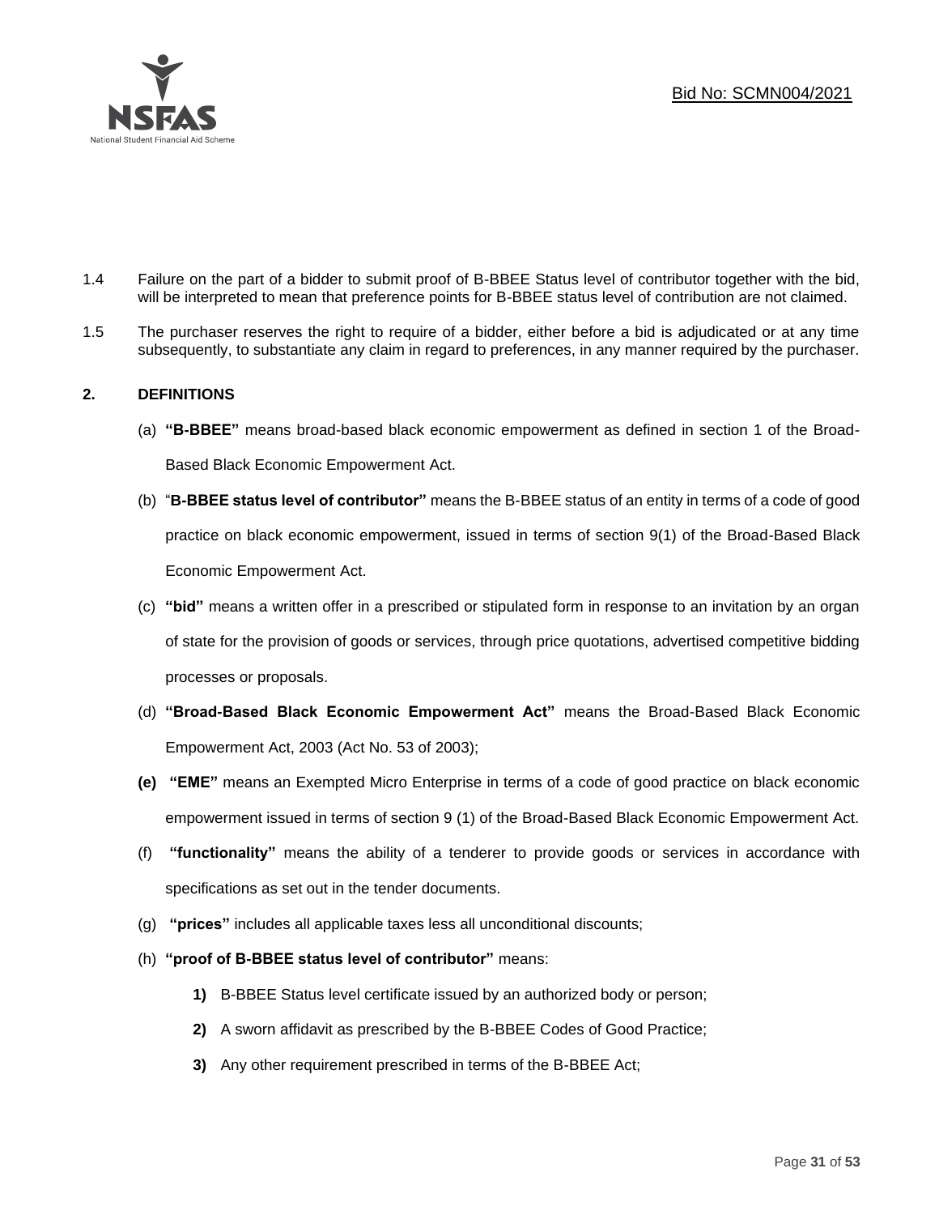1.4 Failure on the part of a bidder to submit proof of B-BBEE Status level of contributor together with the bid, will be interpreted to mean that preference points for B-BBEE status level of contribution are not claimed.

1.5 The purchaser reserves the right to require of a bidder, either before a bid is adjudicated or at any time subsequently, to substantiate any claim in regard to preferences, in any manner required by the purchaser.

## 2. DEFINITIONS

(a) **"B-BBEE"** means broad-based black economic empowerment as defined in section 1 of the Broad-Based Black Economic Empowerment Act.

(b) "**B-BBEE status level of contributor"** means the B-BBEE status of an entity in terms of a code of good practice on black economic empowerment, issued in terms of section 9(1) of the Broad-Based Black Economic Empowerment Act.

(c) **"bid"** means a written offer in a prescribed or stipulated form in response to an invitation by an organ of state for the provision of goods or services, through price quotations, advertised competitive bidding processes or proposals.

(d) **"Broad-Based Black Economic Empowerment Act"** means the Broad-Based Black Economic Empowerment Act, 2003 (Act No. 53 of 2003);

**(e)** **"EME"** means an Exempted Micro Enterprise in terms of a code of good practice on black economic empowerment issued in terms of section 9 (1) of the Broad-Based Black Economic Empowerment Act.

(f) **"functionality"** means the ability of a tenderer to provide goods or services in accordance with specifications as set out in the tender documents.

(g) **"prices"** includes all applicable taxes less all unconditional discounts;

(h) **"proof of B-BBEE status level of contributor"** means:

**1)** B-BBEE Status level certificate issued by an authorized body or person;

**2)** A sworn affidavit as prescribed by the B-BBEE Codes of Good Practice;

**3)** Any other requirement prescribed in terms of the B-BBEE Act;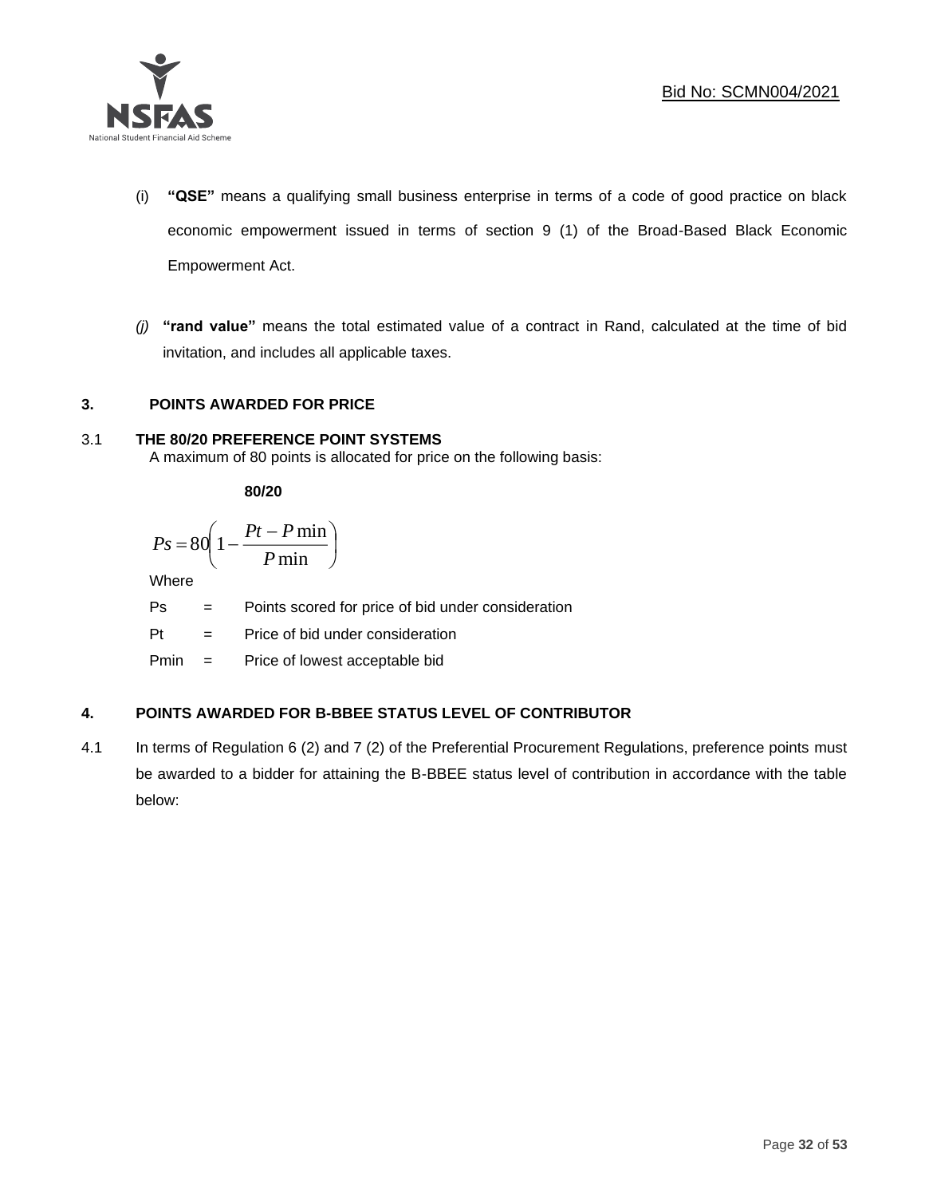(i) **"QSE"** means a qualifying small business enterprise in terms of a code of good practice on black economic empowerment issued in terms of section 9 (1) of the Broad-Based Black Economic Empowerment Act.

*(j)* **"rand value"** means the total estimated value of a contract in Rand, calculated at the time of bid invitation, and includes all applicable taxes.

## 3. POINTS AWARDED FOR PRICE

### 3.1 THE 80/20 PREFERENCE POINT SYSTEMS

A maximum of 80 points is allocated for price on the following basis:

**80/20**

$$Ps = 80\left(1 - \frac{Pt - P\min}{P\min}\right)$$

Where

Ps = Points scored for price of bid under consideration

Pt = Price of bid under consideration

Pmin = Price of lowest acceptable bid

## 4. POINTS AWARDED FOR B-BBEE STATUS LEVEL OF CONTRIBUTOR

4.1 In terms of Regulation 6 (2) and 7 (2) of the Preferential Procurement Regulations, preference points must be awarded to a bidder for attaining the B-BBEE status level of contribution in accordance with the table below: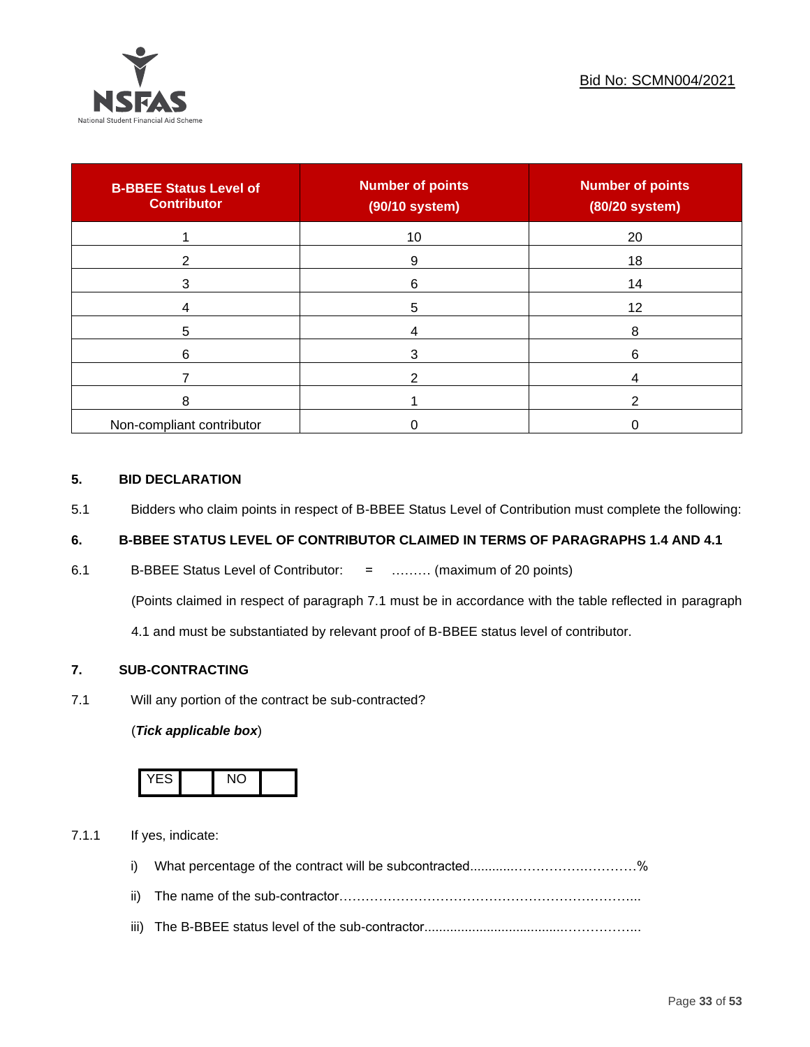| B-BBEE Status Level of Contributor | Number of points (90/10 system) | Number of points (80/20 system) |
|---|---|---|
| 1 | 10 | 20 |
| 2 | 9 | 18 |
| 3 | 6 | 14 |
| 4 | 5 | 12 |
| 5 | 4 | 8 |
| 6 | 3 | 6 |
| 7 | 2 | 4 |
| 8 | 1 | 2 |
| Non-compliant contributor | 0 | 0 |

## 5. BID DECLARATION

5.1 Bidders who claim points in respect of B-BBEE Status Level of Contribution must complete the following:

## 6. B-BBEE STATUS LEVEL OF CONTRIBUTOR CLAIMED IN TERMS OF PARAGRAPHS 1.4 AND 4.1

6.1 B-BBEE Status Level of Contributor: = ……… (maximum of 20 points)

(Points claimed in respect of paragraph 7.1 must be in accordance with the table reflected in paragraph 4.1 and must be substantiated by relevant proof of B-BBEE status level of contributor.

## 7. SUB-CONTRACTING

7.1 Will any portion of the contract be sub-contracted?

(***Tick applicable box***)

| YES | | NO | |
|---|---|---|---|

7.1.1 If yes, indicate:

i) What percentage of the contract will be subcontracted............……………….…………%

ii) The name of the sub-contractor…………………………………………………………..

iii) The B-BBEE status level of the sub-contractor......................................……………..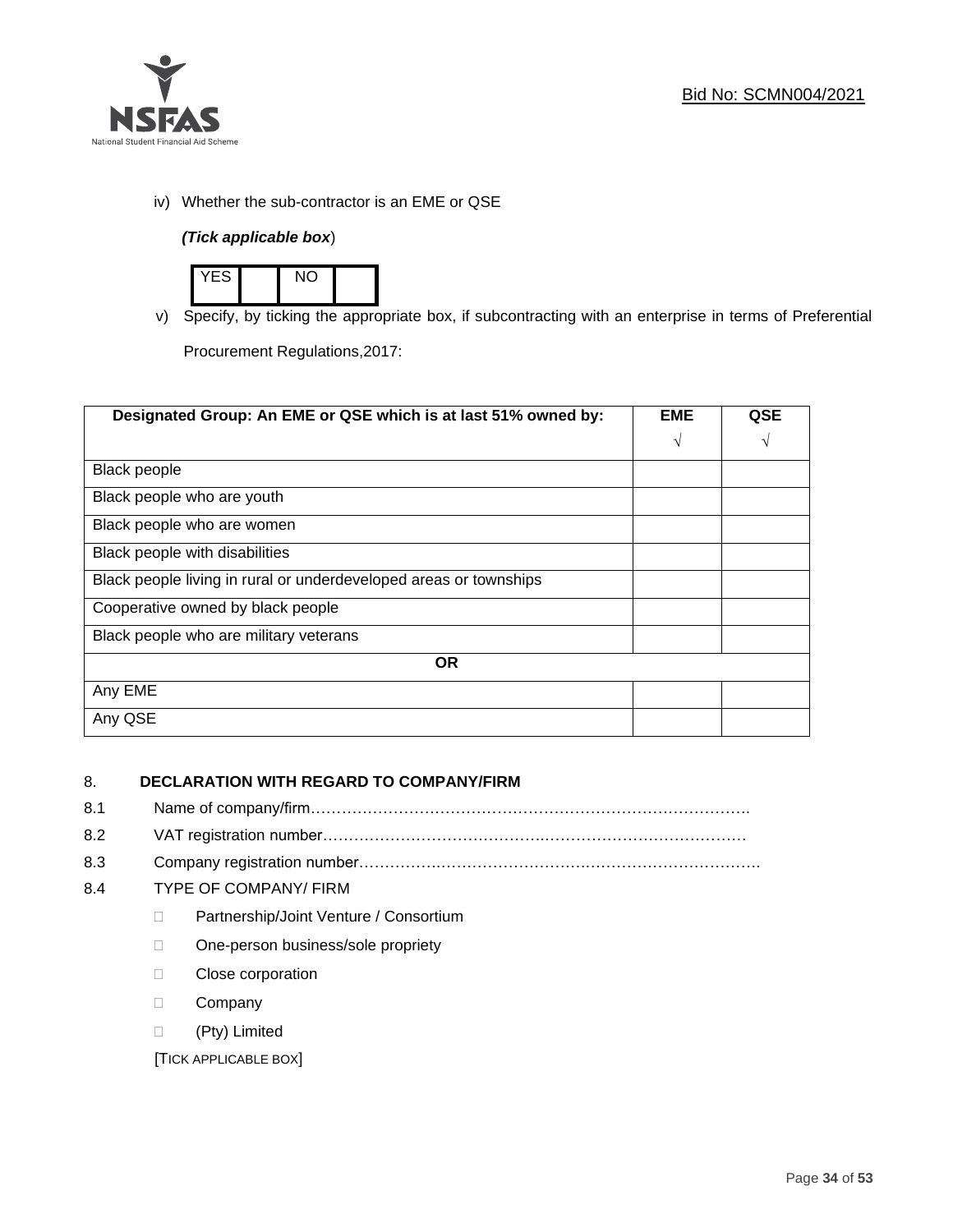iv) Whether the sub-contractor is an EME or QSE

*(Tick applicable box*)

| YES | | NO | |
|---|---|---|---|

v) Specify, by ticking the appropriate box, if subcontracting with an enterprise in terms of Preferential Procurement Regulations,2017:

| Designated Group: An EME or QSE which is at last 51% owned by: | EME √ | QSE √ |
|---|---|---|
| Black people | | |
| Black people who are youth | | |
| Black people who are women | | |
| Black people with disabilities | | |
| Black people living in rural or underdeveloped areas or townships | | |
| Cooperative owned by black people | | |
| Black people who are military veterans | | |
| **OR** | | |
| Any EME | | |
| Any QSE | | |

## 8. DECLARATION WITH REGARD TO COMPANY/FIRM

8.1 Name of company/firm…………………………………………………………………………….

8.2 VAT registration number……………………………………..…………………………………

8.3 Company registration number…………….……………………….…………………………….

8.4 TYPE OF COMPANY/ FIRM

- ☐ Partnership/Joint Venture / Consortium
- ☐ One-person business/sole propriety
- ☐ Close corporation
- ☐ Company
- ☐ (Pty) Limited

[TICK APPLICABLE BOX]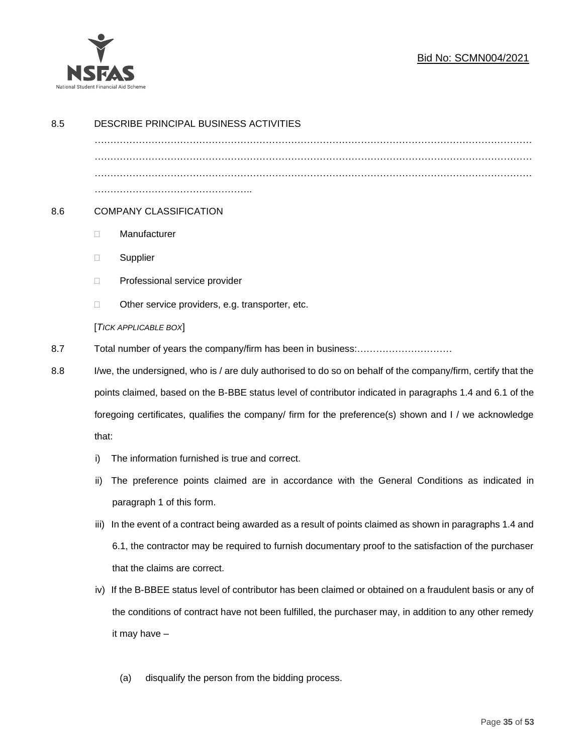8.5 DESCRIBE PRINCIPAL BUSINESS ACTIVITIES

…………………………………………………………………………………………………………………
…………………………………………………………………………………………………………………
…………………………………………………………………………………………………………………
…………………………………………..

8.6 COMPANY CLASSIFICATION

- ☐ Manufacturer
- ☐ Supplier
- ☐ Professional service provider
- ☐ Other service providers, e.g. transporter, etc.

[*TICK APPLICABLE BOX*]

8.7 Total number of years the company/firm has been in business:…………………………

8.8 I/we, the undersigned, who is / are duly authorised to do so on behalf of the company/firm, certify that the points claimed, based on the B-BBE status level of contributor indicated in paragraphs 1.4 and 6.1 of the foregoing certificates, qualifies the company/ firm for the preference(s) shown and I / we acknowledge that:

i) The information furnished is true and correct.

ii) The preference points claimed are in accordance with the General Conditions as indicated in paragraph 1 of this form.

iii) In the event of a contract being awarded as a result of points claimed as shown in paragraphs 1.4 and 6.1, the contractor may be required to furnish documentary proof to the satisfaction of the purchaser that the claims are correct.

iv) If the B-BBEE status level of contributor has been claimed or obtained on a fraudulent basis or any of the conditions of contract have not been fulfilled, the purchaser may, in addition to any other remedy it may have –

(a) disqualify the person from the bidding process.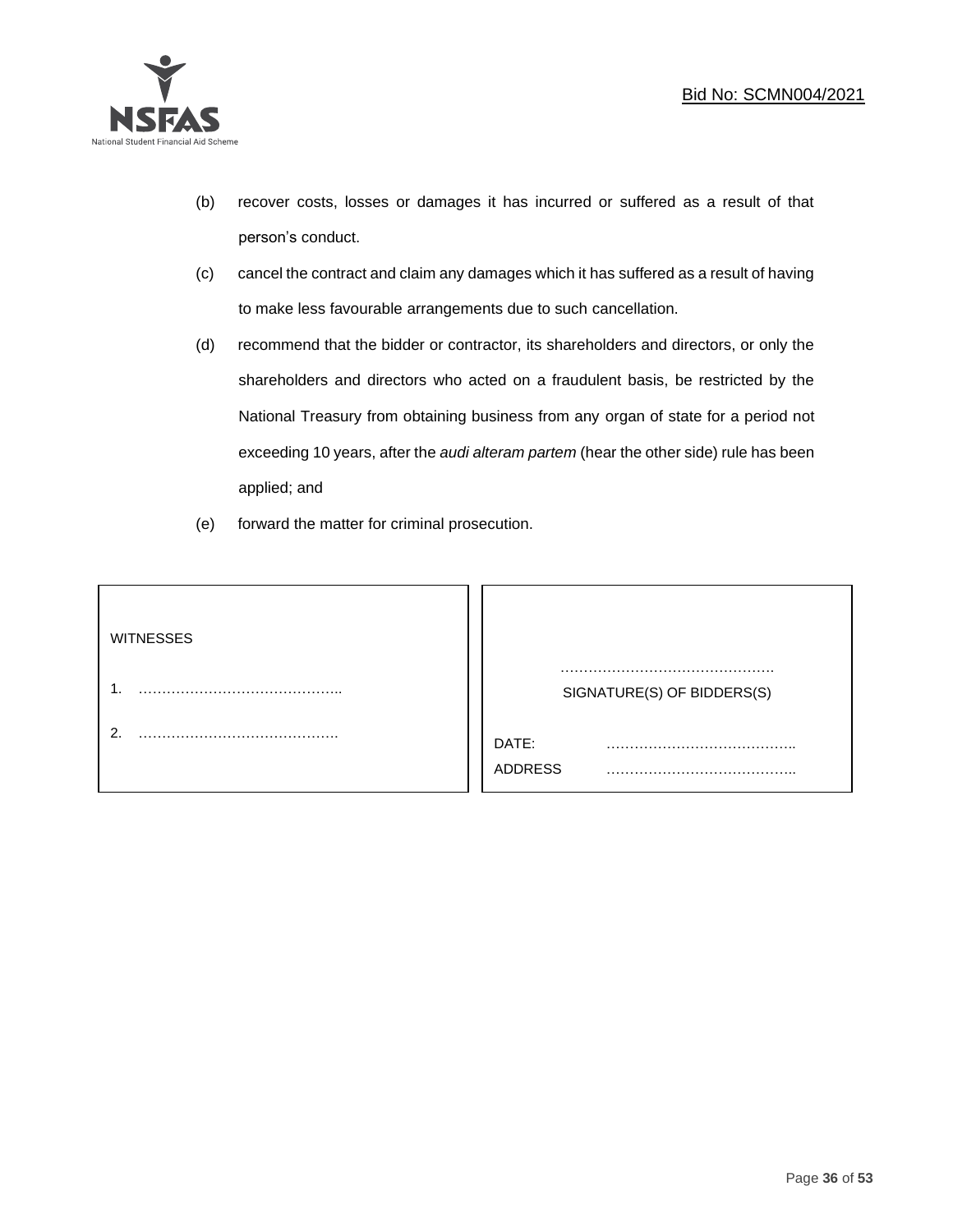(b) recover costs, losses or damages it has incurred or suffered as a result of that person's conduct.

(c) cancel the contract and claim any damages which it has suffered as a result of having to make less favourable arrangements due to such cancellation.

(d) recommend that the bidder or contractor, its shareholders and directors, or only the shareholders and directors who acted on a fraudulent basis, be restricted by the National Treasury from obtaining business from any organ of state for a period not exceeding 10 years, after the *audi alteram partem* (hear the other side) rule has been applied; and

(e) forward the matter for criminal prosecution.

| WITNESSES | |
|---|---|
| 1. …………………………………….. | ………………………………………. SIGNATURE(S) OF BIDDERS(S) |
| 2. ……………………………………. | DATE: ………………………………….. |
| | ADDRESS ………………………………….. |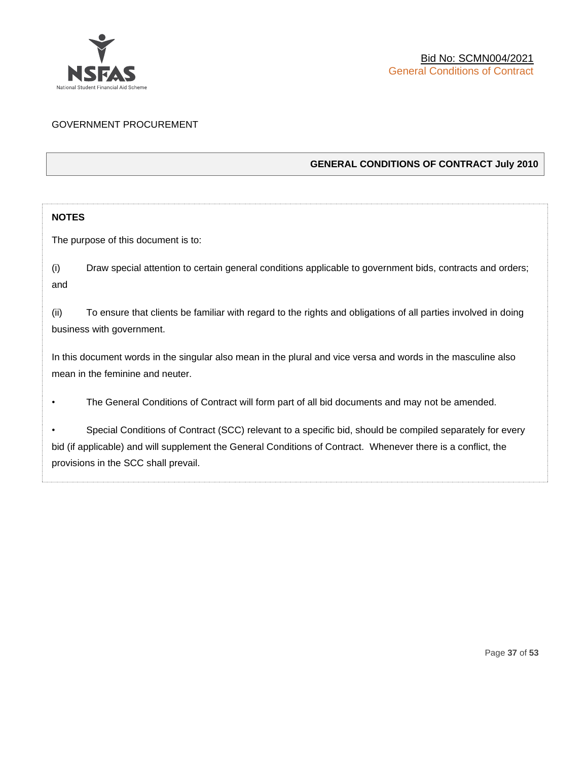GOVERNMENT PROCUREMENT

## GENERAL CONDITIONS OF CONTRACT July 2010

**NOTES**

The purpose of this document is to:

(i) Draw special attention to certain general conditions applicable to government bids, contracts and orders; and

(ii) To ensure that clients be familiar with regard to the rights and obligations of all parties involved in doing business with government.

In this document words in the singular also mean in the plural and vice versa and words in the masculine also mean in the feminine and neuter.

- The General Conditions of Contract will form part of all bid documents and may not be amended.
- Special Conditions of Contract (SCC) relevant to a specific bid, should be compiled separately for every bid (if applicable) and will supplement the General Conditions of Contract. Whenever there is a conflict, the provisions in the SCC shall prevail.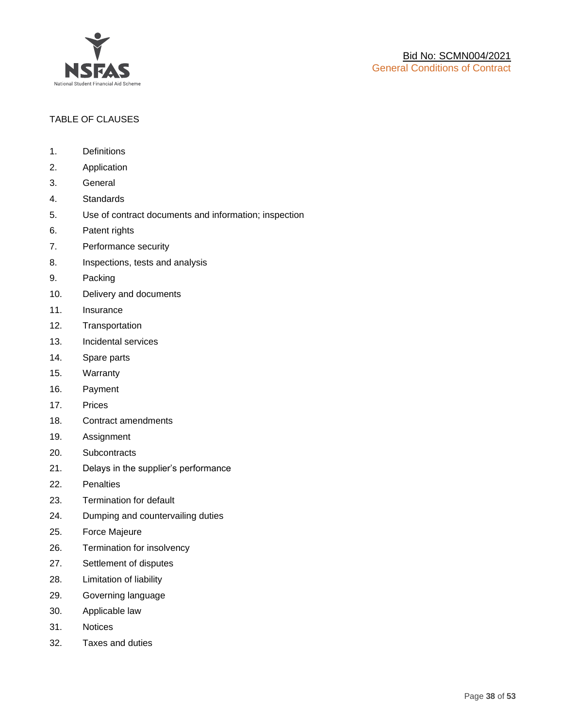TABLE OF CLAUSES

1. Definitions
2. Application
3. General
4. Standards
5. Use of contract documents and information; inspection
6. Patent rights
7. Performance security
8. Inspections, tests and analysis
9. Packing
10. Delivery and documents
11. Insurance
12. Transportation
13. Incidental services
14. Spare parts
15. Warranty
16. Payment
17. Prices
18. Contract amendments
19. Assignment
20. Subcontracts
21. Delays in the supplier's performance
22. Penalties
23. Termination for default
24. Dumping and countervailing duties
25. Force Majeure
26. Termination for insolvency
27. Settlement of disputes
28. Limitation of liability
29. Governing language
30. Applicable law
31. Notices
32. Taxes and duties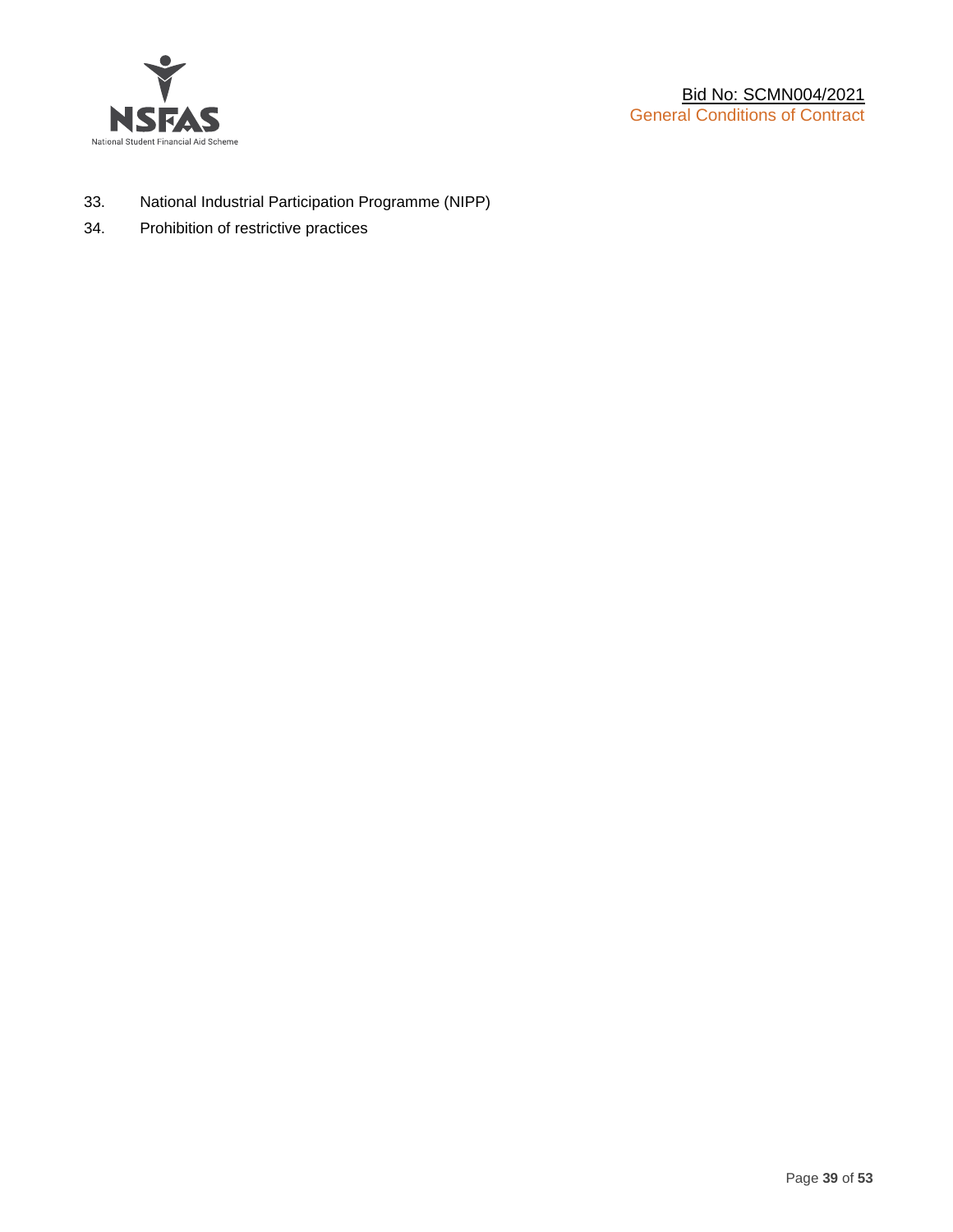33. National Industrial Participation Programme (NIPP)
34. Prohibition of restrictive practices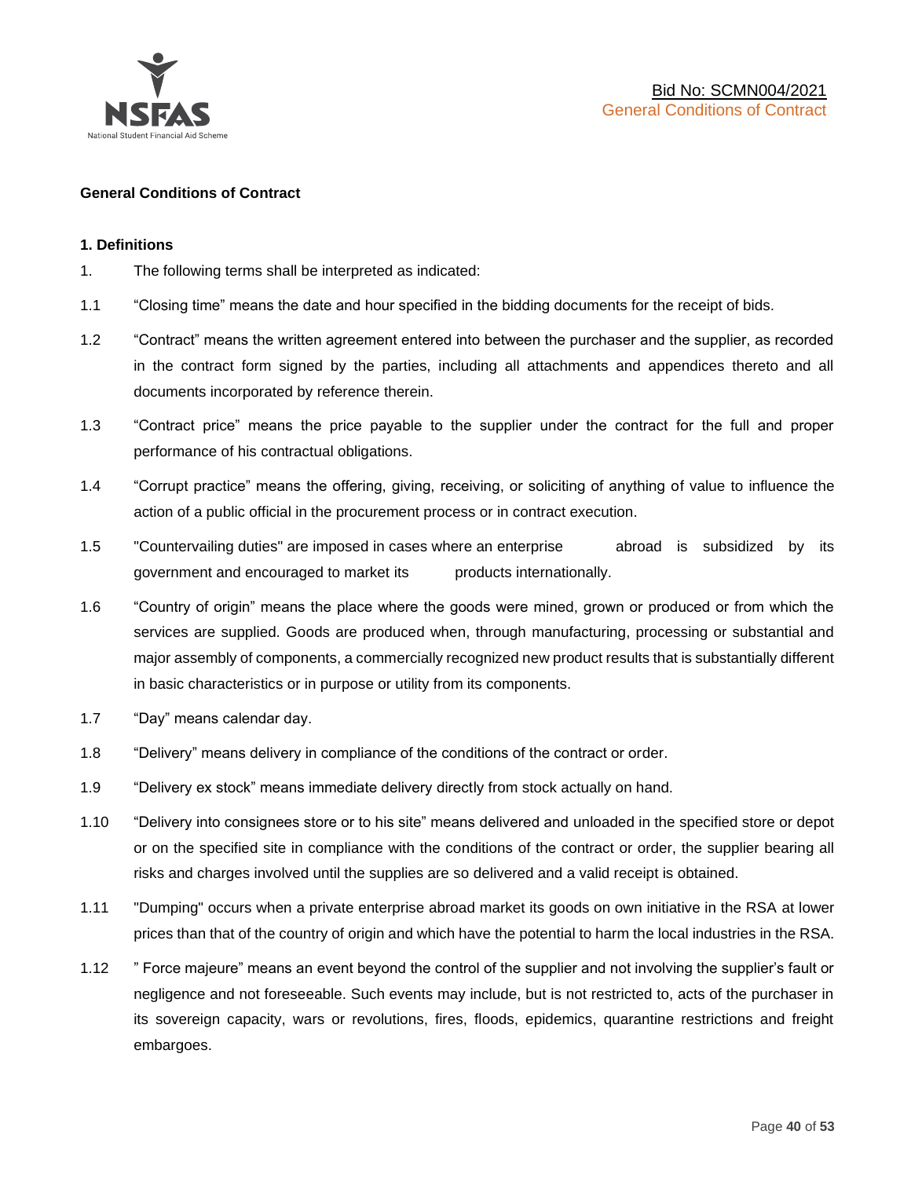**General Conditions of Contract**

**1. Definitions**

1. The following terms shall be interpreted as indicated:

1.1 "Closing time" means the date and hour specified in the bidding documents for the receipt of bids.

1.2 "Contract" means the written agreement entered into between the purchaser and the supplier, as recorded in the contract form signed by the parties, including all attachments and appendices thereto and all documents incorporated by reference therein.

1.3 "Contract price" means the price payable to the supplier under the contract for the full and proper performance of his contractual obligations.

1.4 "Corrupt practice" means the offering, giving, receiving, or soliciting of anything of value to influence the action of a public official in the procurement process or in contract execution.

1.5 "Countervailing duties" are imposed in cases where an enterprise abroad is subsidized by its government and encouraged to market its products internationally.

1.6 "Country of origin" means the place where the goods were mined, grown or produced or from which the services are supplied. Goods are produced when, through manufacturing, processing or substantial and major assembly of components, a commercially recognized new product results that is substantially different in basic characteristics or in purpose or utility from its components.

1.7 "Day" means calendar day.

1.8 "Delivery" means delivery in compliance of the conditions of the contract or order.

1.9 "Delivery ex stock" means immediate delivery directly from stock actually on hand.

1.10 "Delivery into consignees store or to his site" means delivered and unloaded in the specified store or depot or on the specified site in compliance with the conditions of the contract or order, the supplier bearing all risks and charges involved until the supplies are so delivered and a valid receipt is obtained.

1.11 "Dumping" occurs when a private enterprise abroad market its goods on own initiative in the RSA at lower prices than that of the country of origin and which have the potential to harm the local industries in the RSA.

1.12 " Force majeure" means an event beyond the control of the supplier and not involving the supplier's fault or negligence and not foreseeable. Such events may include, but is not restricted to, acts of the purchaser in its sovereign capacity, wars or revolutions, fires, floods, epidemics, quarantine restrictions and freight embargoes.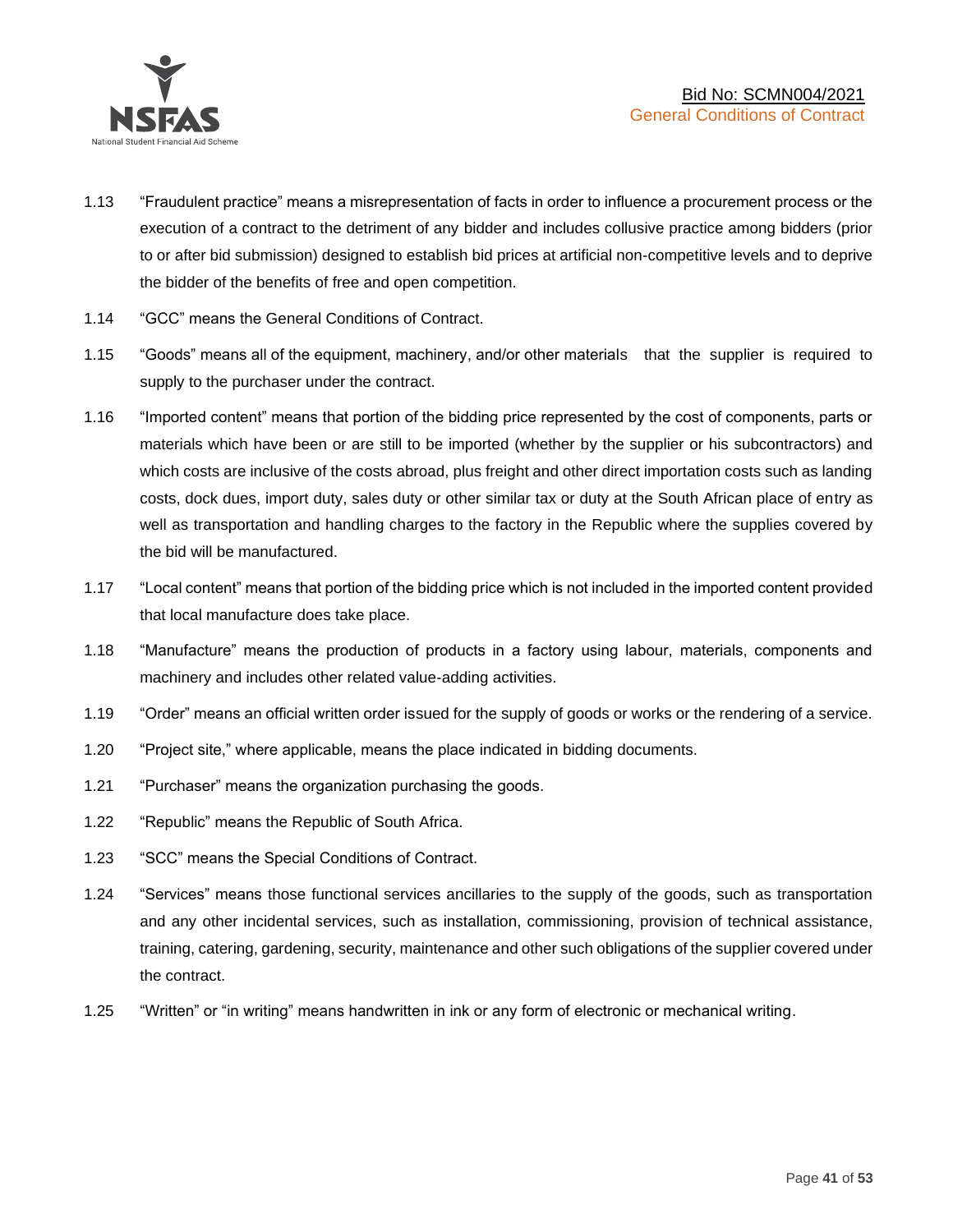1.13 "Fraudulent practice" means a misrepresentation of facts in order to influence a procurement process or the execution of a contract to the detriment of any bidder and includes collusive practice among bidders (prior to or after bid submission) designed to establish bid prices at artificial non-competitive levels and to deprive the bidder of the benefits of free and open competition.

1.14 "GCC" means the General Conditions of Contract.

1.15 "Goods" means all of the equipment, machinery, and/or other materials that the supplier is required to supply to the purchaser under the contract.

1.16 "Imported content" means that portion of the bidding price represented by the cost of components, parts or materials which have been or are still to be imported (whether by the supplier or his subcontractors) and which costs are inclusive of the costs abroad, plus freight and other direct importation costs such as landing costs, dock dues, import duty, sales duty or other similar tax or duty at the South African place of entry as well as transportation and handling charges to the factory in the Republic where the supplies covered by the bid will be manufactured.

1.17 "Local content" means that portion of the bidding price which is not included in the imported content provided that local manufacture does take place.

1.18 "Manufacture" means the production of products in a factory using labour, materials, components and machinery and includes other related value-adding activities.

1.19 "Order" means an official written order issued for the supply of goods or works or the rendering of a service.

1.20 "Project site," where applicable, means the place indicated in bidding documents.

1.21 "Purchaser" means the organization purchasing the goods.

1.22 "Republic" means the Republic of South Africa.

1.23 "SCC" means the Special Conditions of Contract.

1.24 "Services" means those functional services ancillaries to the supply of the goods, such as transportation and any other incidental services, such as installation, commissioning, provision of technical assistance, training, catering, gardening, security, maintenance and other such obligations of the supplier covered under the contract.

1.25 "Written" or "in writing" means handwritten in ink or any form of electronic or mechanical writing.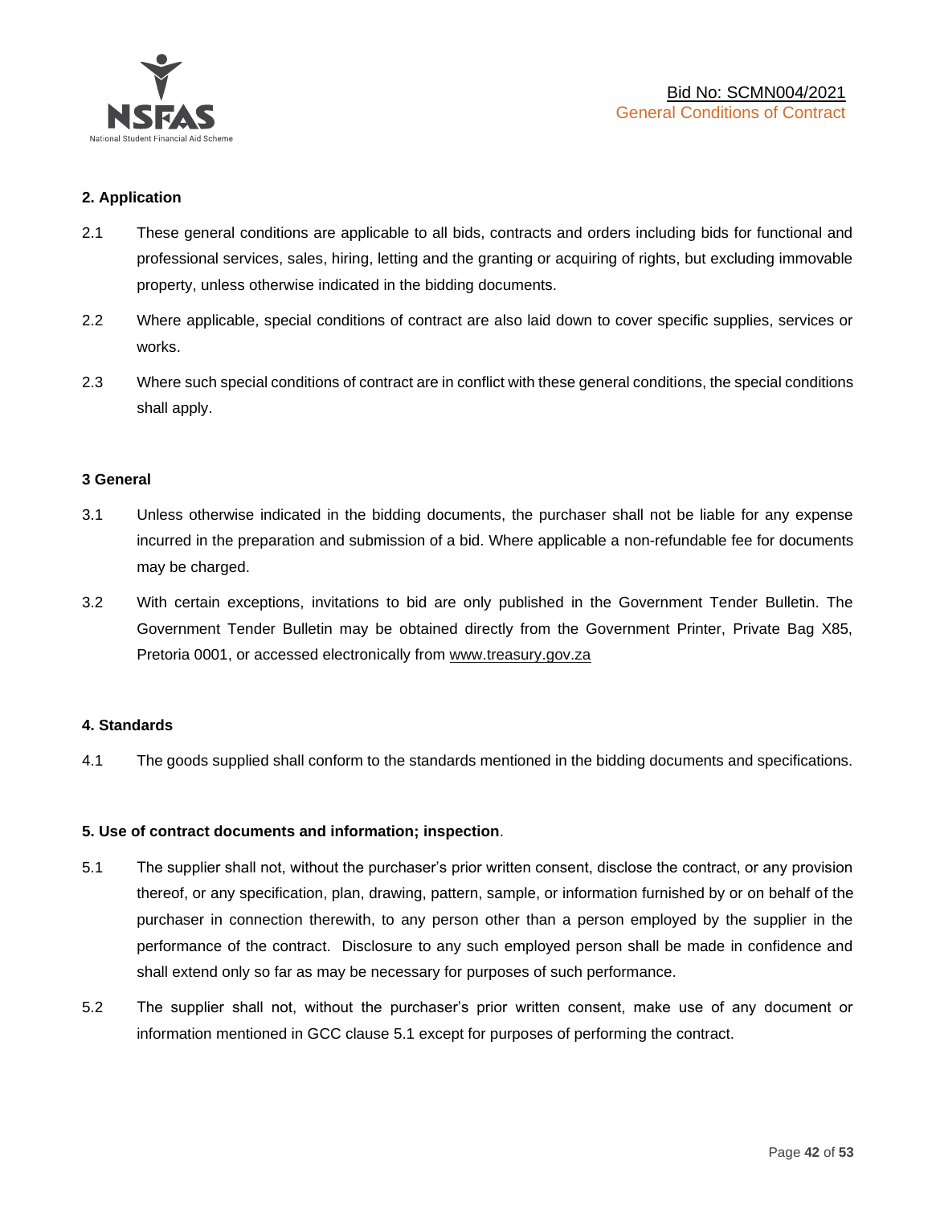## 2. Application

2.1 These general conditions are applicable to all bids, contracts and orders including bids for functional and professional services, sales, hiring, letting and the granting or acquiring of rights, but excluding immovable property, unless otherwise indicated in the bidding documents.

2.2 Where applicable, special conditions of contract are also laid down to cover specific supplies, services or works.

2.3 Where such special conditions of contract are in conflict with these general conditions, the special conditions shall apply.

## 3 General

3.1 Unless otherwise indicated in the bidding documents, the purchaser shall not be liable for any expense incurred in the preparation and submission of a bid. Where applicable a non-refundable fee for documents may be charged.

3.2 With certain exceptions, invitations to bid are only published in the Government Tender Bulletin. The Government Tender Bulletin may be obtained directly from the Government Printer, Private Bag X85, Pretoria 0001, or accessed electronically from www.treasury.gov.za

## 4. Standards

4.1 The goods supplied shall conform to the standards mentioned in the bidding documents and specifications.

## 5. Use of contract documents and information; inspection.

5.1 The supplier shall not, without the purchaser's prior written consent, disclose the contract, or any provision thereof, or any specification, plan, drawing, pattern, sample, or information furnished by or on behalf of the purchaser in connection therewith, to any person other than a person employed by the supplier in the performance of the contract. Disclosure to any such employed person shall be made in confidence and shall extend only so far as may be necessary for purposes of such performance.

5.2 The supplier shall not, without the purchaser's prior written consent, make use of any document or information mentioned in GCC clause 5.1 except for purposes of performing the contract.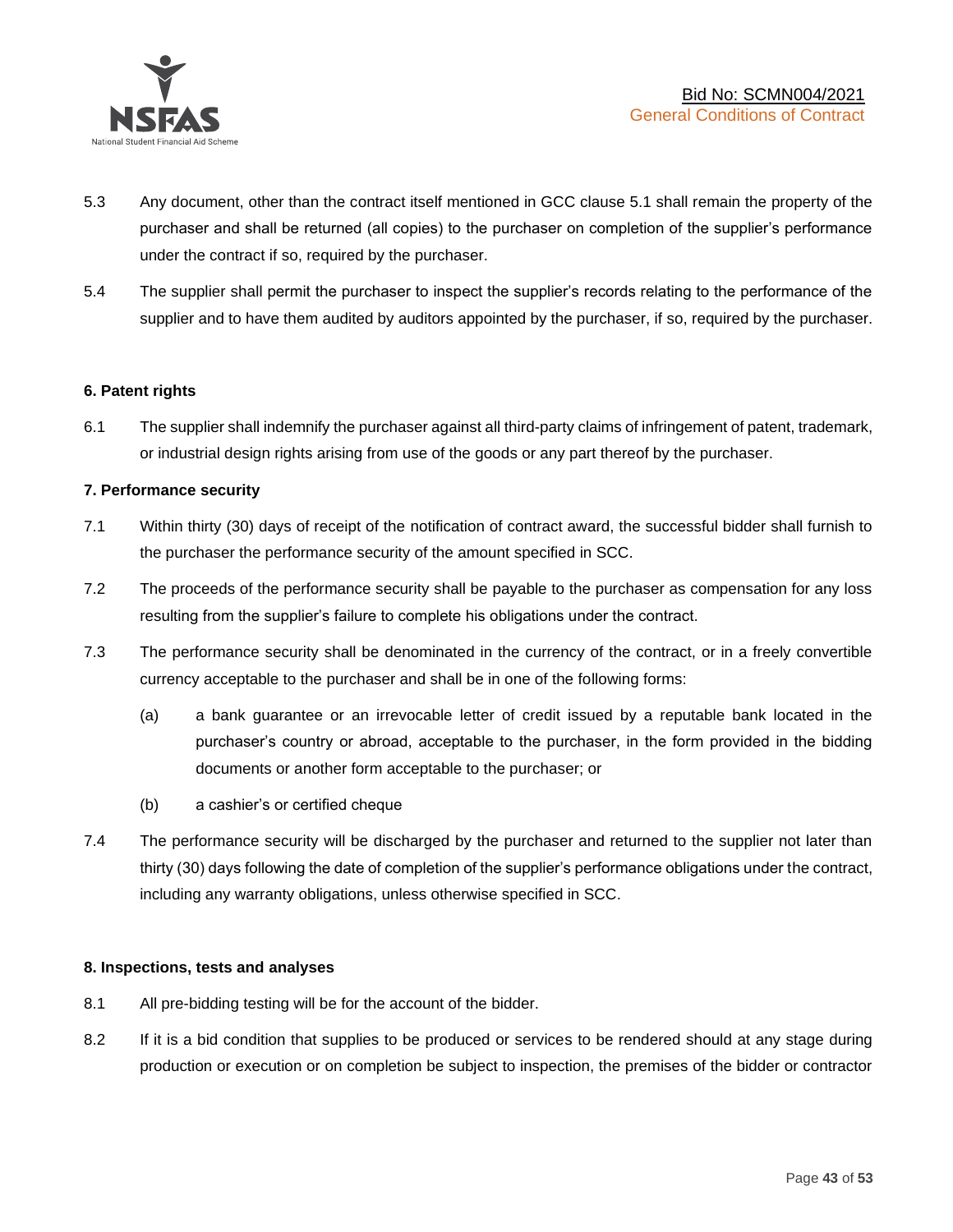5.3 Any document, other than the contract itself mentioned in GCC clause 5.1 shall remain the property of the purchaser and shall be returned (all copies) to the purchaser on completion of the supplier's performance under the contract if so, required by the purchaser.

5.4 The supplier shall permit the purchaser to inspect the supplier's records relating to the performance of the supplier and to have them audited by auditors appointed by the purchaser, if so, required by the purchaser.

**6. Patent rights**

6.1 The supplier shall indemnify the purchaser against all third-party claims of infringement of patent, trademark, or industrial design rights arising from use of the goods or any part thereof by the purchaser.

**7. Performance security**

7.1 Within thirty (30) days of receipt of the notification of contract award, the successful bidder shall furnish to the purchaser the performance security of the amount specified in SCC.

7.2 The proceeds of the performance security shall be payable to the purchaser as compensation for any loss resulting from the supplier's failure to complete his obligations under the contract.

7.3 The performance security shall be denominated in the currency of the contract, or in a freely convertible currency acceptable to the purchaser and shall be in one of the following forms:

(a) a bank guarantee or an irrevocable letter of credit issued by a reputable bank located in the purchaser's country or abroad, acceptable to the purchaser, in the form provided in the bidding documents or another form acceptable to the purchaser; or

(b) a cashier's or certified cheque

7.4 The performance security will be discharged by the purchaser and returned to the supplier not later than thirty (30) days following the date of completion of the supplier's performance obligations under the contract, including any warranty obligations, unless otherwise specified in SCC.

**8. Inspections, tests and analyses**

8.1 All pre-bidding testing will be for the account of the bidder.

8.2 If it is a bid condition that supplies to be produced or services to be rendered should at any stage during production or execution or on completion be subject to inspection, the premises of the bidder or contractor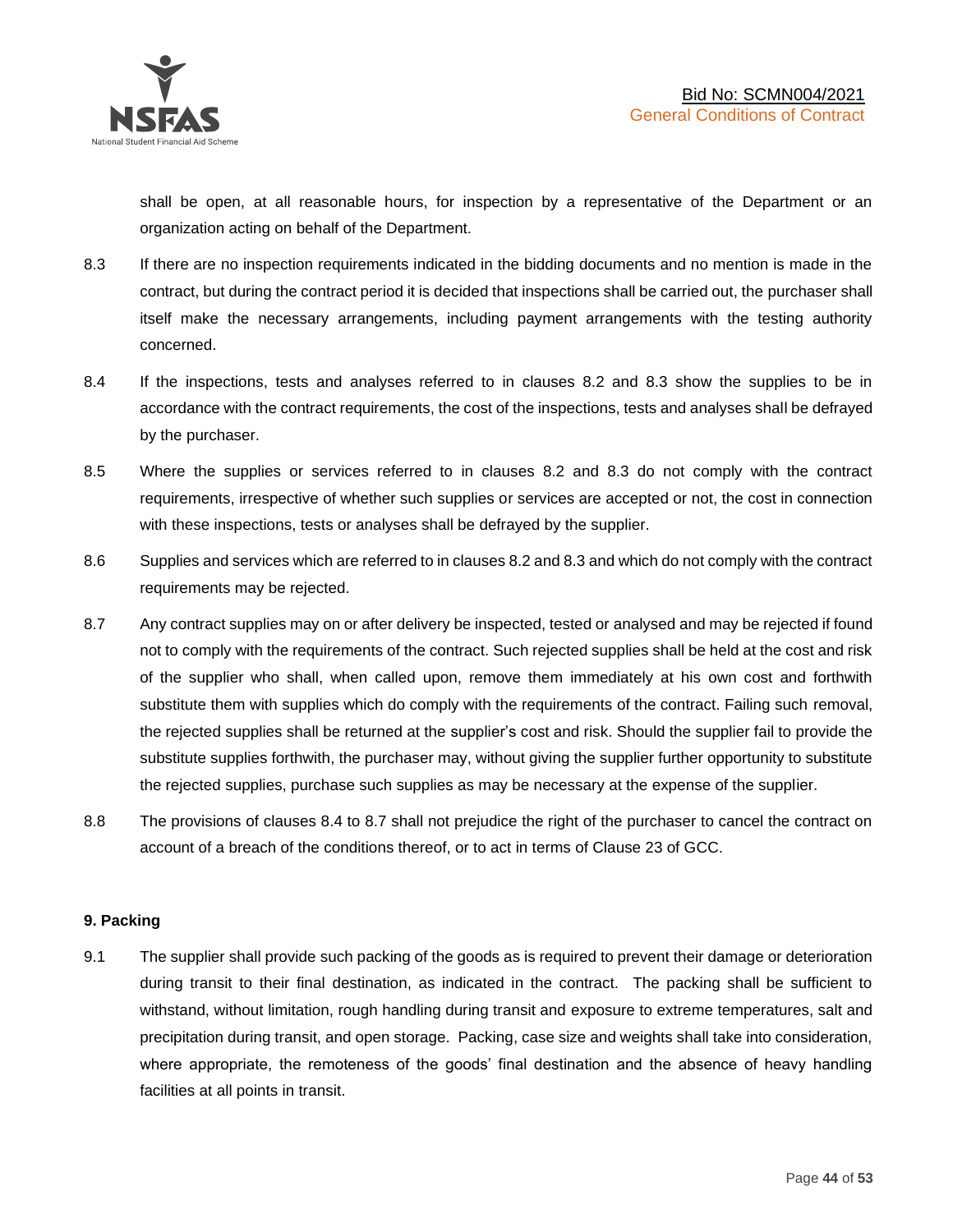shall be open, at all reasonable hours, for inspection by a representative of the Department or an organization acting on behalf of the Department.

8.3 If there are no inspection requirements indicated in the bidding documents and no mention is made in the contract, but during the contract period it is decided that inspections shall be carried out, the purchaser shall itself make the necessary arrangements, including payment arrangements with the testing authority concerned.

8.4 If the inspections, tests and analyses referred to in clauses 8.2 and 8.3 show the supplies to be in accordance with the contract requirements, the cost of the inspections, tests and analyses shall be defrayed by the purchaser.

8.5 Where the supplies or services referred to in clauses 8.2 and 8.3 do not comply with the contract requirements, irrespective of whether such supplies or services are accepted or not, the cost in connection with these inspections, tests or analyses shall be defrayed by the supplier.

8.6 Supplies and services which are referred to in clauses 8.2 and 8.3 and which do not comply with the contract requirements may be rejected.

8.7 Any contract supplies may on or after delivery be inspected, tested or analysed and may be rejected if found not to comply with the requirements of the contract. Such rejected supplies shall be held at the cost and risk of the supplier who shall, when called upon, remove them immediately at his own cost and forthwith substitute them with supplies which do comply with the requirements of the contract. Failing such removal, the rejected supplies shall be returned at the supplier's cost and risk. Should the supplier fail to provide the substitute supplies forthwith, the purchaser may, without giving the supplier further opportunity to substitute the rejected supplies, purchase such supplies as may be necessary at the expense of the supplier.

8.8 The provisions of clauses 8.4 to 8.7 shall not prejudice the right of the purchaser to cancel the contract on account of a breach of the conditions thereof, or to act in terms of Clause 23 of GCC.

**9. Packing**

9.1 The supplier shall provide such packing of the goods as is required to prevent their damage or deterioration during transit to their final destination, as indicated in the contract. The packing shall be sufficient to withstand, without limitation, rough handling during transit and exposure to extreme temperatures, salt and precipitation during transit, and open storage. Packing, case size and weights shall take into consideration, where appropriate, the remoteness of the goods' final destination and the absence of heavy handling facilities at all points in transit.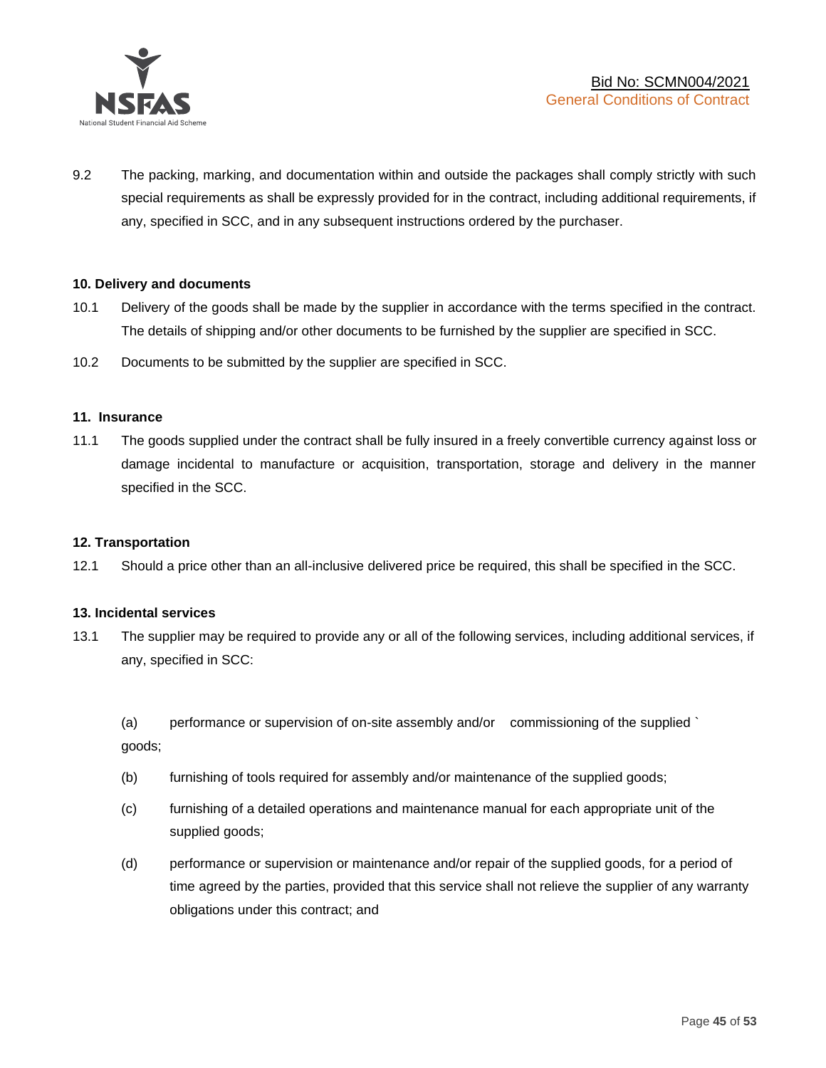9.2 The packing, marking, and documentation within and outside the packages shall comply strictly with such special requirements as shall be expressly provided for in the contract, including additional requirements, if any, specified in SCC, and in any subsequent instructions ordered by the purchaser.

**10. Delivery and documents**

10.1 Delivery of the goods shall be made by the supplier in accordance with the terms specified in the contract. The details of shipping and/or other documents to be furnished by the supplier are specified in SCC.

10.2 Documents to be submitted by the supplier are specified in SCC.

**11. Insurance**

11.1 The goods supplied under the contract shall be fully insured in a freely convertible currency against loss or damage incidental to manufacture or acquisition, transportation, storage and delivery in the manner specified in the SCC.

**12. Transportation**

12.1 Should a price other than an all-inclusive delivered price be required, this shall be specified in the SCC.

**13. Incidental services**

13.1 The supplier may be required to provide any or all of the following services, including additional services, if any, specified in SCC:

(a) performance or supervision of on-site assembly and/or commissioning of the supplied ` goods;

(b) furnishing of tools required for assembly and/or maintenance of the supplied goods;

(c) furnishing of a detailed operations and maintenance manual for each appropriate unit of the supplied goods;

(d) performance or supervision or maintenance and/or repair of the supplied goods, for a period of time agreed by the parties, provided that this service shall not relieve the supplier of any warranty obligations under this contract; and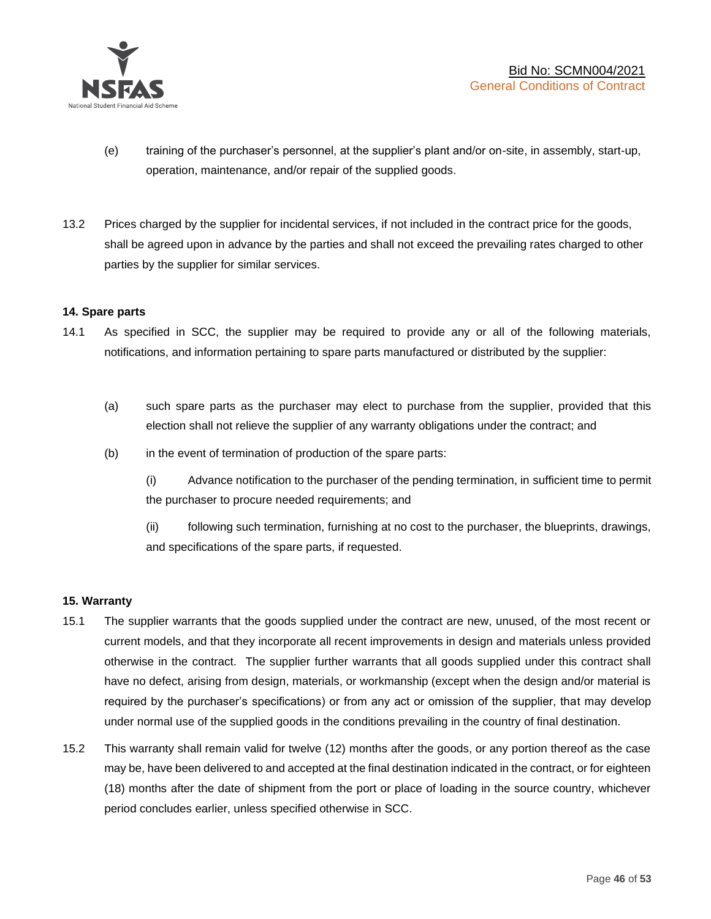(e) training of the purchaser's personnel, at the supplier's plant and/or on-site, in assembly, start-up, operation, maintenance, and/or repair of the supplied goods.

13.2 Prices charged by the supplier for incidental services, if not included in the contract price for the goods, shall be agreed upon in advance by the parties and shall not exceed the prevailing rates charged to other parties by the supplier for similar services.

**14. Spare parts**

14.1 As specified in SCC, the supplier may be required to provide any or all of the following materials, notifications, and information pertaining to spare parts manufactured or distributed by the supplier:

(a) such spare parts as the purchaser may elect to purchase from the supplier, provided that this election shall not relieve the supplier of any warranty obligations under the contract; and

(b) in the event of termination of production of the spare parts:

(i) Advance notification to the purchaser of the pending termination, in sufficient time to permit the purchaser to procure needed requirements; and

(ii) following such termination, furnishing at no cost to the purchaser, the blueprints, drawings, and specifications of the spare parts, if requested.

**15. Warranty**

15.1 The supplier warrants that the goods supplied under the contract are new, unused, of the most recent or current models, and that they incorporate all recent improvements in design and materials unless provided otherwise in the contract. The supplier further warrants that all goods supplied under this contract shall have no defect, arising from design, materials, or workmanship (except when the design and/or material is required by the purchaser's specifications) or from any act or omission of the supplier, that may develop under normal use of the supplied goods in the conditions prevailing in the country of final destination.

15.2 This warranty shall remain valid for twelve (12) months after the goods, or any portion thereof as the case may be, have been delivered to and accepted at the final destination indicated in the contract, or for eighteen (18) months after the date of shipment from the port or place of loading in the source country, whichever period concludes earlier, unless specified otherwise in SCC.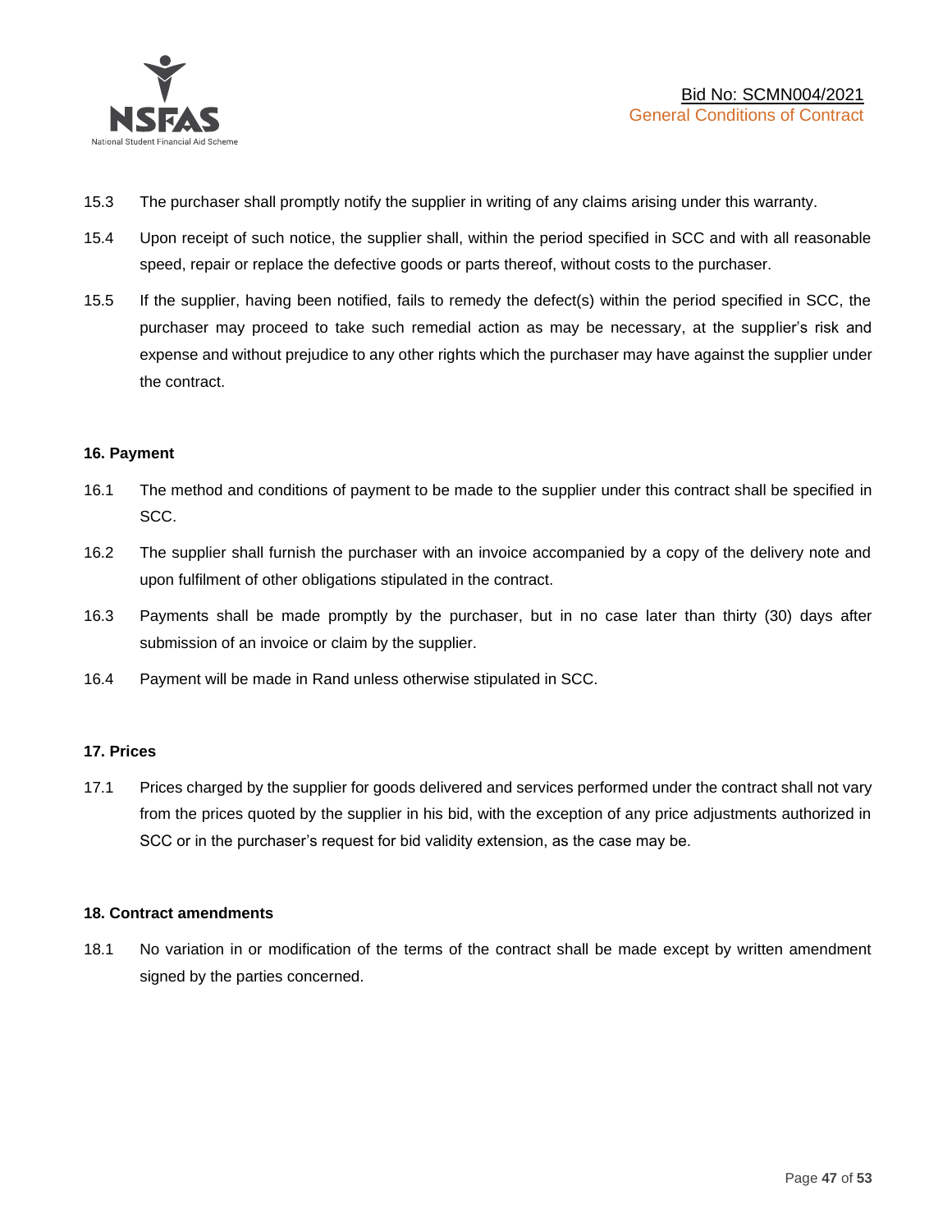15.3 The purchaser shall promptly notify the supplier in writing of any claims arising under this warranty.

15.4 Upon receipt of such notice, the supplier shall, within the period specified in SCC and with all reasonable speed, repair or replace the defective goods or parts thereof, without costs to the purchaser.

15.5 If the supplier, having been notified, fails to remedy the defect(s) within the period specified in SCC, the purchaser may proceed to take such remedial action as may be necessary, at the supplier's risk and expense and without prejudice to any other rights which the purchaser may have against the supplier under the contract.

**16. Payment**

16.1 The method and conditions of payment to be made to the supplier under this contract shall be specified in SCC.

16.2 The supplier shall furnish the purchaser with an invoice accompanied by a copy of the delivery note and upon fulfilment of other obligations stipulated in the contract.

16.3 Payments shall be made promptly by the purchaser, but in no case later than thirty (30) days after submission of an invoice or claim by the supplier.

16.4 Payment will be made in Rand unless otherwise stipulated in SCC.

**17. Prices**

17.1 Prices charged by the supplier for goods delivered and services performed under the contract shall not vary from the prices quoted by the supplier in his bid, with the exception of any price adjustments authorized in SCC or in the purchaser's request for bid validity extension, as the case may be.

**18. Contract amendments**

18.1 No variation in or modification of the terms of the contract shall be made except by written amendment signed by the parties concerned.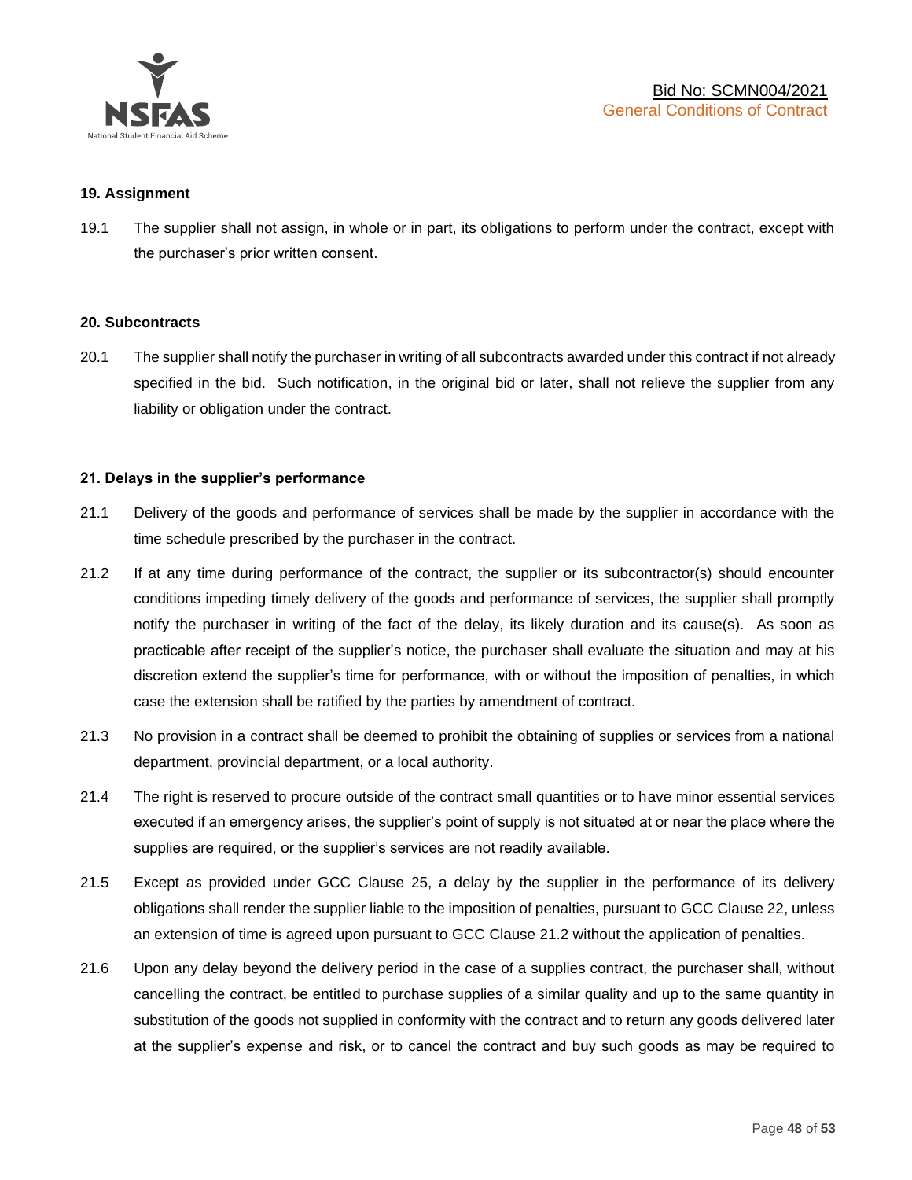**19. Assignment**

19.1 The supplier shall not assign, in whole or in part, its obligations to perform under the contract, except with the purchaser's prior written consent.

**20. Subcontracts**

20.1 The supplier shall notify the purchaser in writing of all subcontracts awarded under this contract if not already specified in the bid. Such notification, in the original bid or later, shall not relieve the supplier from any liability or obligation under the contract.

**21. Delays in the supplier's performance**

21.1 Delivery of the goods and performance of services shall be made by the supplier in accordance with the time schedule prescribed by the purchaser in the contract.

21.2 If at any time during performance of the contract, the supplier or its subcontractor(s) should encounter conditions impeding timely delivery of the goods and performance of services, the supplier shall promptly notify the purchaser in writing of the fact of the delay, its likely duration and its cause(s). As soon as practicable after receipt of the supplier's notice, the purchaser shall evaluate the situation and may at his discretion extend the supplier's time for performance, with or without the imposition of penalties, in which case the extension shall be ratified by the parties by amendment of contract.

21.3 No provision in a contract shall be deemed to prohibit the obtaining of supplies or services from a national department, provincial department, or a local authority.

21.4 The right is reserved to procure outside of the contract small quantities or to have minor essential services executed if an emergency arises, the supplier's point of supply is not situated at or near the place where the supplies are required, or the supplier's services are not readily available.

21.5 Except as provided under GCC Clause 25, a delay by the supplier in the performance of its delivery obligations shall render the supplier liable to the imposition of penalties, pursuant to GCC Clause 22, unless an extension of time is agreed upon pursuant to GCC Clause 21.2 without the application of penalties.

21.6 Upon any delay beyond the delivery period in the case of a supplies contract, the purchaser shall, without cancelling the contract, be entitled to purchase supplies of a similar quality and up to the same quantity in substitution of the goods not supplied in conformity with the contract and to return any goods delivered later at the supplier's expense and risk, or to cancel the contract and buy such goods as may be required to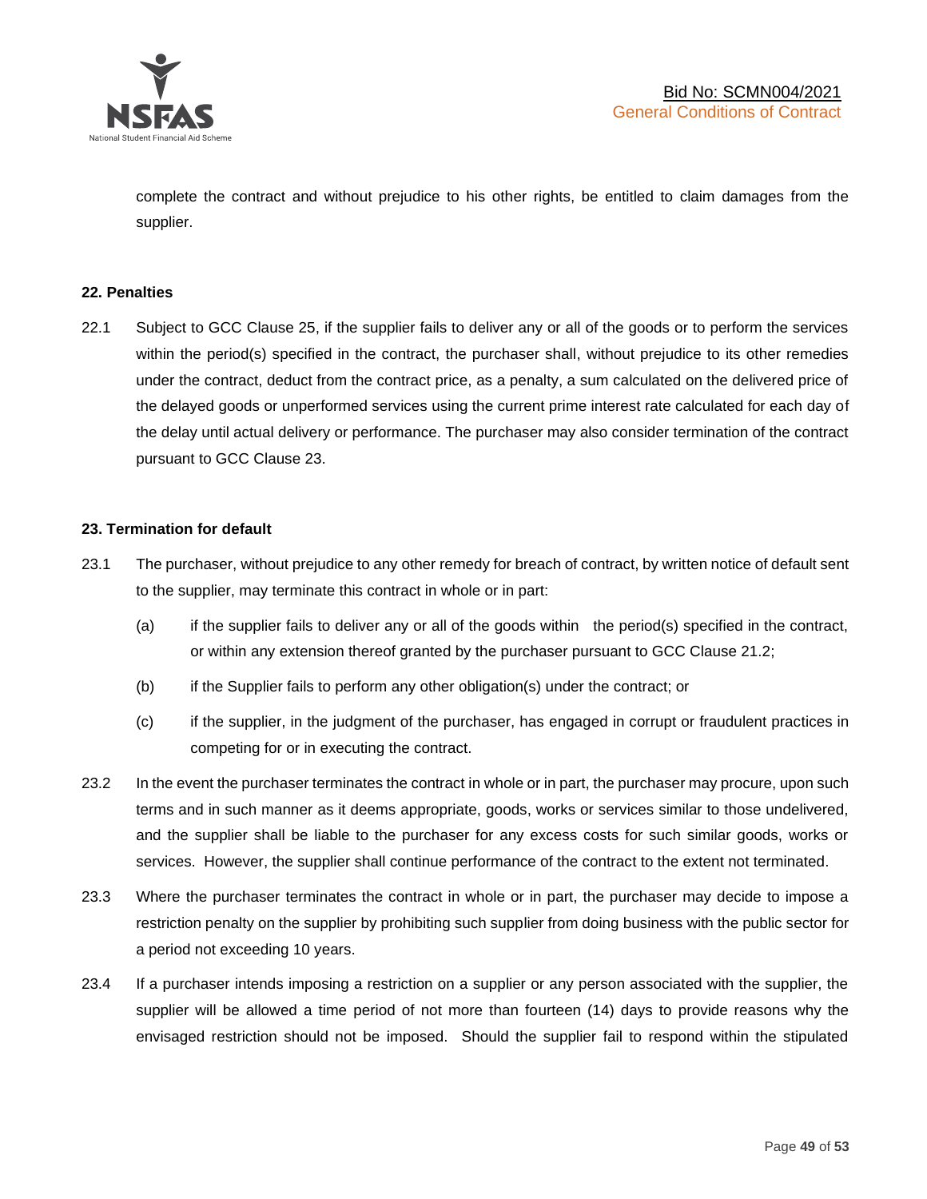complete the contract and without prejudice to his other rights, be entitled to claim damages from the supplier.

**22. Penalties**

22.1 Subject to GCC Clause 25, if the supplier fails to deliver any or all of the goods or to perform the services within the period(s) specified in the contract, the purchaser shall, without prejudice to its other remedies under the contract, deduct from the contract price, as a penalty, a sum calculated on the delivered price of the delayed goods or unperformed services using the current prime interest rate calculated for each day of the delay until actual delivery or performance. The purchaser may also consider termination of the contract pursuant to GCC Clause 23.

**23. Termination for default**

23.1 The purchaser, without prejudice to any other remedy for breach of contract, by written notice of default sent to the supplier, may terminate this contract in whole or in part:

(a) if the supplier fails to deliver any or all of the goods within the period(s) specified in the contract, or within any extension thereof granted by the purchaser pursuant to GCC Clause 21.2;

(b) if the Supplier fails to perform any other obligation(s) under the contract; or

(c) if the supplier, in the judgment of the purchaser, has engaged in corrupt or fraudulent practices in competing for or in executing the contract.

23.2 In the event the purchaser terminates the contract in whole or in part, the purchaser may procure, upon such terms and in such manner as it deems appropriate, goods, works or services similar to those undelivered, and the supplier shall be liable to the purchaser for any excess costs for such similar goods, works or services. However, the supplier shall continue performance of the contract to the extent not terminated.

23.3 Where the purchaser terminates the contract in whole or in part, the purchaser may decide to impose a restriction penalty on the supplier by prohibiting such supplier from doing business with the public sector for a period not exceeding 10 years.

23.4 If a purchaser intends imposing a restriction on a supplier or any person associated with the supplier, the supplier will be allowed a time period of not more than fourteen (14) days to provide reasons why the envisaged restriction should not be imposed. Should the supplier fail to respond within the stipulated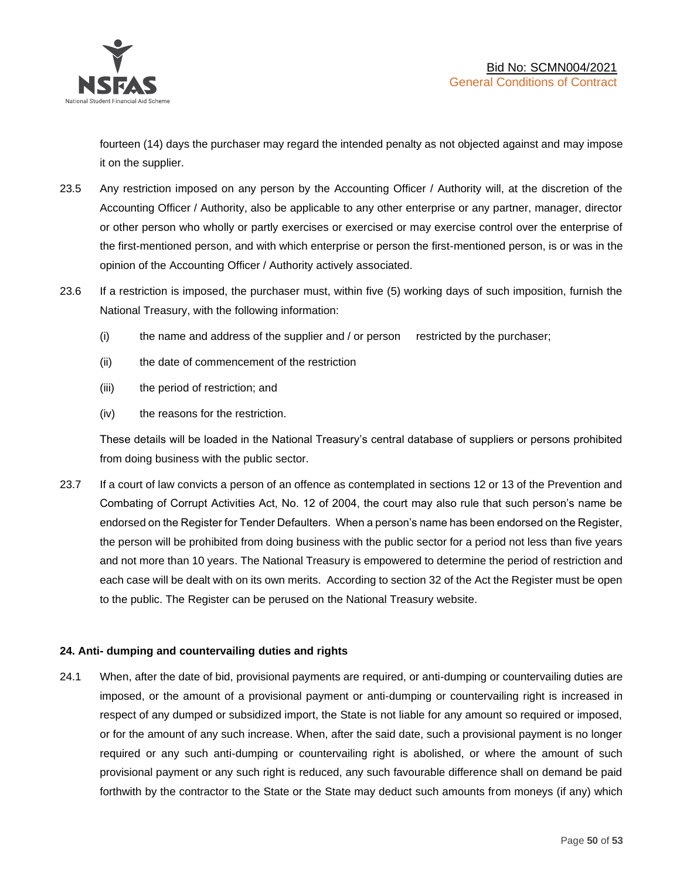fourteen (14) days the purchaser may regard the intended penalty as not objected against and may impose it on the supplier.

23.5 Any restriction imposed on any person by the Accounting Officer / Authority will, at the discretion of the Accounting Officer / Authority, also be applicable to any other enterprise or any partner, manager, director or other person who wholly or partly exercises or exercised or may exercise control over the enterprise of the first-mentioned person, and with which enterprise or person the first-mentioned person, is or was in the opinion of the Accounting Officer / Authority actively associated.

23.6 If a restriction is imposed, the purchaser must, within five (5) working days of such imposition, furnish the National Treasury, with the following information:

(i) the name and address of the supplier and / or person restricted by the purchaser;

(ii) the date of commencement of the restriction

(iii) the period of restriction; and

(iv) the reasons for the restriction.

These details will be loaded in the National Treasury's central database of suppliers or persons prohibited from doing business with the public sector.

23.7 If a court of law convicts a person of an offence as contemplated in sections 12 or 13 of the Prevention and Combating of Corrupt Activities Act, No. 12 of 2004, the court may also rule that such person's name be endorsed on the Register for Tender Defaulters. When a person's name has been endorsed on the Register, the person will be prohibited from doing business with the public sector for a period not less than five years and not more than 10 years. The National Treasury is empowered to determine the period of restriction and each case will be dealt with on its own merits. According to section 32 of the Act the Register must be open to the public. The Register can be perused on the National Treasury website.

**24. Anti- dumping and countervailing duties and rights**

24.1 When, after the date of bid, provisional payments are required, or anti-dumping or countervailing duties are imposed, or the amount of a provisional payment or anti-dumping or countervailing right is increased in respect of any dumped or subsidized import, the State is not liable for any amount so required or imposed, or for the amount of any such increase. When, after the said date, such a provisional payment is no longer required or any such anti-dumping or countervailing right is abolished, or where the amount of such provisional payment or any such right is reduced, any such favourable difference shall on demand be paid forthwith by the contractor to the State or the State may deduct such amounts from moneys (if any) which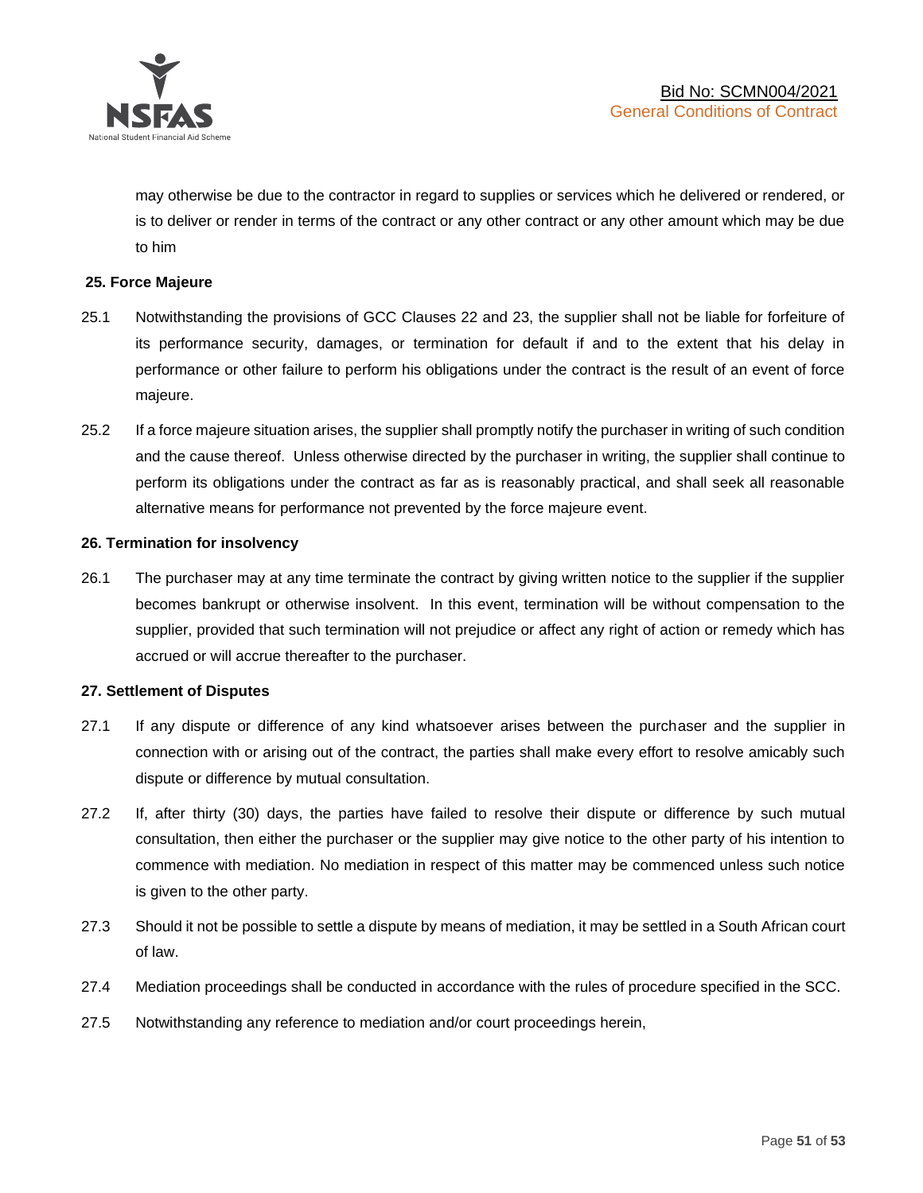may otherwise be due to the contractor in regard to supplies or services which he delivered or rendered, or is to deliver or render in terms of the contract or any other contract or any other amount which may be due to him

**25. Force Majeure**

25.1 Notwithstanding the provisions of GCC Clauses 22 and 23, the supplier shall not be liable for forfeiture of its performance security, damages, or termination for default if and to the extent that his delay in performance or other failure to perform his obligations under the contract is the result of an event of force majeure.

25.2 If a force majeure situation arises, the supplier shall promptly notify the purchaser in writing of such condition and the cause thereof. Unless otherwise directed by the purchaser in writing, the supplier shall continue to perform its obligations under the contract as far as is reasonably practical, and shall seek all reasonable alternative means for performance not prevented by the force majeure event.

**26. Termination for insolvency**

26.1 The purchaser may at any time terminate the contract by giving written notice to the supplier if the supplier becomes bankrupt or otherwise insolvent. In this event, termination will be without compensation to the supplier, provided that such termination will not prejudice or affect any right of action or remedy which has accrued or will accrue thereafter to the purchaser.

**27. Settlement of Disputes**

27.1 If any dispute or difference of any kind whatsoever arises between the purchaser and the supplier in connection with or arising out of the contract, the parties shall make every effort to resolve amicably such dispute or difference by mutual consultation.

27.2 If, after thirty (30) days, the parties have failed to resolve their dispute or difference by such mutual consultation, then either the purchaser or the supplier may give notice to the other party of his intention to commence with mediation. No mediation in respect of this matter may be commenced unless such notice is given to the other party.

27.3 Should it not be possible to settle a dispute by means of mediation, it may be settled in a South African court of law.

27.4 Mediation proceedings shall be conducted in accordance with the rules of procedure specified in the SCC.

27.5 Notwithstanding any reference to mediation and/or court proceedings herein,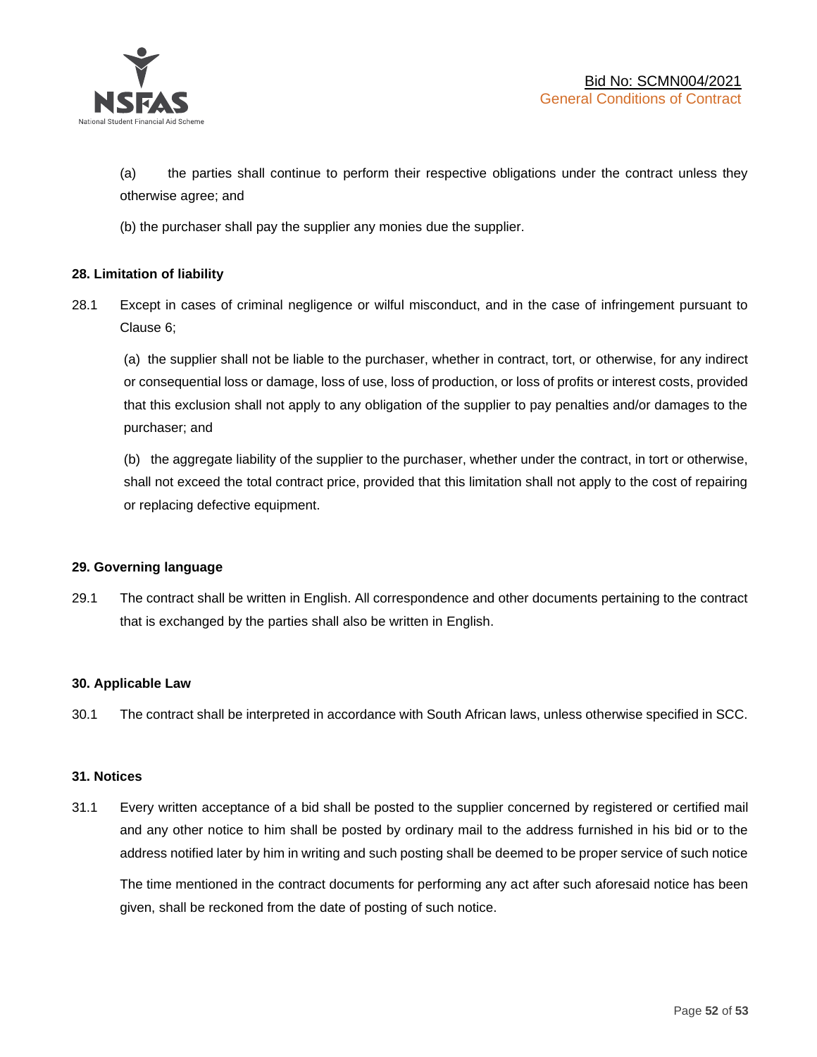(a) the parties shall continue to perform their respective obligations under the contract unless they otherwise agree; and

(b) the purchaser shall pay the supplier any monies due the supplier.

**28. Limitation of liability**

28.1 Except in cases of criminal negligence or wilful misconduct, and in the case of infringement pursuant to Clause 6;

(a) the supplier shall not be liable to the purchaser, whether in contract, tort, or otherwise, for any indirect or consequential loss or damage, loss of use, loss of production, or loss of profits or interest costs, provided that this exclusion shall not apply to any obligation of the supplier to pay penalties and/or damages to the purchaser; and

(b) the aggregate liability of the supplier to the purchaser, whether under the contract, in tort or otherwise, shall not exceed the total contract price, provided that this limitation shall not apply to the cost of repairing or replacing defective equipment.

**29. Governing language**

29.1 The contract shall be written in English. All correspondence and other documents pertaining to the contract that is exchanged by the parties shall also be written in English.

**30. Applicable Law**

30.1 The contract shall be interpreted in accordance with South African laws, unless otherwise specified in SCC.

**31. Notices**

31.1 Every written acceptance of a bid shall be posted to the supplier concerned by registered or certified mail and any other notice to him shall be posted by ordinary mail to the address furnished in his bid or to the address notified later by him in writing and such posting shall be deemed to be proper service of such notice

The time mentioned in the contract documents for performing any act after such aforesaid notice has been given, shall be reckoned from the date of posting of such notice.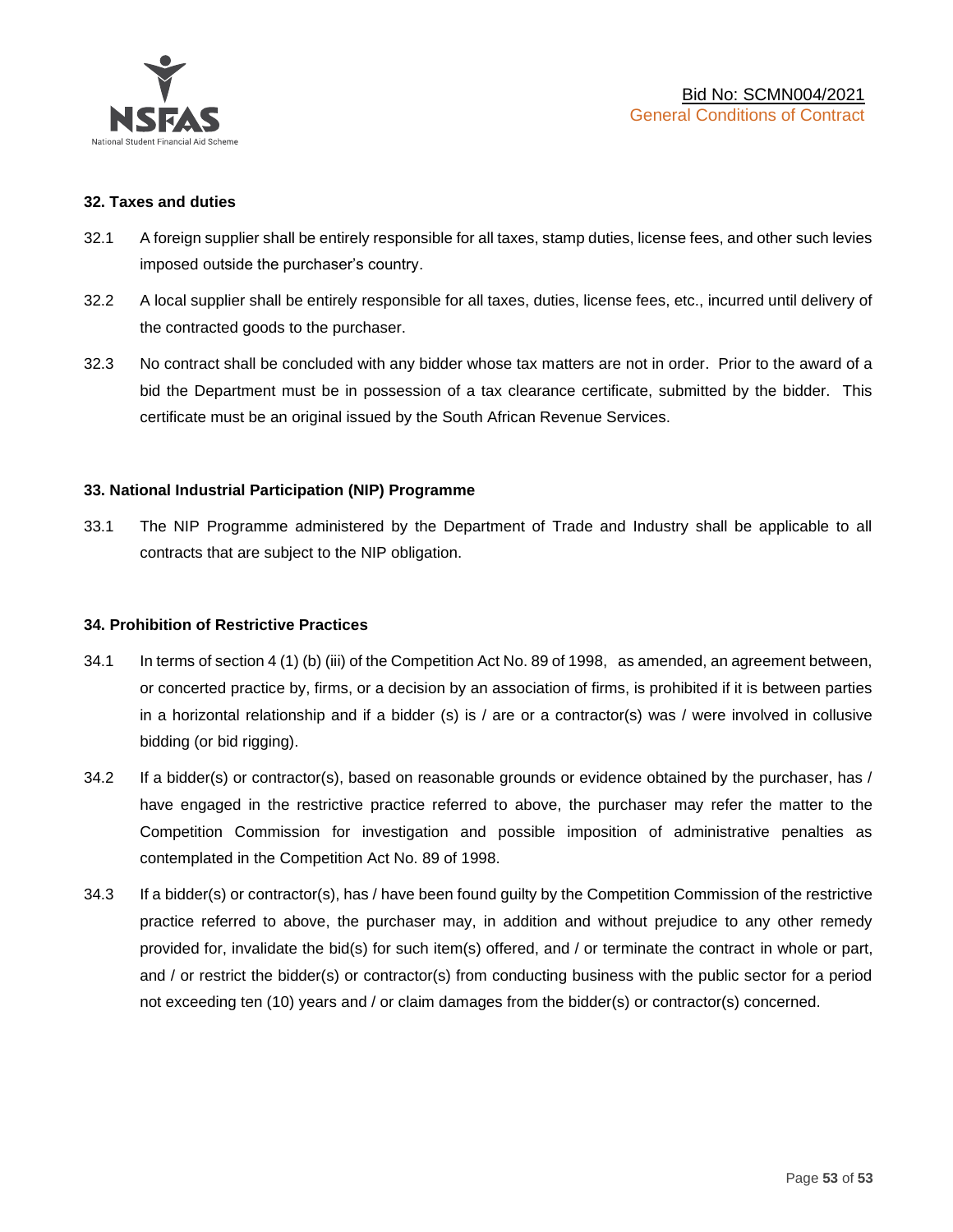### 32. Taxes and duties

32.1 A foreign supplier shall be entirely responsible for all taxes, stamp duties, license fees, and other such levies imposed outside the purchaser's country.

32.2 A local supplier shall be entirely responsible for all taxes, duties, license fees, etc., incurred until delivery of the contracted goods to the purchaser.

32.3 No contract shall be concluded with any bidder whose tax matters are not in order. Prior to the award of a bid the Department must be in possession of a tax clearance certificate, submitted by the bidder. This certificate must be an original issued by the South African Revenue Services.

### 33. National Industrial Participation (NIP) Programme

33.1 The NIP Programme administered by the Department of Trade and Industry shall be applicable to all contracts that are subject to the NIP obligation.

### 34. Prohibition of Restrictive Practices

34.1 In terms of section 4 (1) (b) (iii) of the Competition Act No. 89 of 1998, as amended, an agreement between, or concerted practice by, firms, or a decision by an association of firms, is prohibited if it is between parties in a horizontal relationship and if a bidder (s) is / are or a contractor(s) was / were involved in collusive bidding (or bid rigging).

34.2 If a bidder(s) or contractor(s), based on reasonable grounds or evidence obtained by the purchaser, has / have engaged in the restrictive practice referred to above, the purchaser may refer the matter to the Competition Commission for investigation and possible imposition of administrative penalties as contemplated in the Competition Act No. 89 of 1998.

34.3 If a bidder(s) or contractor(s), has / have been found guilty by the Competition Commission of the restrictive practice referred to above, the purchaser may, in addition and without prejudice to any other remedy provided for, invalidate the bid(s) for such item(s) offered, and / or terminate the contract in whole or part, and / or restrict the bidder(s) or contractor(s) from conducting business with the public sector for a period not exceeding ten (10) years and / or claim damages from the bidder(s) or contractor(s) concerned.